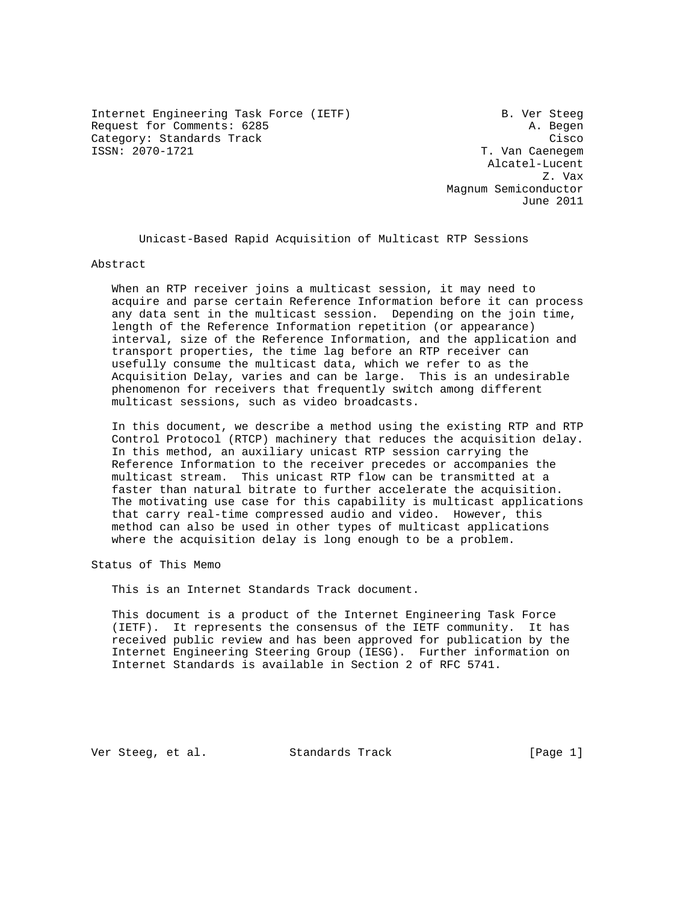Internet Engineering Task Force (IETF) B. Ver Steeg
Request for Comments: 6285 A. Begen
Category: Standards Track Cisco
ISSN: 2070-1721 T. Van Caenegem
Alcatel-Lucent
Z. Vax
Magnum Semiconductor
June 2011

# Unicast-Based Rapid Acquisition of Multicast RTP Sessions

## Abstract

When an RTP receiver joins a multicast session, it may need to acquire and parse certain Reference Information before it can process any data sent in the multicast session. Depending on the join time, length of the Reference Information repetition (or appearance) interval, size of the Reference Information, and the application and transport properties, the time lag before an RTP receiver can usefully consume the multicast data, which we refer to as the Acquisition Delay, varies and can be large. This is an undesirable phenomenon for receivers that frequently switch among different multicast sessions, such as video broadcasts.

In this document, we describe a method using the existing RTP and RTP Control Protocol (RTCP) machinery that reduces the acquisition delay. In this method, an auxiliary unicast RTP session carrying the Reference Information to the receiver precedes or accompanies the multicast stream. This unicast RTP flow can be transmitted at a faster than natural bitrate to further accelerate the acquisition. The motivating use case for this capability is multicast applications that carry real-time compressed audio and video. However, this method can also be used in other types of multicast applications where the acquisition delay is long enough to be a problem.

## Status of This Memo

This is an Internet Standards Track document.

This document is a product of the Internet Engineering Task Force (IETF). It represents the consensus of the IETF community. It has received public review and has been approved for publication by the Internet Engineering Steering Group (IESG). Further information on Internet Standards is available in Section 2 of RFC 5741.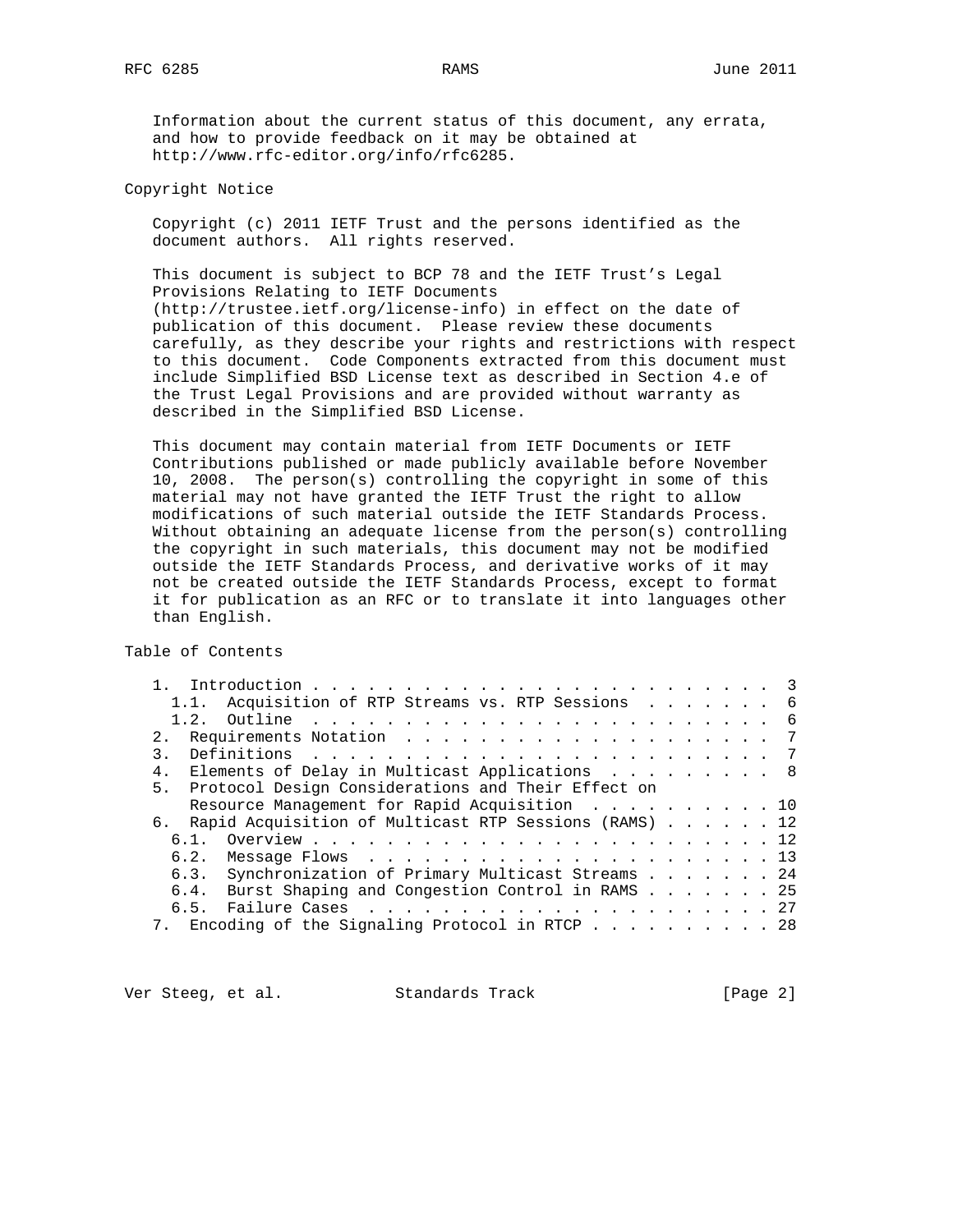Information about the current status of this document, any errata, and how to provide feedback on it may be obtained at http://www.rfc-editor.org/info/rfc6285.

## Copyright Notice

Copyright (c) 2011 IETF Trust and the persons identified as the document authors. All rights reserved.

This document is subject to BCP 78 and the IETF Trust's Legal Provisions Relating to IETF Documents (http://trustee.ietf.org/license-info) in effect on the date of publication of this document. Please review these documents carefully, as they describe your rights and restrictions with respect to this document. Code Components extracted from this document must include Simplified BSD License text as described in Section 4.e of the Trust Legal Provisions and are provided without warranty as described in the Simplified BSD License.

This document may contain material from IETF Documents or IETF Contributions published or made publicly available before November 10, 2008. The person(s) controlling the copyright in some of this material may not have granted the IETF Trust the right to allow modifications of such material outside the IETF Standards Process. Without obtaining an adequate license from the person(s) controlling the copyright in such materials, this document may not be modified outside the IETF Standards Process, and derivative works of it may not be created outside the IETF Standards Process, except to format it for publication as an RFC or to translate it into languages other than English.

## Table of Contents

```
   1.  Introduction . . . . . . . . . . . . . . . . . . . . . . . . .  3
     1.1.  Acquisition of RTP Streams vs. RTP Sessions  . . . . . . .  6
     1.2.  Outline  . . . . . . . . . . . . . . . . . . . . . . . . .  6
   2.  Requirements Notation  . . . . . . . . . . . . . . . . . . . .  7
   3.  Definitions  . . . . . . . . . . . . . . . . . . . . . . . . .  7
   4.  Elements of Delay in Multicast Applications  . . . . . . . . .  8
   5.  Protocol Design Considerations and Their Effect on
       Resource Management for Rapid Acquisition  . . . . . . . . . . 10
   6.  Rapid Acquisition of Multicast RTP Sessions (RAMS) . . . . . . 12
     6.1.  Overview . . . . . . . . . . . . . . . . . . . . . . . . . 12
     6.2.  Message Flows  . . . . . . . . . . . . . . . . . . . . . . 13
     6.3.  Synchronization of Primary Multicast Streams . . . . . . . 24
     6.4.  Burst Shaping and Congestion Control in RAMS . . . . . . . 25
     6.5.  Failure Cases  . . . . . . . . . . . . . . . . . . . . . . 27
   7.  Encoding of the Signaling Protocol in RTCP . . . . . . . . . . 28
```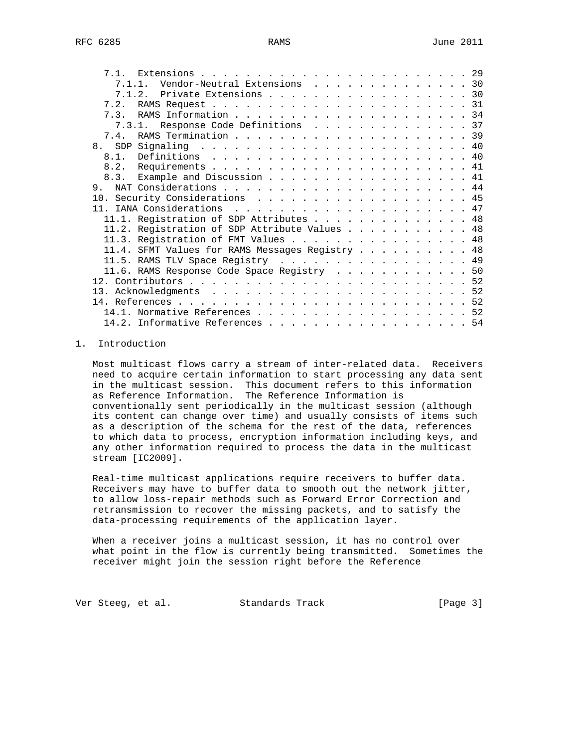- 7.1. Extensions . . . . . . . . . . . . . . . . . . . . . . . . 29
  - 7.1.1. Vendor-Neutral Extensions . . . . . . . . . . . . . . . 30
  - 7.1.2. Private Extensions . . . . . . . . . . . . . . . . . . 30
- 7.2. RAMS Request . . . . . . . . . . . . . . . . . . . . . . . 31
- 7.3. RAMS Information . . . . . . . . . . . . . . . . . . . . . 34
  - 7.3.1. Response Code Definitions . . . . . . . . . . . . . . 37
- 7.4. RAMS Termination . . . . . . . . . . . . . . . . . . . . . 39

8. SDP Signaling . . . . . . . . . . . . . . . . . . . . . . . . 40
   - 8.1. Definitions . . . . . . . . . . . . . . . . . . . . . . . 40
   - 8.2. Requirements . . . . . . . . . . . . . . . . . . . . . . . 41
   - 8.3. Example and Discussion . . . . . . . . . . . . . . . . . . 41
9. NAT Considerations . . . . . . . . . . . . . . . . . . . . . . 44
10. Security Considerations . . . . . . . . . . . . . . . . . . . 45
11. IANA Considerations . . . . . . . . . . . . . . . . . . . . . 47
    - 11.1. Registration of SDP Attributes . . . . . . . . . . . . . . 48
    - 11.2. Registration of SDP Attribute Values . . . . . . . . . . . 48
    - 11.3. Registration of FMT Values . . . . . . . . . . . . . . . . 48
    - 11.4. SFMT Values for RAMS Messages Registry . . . . . . . . . . 48
    - 11.5. RAMS TLV Space Registry . . . . . . . . . . . . . . . . . 49
    - 11.6. RAMS Response Code Space Registry . . . . . . . . . . . . 50
12. Contributors . . . . . . . . . . . . . . . . . . . . . . . . . 52
13. Acknowledgments . . . . . . . . . . . . . . . . . . . . . . . 52
14. References . . . . . . . . . . . . . . . . . . . . . . . . . . 52
    - 14.1. Normative References . . . . . . . . . . . . . . . . . . . 52
    - 14.2. Informative References . . . . . . . . . . . . . . . . . . 54

## 1. Introduction

Most multicast flows carry a stream of inter-related data. Receivers need to acquire certain information to start processing any data sent in the multicast session. This document refers to this information as Reference Information. The Reference Information is conventionally sent periodically in the multicast session (although its content can change over time) and usually consists of items such as a description of the schema for the rest of the data, references to which data to process, encryption information including keys, and any other information required to process the data in the multicast stream [IC2009].

Real-time multicast applications require receivers to buffer data. Receivers may have to buffer data to smooth out the network jitter, to allow loss-repair methods such as Forward Error Correction and retransmission to recover the missing packets, and to satisfy the data-processing requirements of the application layer.

When a receiver joins a multicast session, it has no control over what point in the flow is currently being transmitted. Sometimes the receiver might join the session right before the Reference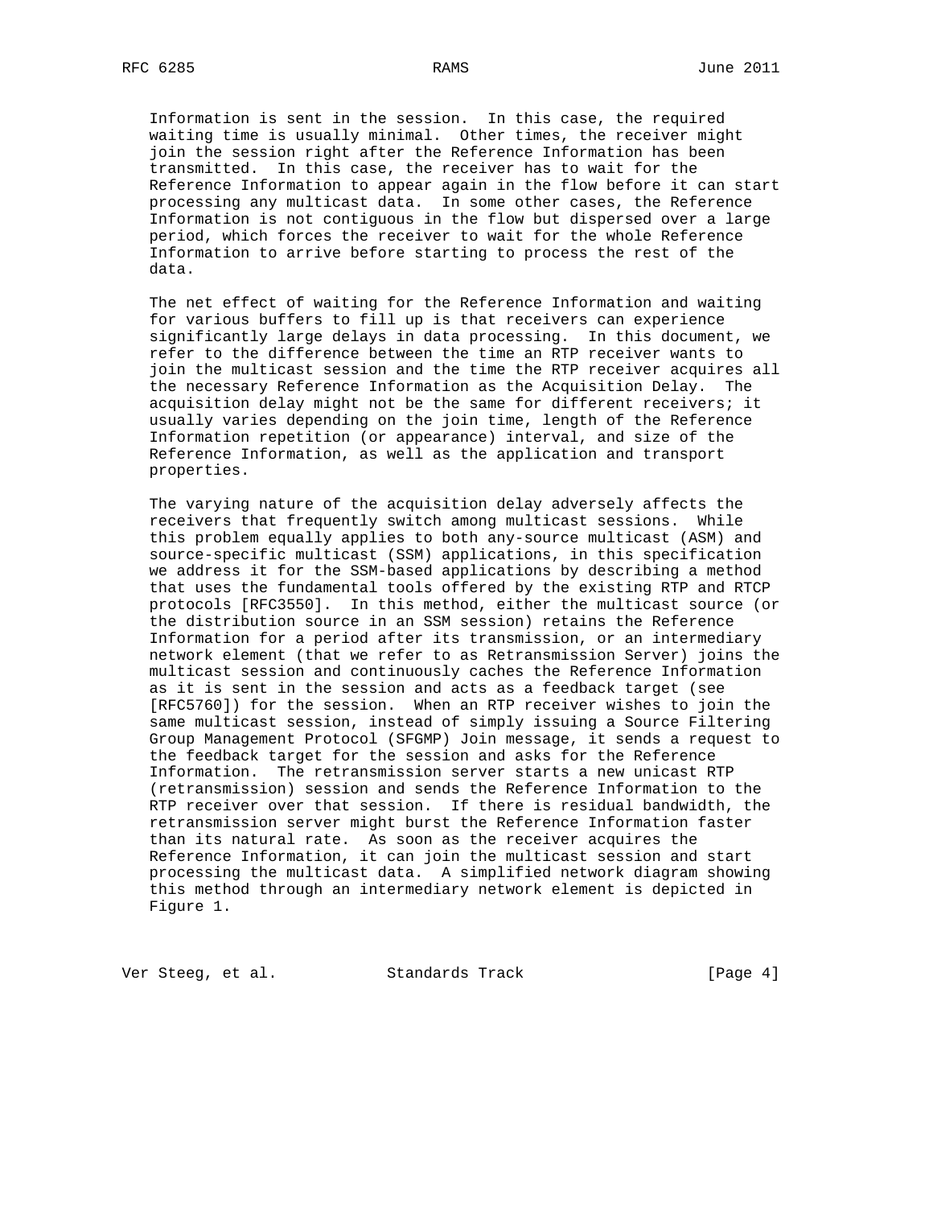Information is sent in the session. In this case, the required waiting time is usually minimal. Other times, the receiver might join the session right after the Reference Information has been transmitted. In this case, the receiver has to wait for the Reference Information to appear again in the flow before it can start processing any multicast data. In some other cases, the Reference Information is not contiguous in the flow but dispersed over a large period, which forces the receiver to wait for the whole Reference Information to arrive before starting to process the rest of the data.

The net effect of waiting for the Reference Information and waiting for various buffers to fill up is that receivers can experience significantly large delays in data processing. In this document, we refer to the difference between the time an RTP receiver wants to join the multicast session and the time the RTP receiver acquires all the necessary Reference Information as the Acquisition Delay. The acquisition delay might not be the same for different receivers; it usually varies depending on the join time, length of the Reference Information repetition (or appearance) interval, and size of the Reference Information, as well as the application and transport properties.

The varying nature of the acquisition delay adversely affects the receivers that frequently switch among multicast sessions. While this problem equally applies to both any-source multicast (ASM) and source-specific multicast (SSM) applications, in this specification we address it for the SSM-based applications by describing a method that uses the fundamental tools offered by the existing RTP and RTCP protocols [RFC3550]. In this method, either the multicast source (or the distribution source in an SSM session) retains the Reference Information for a period after its transmission, or an intermediary network element (that we refer to as Retransmission Server) joins the multicast session and continuously caches the Reference Information as it is sent in the session and acts as a feedback target (see [RFC5760]) for the session. When an RTP receiver wishes to join the same multicast session, instead of simply issuing a Source Filtering Group Management Protocol (SFGMP) Join message, it sends a request to the feedback target for the session and asks for the Reference Information. The retransmission server starts a new unicast RTP (retransmission) session and sends the Reference Information to the RTP receiver over that session. If there is residual bandwidth, the retransmission server might burst the Reference Information faster than its natural rate. As soon as the receiver acquires the Reference Information, it can join the multicast session and start processing the multicast data. A simplified network diagram showing this method through an intermediary network element is depicted in Figure 1.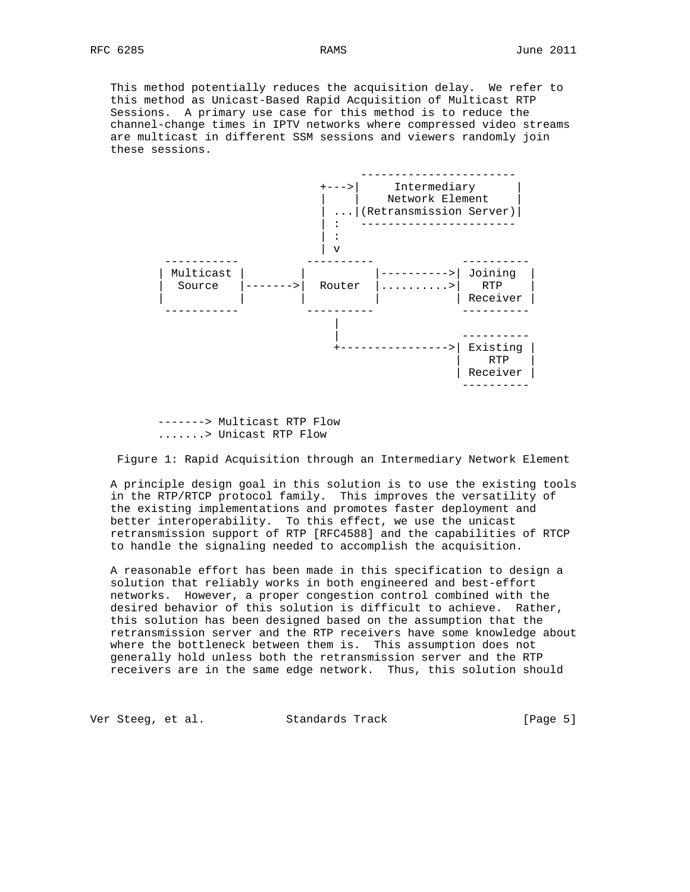This method potentially reduces the acquisition delay. We refer to this method as Unicast-Based Rapid Acquisition of Multicast RTP Sessions. A primary use case for this method is to reduce the channel-change times in IPTV networks where compressed video streams are multicast in different SSM sessions and viewers randomly join these sessions.

```
                                  -----------------------
                            +--->|     Intermediary      |
                            |    |    Network Element    |
                            | ...|(Retransmission Server)|
                            | :   -----------------------
                            | :
                            | v
      -----------         ----------             ----------
     | Multicast |       |          |---------->| Joining  |
     |  Source   |------>|  Router  |..........>|   RTP    |
     |           |       |          |           | Receiver |
      -----------         ----------             ----------
                              |
                              |                  ----------
                              +---------------->| Existing |
                                                |   RTP    |
                                                | Receiver |
                                                 ----------

       -------> Multicast RTP Flow
       .......> Unicast RTP Flow
```

Figure 1: Rapid Acquisition through an Intermediary Network Element

A principle design goal in this solution is to use the existing tools in the RTP/RTCP protocol family. This improves the versatility of the existing implementations and promotes faster deployment and better interoperability. To this effect, we use the unicast retransmission support of RTP [RFC4588] and the capabilities of RTCP to handle the signaling needed to accomplish the acquisition.

A reasonable effort has been made in this specification to design a solution that reliably works in both engineered and best-effort networks. However, a proper congestion control combined with the desired behavior of this solution is difficult to achieve. Rather, this solution has been designed based on the assumption that the retransmission server and the RTP receivers have some knowledge about where the bottleneck between them is. This assumption does not generally hold unless both the retransmission server and the RTP receivers are in the same edge network. Thus, this solution should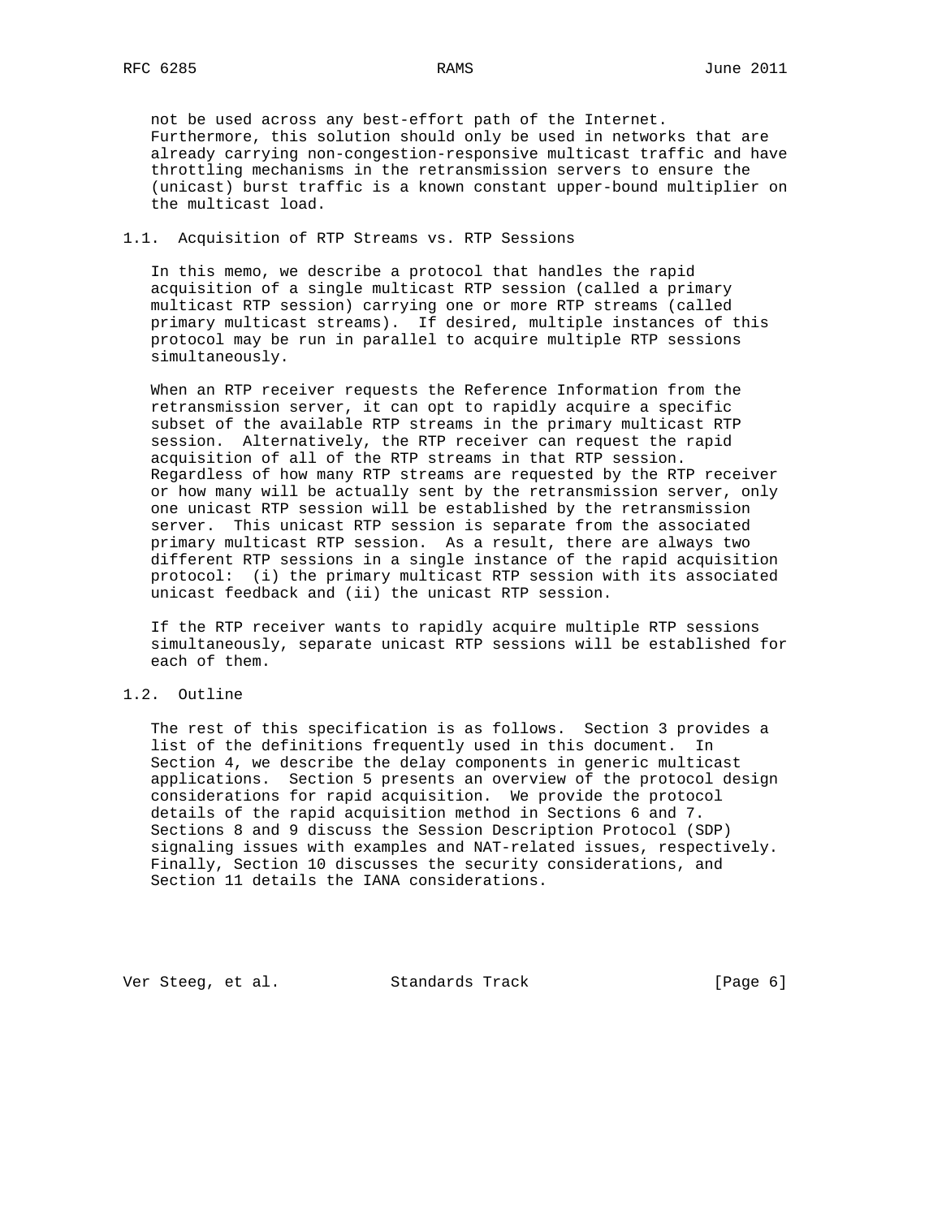not be used across any best-effort path of the Internet. Furthermore, this solution should only be used in networks that are already carrying non-congestion-responsive multicast traffic and have throttling mechanisms in the retransmission servers to ensure the (unicast) burst traffic is a known constant upper-bound multiplier on the multicast load.

### 1.1. Acquisition of RTP Streams vs. RTP Sessions

In this memo, we describe a protocol that handles the rapid acquisition of a single multicast RTP session (called a primary multicast RTP session) carrying one or more RTP streams (called primary multicast streams). If desired, multiple instances of this protocol may be run in parallel to acquire multiple RTP sessions simultaneously.

When an RTP receiver requests the Reference Information from the retransmission server, it can opt to rapidly acquire a specific subset of the available RTP streams in the primary multicast RTP session. Alternatively, the RTP receiver can request the rapid acquisition of all of the RTP streams in that RTP session. Regardless of how many RTP streams are requested by the RTP receiver or how many will be actually sent by the retransmission server, only one unicast RTP session will be established by the retransmission server. This unicast RTP session is separate from the associated primary multicast RTP session. As a result, there are always two different RTP sessions in a single instance of the rapid acquisition protocol: (i) the primary multicast RTP session with its associated unicast feedback and (ii) the unicast RTP session.

If the RTP receiver wants to rapidly acquire multiple RTP sessions simultaneously, separate unicast RTP sessions will be established for each of them.

### 1.2. Outline

The rest of this specification is as follows. Section 3 provides a list of the definitions frequently used in this document. In Section 4, we describe the delay components in generic multicast applications. Section 5 presents an overview of the protocol design considerations for rapid acquisition. We provide the protocol details of the rapid acquisition method in Sections 6 and 7. Sections 8 and 9 discuss the Session Description Protocol (SDP) signaling issues with examples and NAT-related issues, respectively. Finally, Section 10 discusses the security considerations, and Section 11 details the IANA considerations.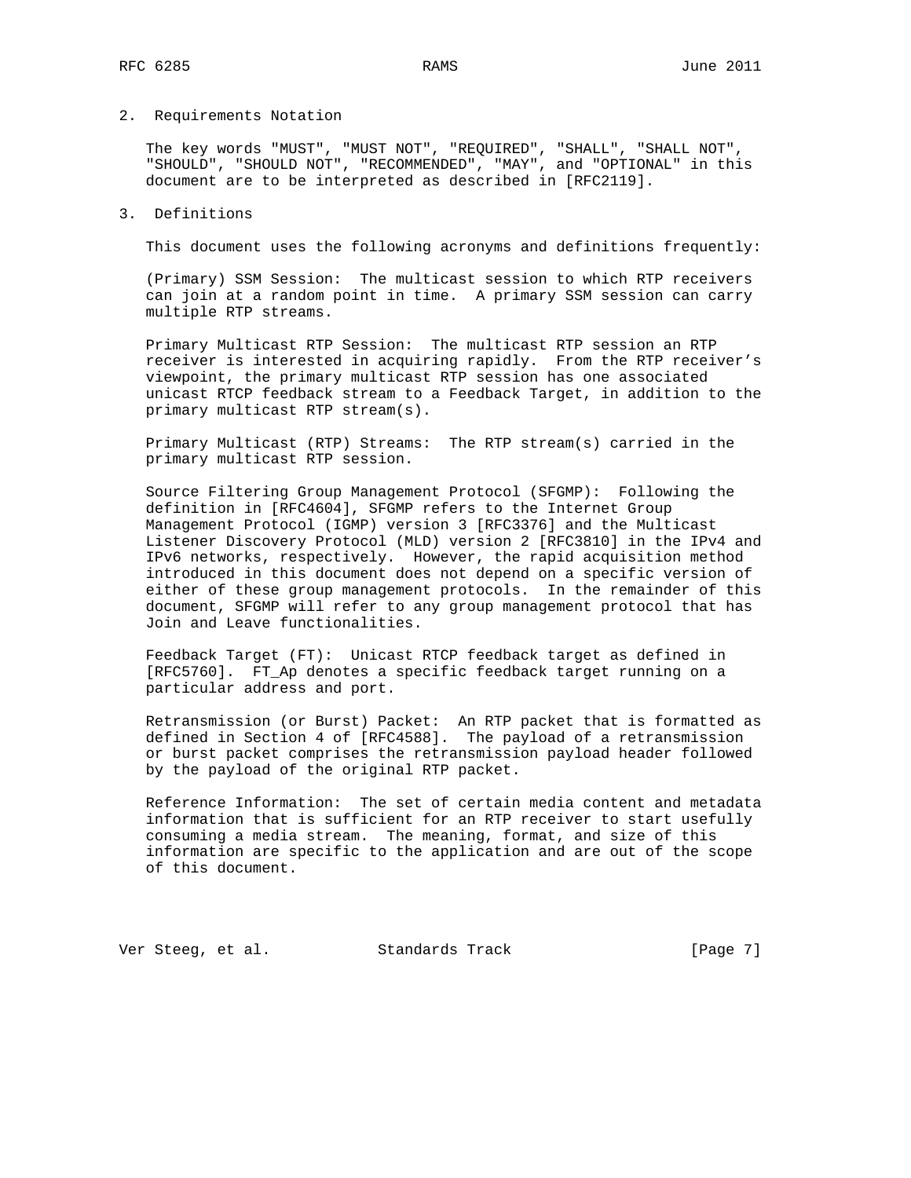## 2. Requirements Notation

The key words "MUST", "MUST NOT", "REQUIRED", "SHALL", "SHALL NOT", "SHOULD", "SHOULD NOT", "RECOMMENDED", "MAY", and "OPTIONAL" in this document are to be interpreted as described in [RFC2119].

## 3. Definitions

This document uses the following acronyms and definitions frequently:

(Primary) SSM Session: The multicast session to which RTP receivers can join at a random point in time. A primary SSM session can carry multiple RTP streams.

Primary Multicast RTP Session: The multicast RTP session an RTP receiver is interested in acquiring rapidly. From the RTP receiver's viewpoint, the primary multicast RTP session has one associated unicast RTCP feedback stream to a Feedback Target, in addition to the primary multicast RTP stream(s).

Primary Multicast (RTP) Streams: The RTP stream(s) carried in the primary multicast RTP session.

Source Filtering Group Management Protocol (SFGMP): Following the definition in [RFC4604], SFGMP refers to the Internet Group Management Protocol (IGMP) version 3 [RFC3376] and the Multicast Listener Discovery Protocol (MLD) version 2 [RFC3810] in the IPv4 and IPv6 networks, respectively. However, the rapid acquisition method introduced in this document does not depend on a specific version of either of these group management protocols. In the remainder of this document, SFGMP will refer to any group management protocol that has Join and Leave functionalities.

Feedback Target (FT): Unicast RTCP feedback target as defined in [RFC5760]. FT_Ap denotes a specific feedback target running on a particular address and port.

Retransmission (or Burst) Packet: An RTP packet that is formatted as defined in Section 4 of [RFC4588]. The payload of a retransmission or burst packet comprises the retransmission payload header followed by the payload of the original RTP packet.

Reference Information: The set of certain media content and metadata information that is sufficient for an RTP receiver to start usefully consuming a media stream. The meaning, format, and size of this information are specific to the application and are out of the scope of this document.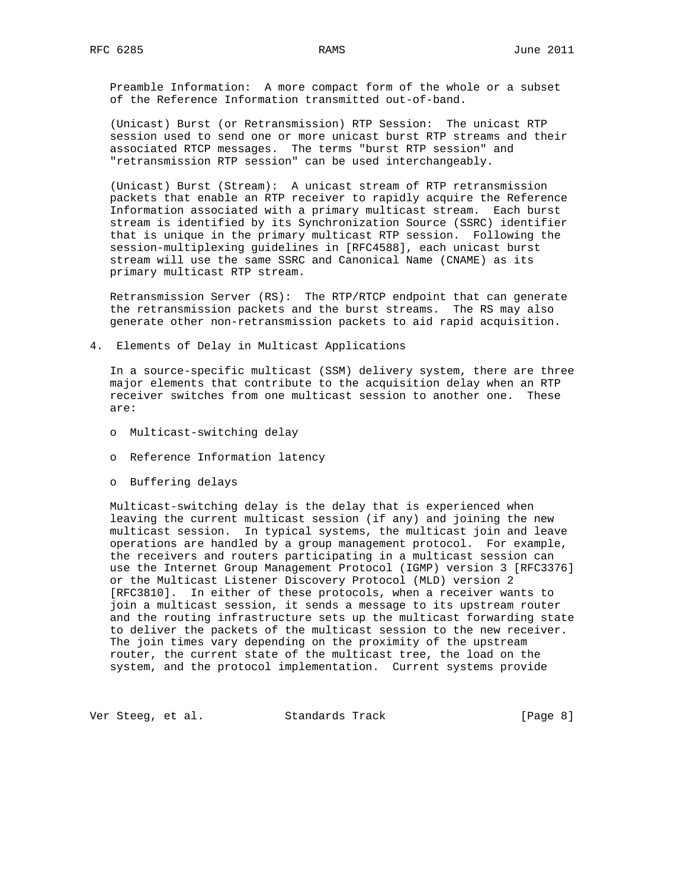Preamble Information: A more compact form of the whole or a subset of the Reference Information transmitted out-of-band.

(Unicast) Burst (or Retransmission) RTP Session: The unicast RTP session used to send one or more unicast burst RTP streams and their associated RTCP messages. The terms "burst RTP session" and "retransmission RTP session" can be used interchangeably.

(Unicast) Burst (Stream): A unicast stream of RTP retransmission packets that enable an RTP receiver to rapidly acquire the Reference Information associated with a primary multicast stream. Each burst stream is identified by its Synchronization Source (SSRC) identifier that is unique in the primary multicast RTP session. Following the session-multiplexing guidelines in [RFC4588], each unicast burst stream will use the same SSRC and Canonical Name (CNAME) as its primary multicast RTP stream.

Retransmission Server (RS): The RTP/RTCP endpoint that can generate the retransmission packets and the burst streams. The RS may also generate other non-retransmission packets to aid rapid acquisition.

## 4. Elements of Delay in Multicast Applications

In a source-specific multicast (SSM) delivery system, there are three major elements that contribute to the acquisition delay when an RTP receiver switches from one multicast session to another one. These are:

- Multicast-switching delay
- Reference Information latency
- Buffering delays

Multicast-switching delay is the delay that is experienced when leaving the current multicast session (if any) and joining the new multicast session. In typical systems, the multicast join and leave operations are handled by a group management protocol. For example, the receivers and routers participating in a multicast session can use the Internet Group Management Protocol (IGMP) version 3 [RFC3376] or the Multicast Listener Discovery Protocol (MLD) version 2 [RFC3810]. In either of these protocols, when a receiver wants to join a multicast session, it sends a message to its upstream router and the routing infrastructure sets up the multicast forwarding state to deliver the packets of the multicast session to the new receiver. The join times vary depending on the proximity of the upstream router, the current state of the multicast tree, the load on the system, and the protocol implementation. Current systems provide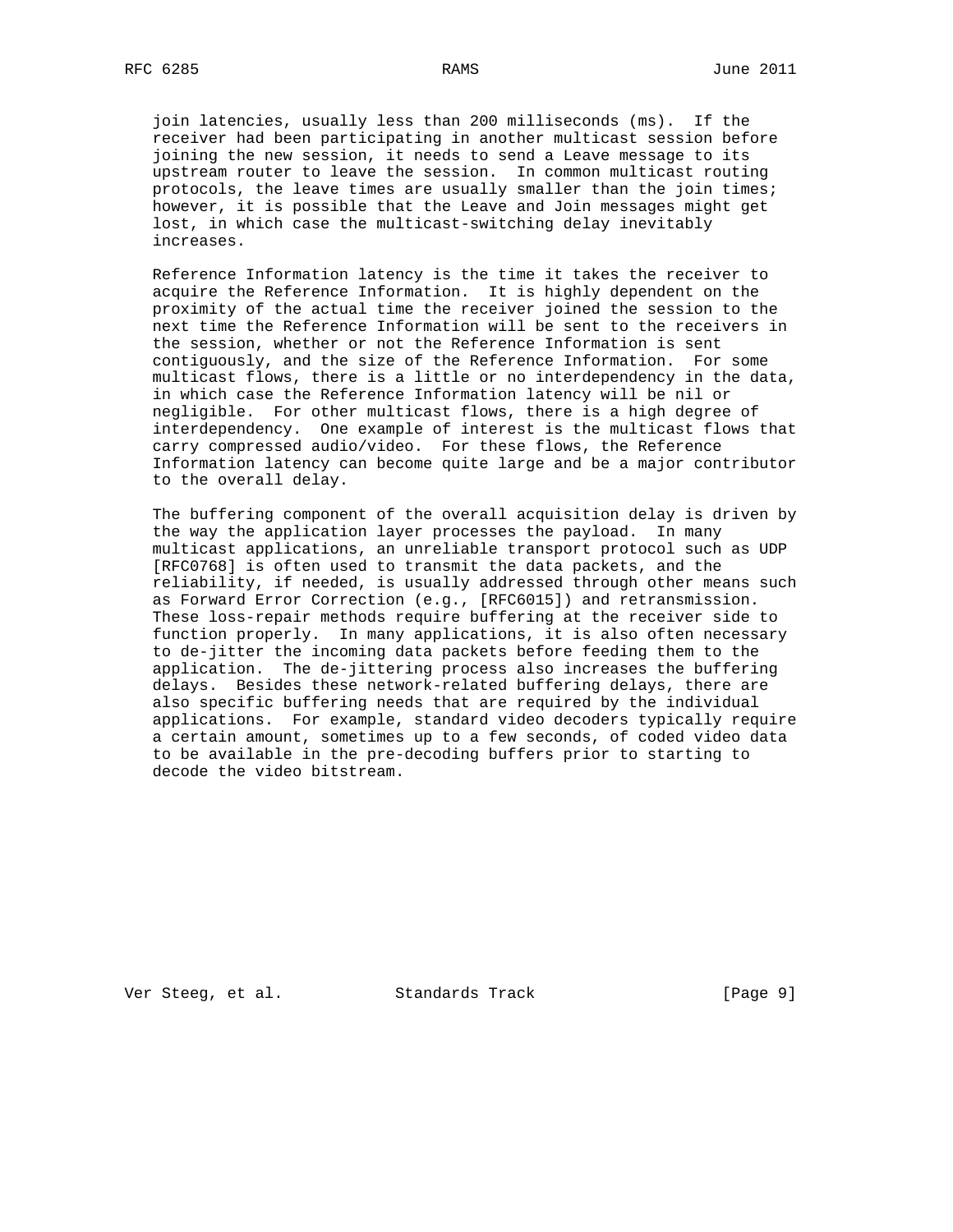join latencies, usually less than 200 milliseconds (ms). If the receiver had been participating in another multicast session before joining the new session, it needs to send a Leave message to its upstream router to leave the session. In common multicast routing protocols, the leave times are usually smaller than the join times; however, it is possible that the Leave and Join messages might get lost, in which case the multicast-switching delay inevitably increases.

Reference Information latency is the time it takes the receiver to acquire the Reference Information. It is highly dependent on the proximity of the actual time the receiver joined the session to the next time the Reference Information will be sent to the receivers in the session, whether or not the Reference Information is sent contiguously, and the size of the Reference Information. For some multicast flows, there is a little or no interdependency in the data, in which case the Reference Information latency will be nil or negligible. For other multicast flows, there is a high degree of interdependency. One example of interest is the multicast flows that carry compressed audio/video. For these flows, the Reference Information latency can become quite large and be a major contributor to the overall delay.

The buffering component of the overall acquisition delay is driven by the way the application layer processes the payload. In many multicast applications, an unreliable transport protocol such as UDP [RFC0768] is often used to transmit the data packets, and the reliability, if needed, is usually addressed through other means such as Forward Error Correction (e.g., [RFC6015]) and retransmission. These loss-repair methods require buffering at the receiver side to function properly. In many applications, it is also often necessary to de-jitter the incoming data packets before feeding them to the application. The de-jittering process also increases the buffering delays. Besides these network-related buffering delays, there are also specific buffering needs that are required by the individual applications. For example, standard video decoders typically require a certain amount, sometimes up to a few seconds, of coded video data to be available in the pre-decoding buffers prior to starting to decode the video bitstream.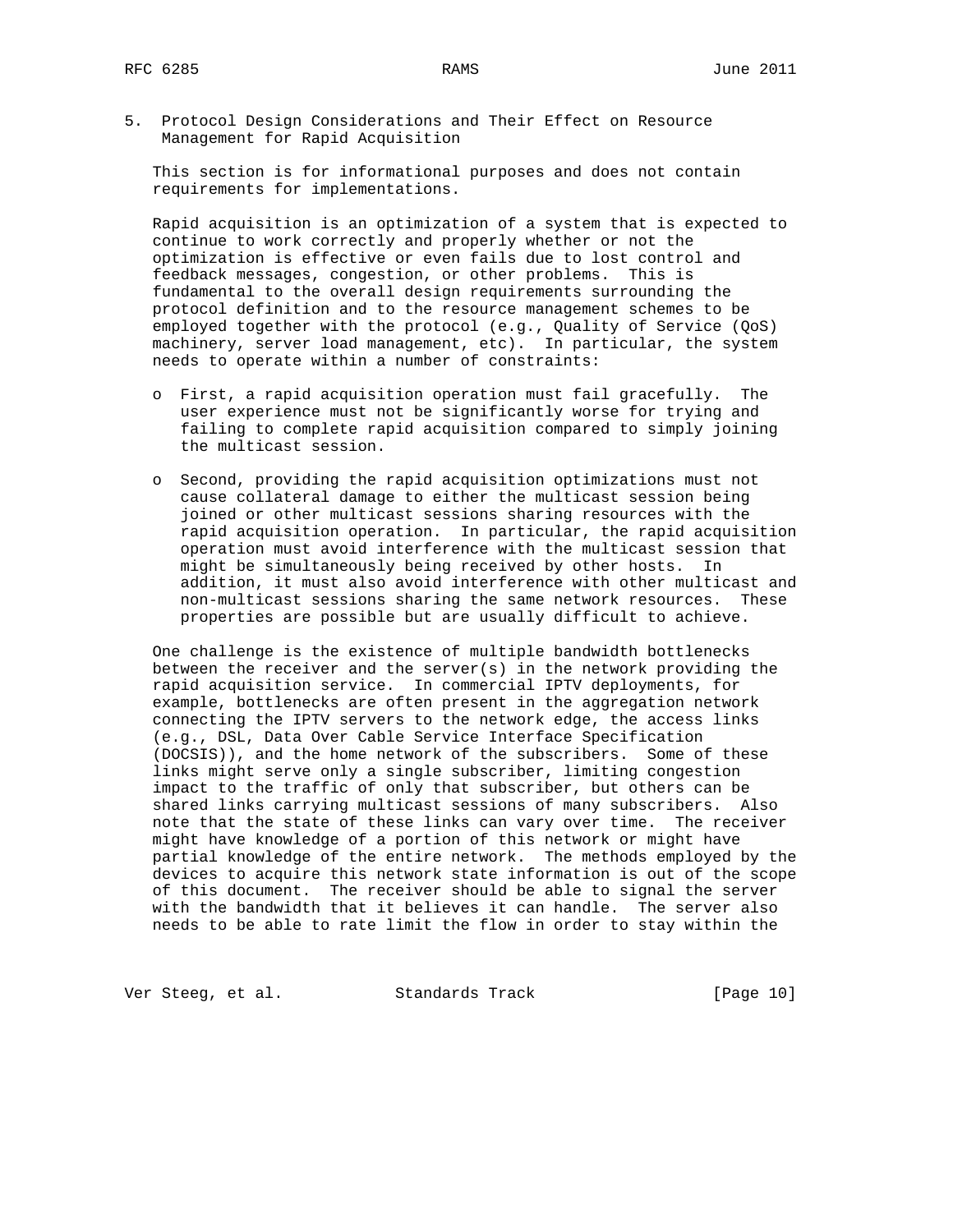## 5. Protocol Design Considerations and Their Effect on Resource Management for Rapid Acquisition

This section is for informational purposes and does not contain requirements for implementations.

Rapid acquisition is an optimization of a system that is expected to continue to work correctly and properly whether or not the optimization is effective or even fails due to lost control and feedback messages, congestion, or other problems. This is fundamental to the overall design requirements surrounding the protocol definition and to the resource management schemes to be employed together with the protocol (e.g., Quality of Service (QoS) machinery, server load management, etc). In particular, the system needs to operate within a number of constraints:

- First, a rapid acquisition operation must fail gracefully. The user experience must not be significantly worse for trying and failing to complete rapid acquisition compared to simply joining the multicast session.

- Second, providing the rapid acquisition optimizations must not cause collateral damage to either the multicast session being joined or other multicast sessions sharing resources with the rapid acquisition operation. In particular, the rapid acquisition operation must avoid interference with the multicast session that might be simultaneously being received by other hosts. In addition, it must also avoid interference with other multicast and non-multicast sessions sharing the same network resources. These properties are possible but are usually difficult to achieve.

One challenge is the existence of multiple bandwidth bottlenecks between the receiver and the server(s) in the network providing the rapid acquisition service. In commercial IPTV deployments, for example, bottlenecks are often present in the aggregation network connecting the IPTV servers to the network edge, the access links (e.g., DSL, Data Over Cable Service Interface Specification (DOCSIS)), and the home network of the subscribers. Some of these links might serve only a single subscriber, limiting congestion impact to the traffic of only that subscriber, but others can be shared links carrying multicast sessions of many subscribers. Also note that the state of these links can vary over time. The receiver might have knowledge of a portion of this network or might have partial knowledge of the entire network. The methods employed by the devices to acquire this network state information is out of the scope of this document. The receiver should be able to signal the server with the bandwidth that it believes it can handle. The server also needs to be able to rate limit the flow in order to stay within the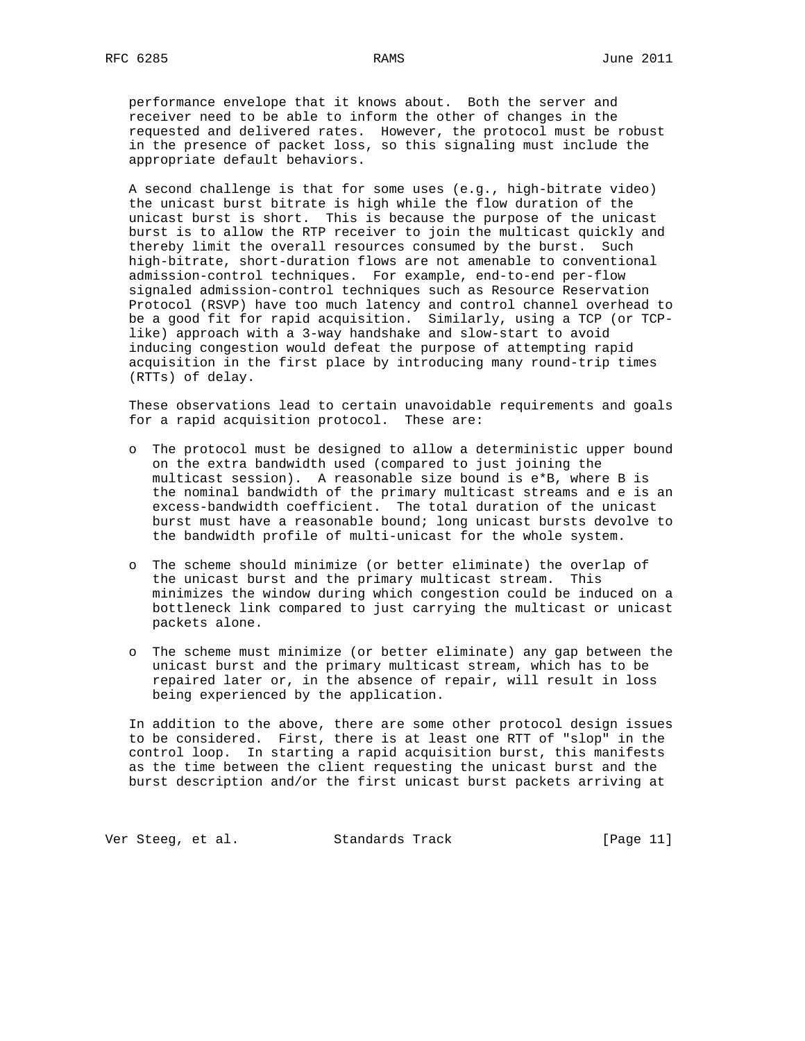performance envelope that it knows about. Both the server and receiver need to be able to inform the other of changes in the requested and delivered rates. However, the protocol must be robust in the presence of packet loss, so this signaling must include the appropriate default behaviors.

A second challenge is that for some uses (e.g., high-bitrate video) the unicast burst bitrate is high while the flow duration of the unicast burst is short. This is because the purpose of the unicast burst is to allow the RTP receiver to join the multicast quickly and thereby limit the overall resources consumed by the burst. Such high-bitrate, short-duration flows are not amenable to conventional admission-control techniques. For example, end-to-end per-flow signaled admission-control techniques such as Resource Reservation Protocol (RSVP) have too much latency and control channel overhead to be a good fit for rapid acquisition. Similarly, using a TCP (or TCP-like) approach with a 3-way handshake and slow-start to avoid inducing congestion would defeat the purpose of attempting rapid acquisition in the first place by introducing many round-trip times (RTTs) of delay.

These observations lead to certain unavoidable requirements and goals for a rapid acquisition protocol. These are:

- The protocol must be designed to allow a deterministic upper bound on the extra bandwidth used (compared to just joining the multicast session). A reasonable size bound is e*B, where B is the nominal bandwidth of the primary multicast streams and e is an excess-bandwidth coefficient. The total duration of the unicast burst must have a reasonable bound; long unicast bursts devolve to the bandwidth profile of multi-unicast for the whole system.

- The scheme should minimize (or better eliminate) the overlap of the unicast burst and the primary multicast stream. This minimizes the window during which congestion could be induced on a bottleneck link compared to just carrying the multicast or unicast packets alone.

- The scheme must minimize (or better eliminate) any gap between the unicast burst and the primary multicast stream, which has to be repaired later or, in the absence of repair, will result in loss being experienced by the application.

In addition to the above, there are some other protocol design issues to be considered. First, there is at least one RTT of "slop" in the control loop. In starting a rapid acquisition burst, this manifests as the time between the client requesting the unicast burst and the burst description and/or the first unicast burst packets arriving at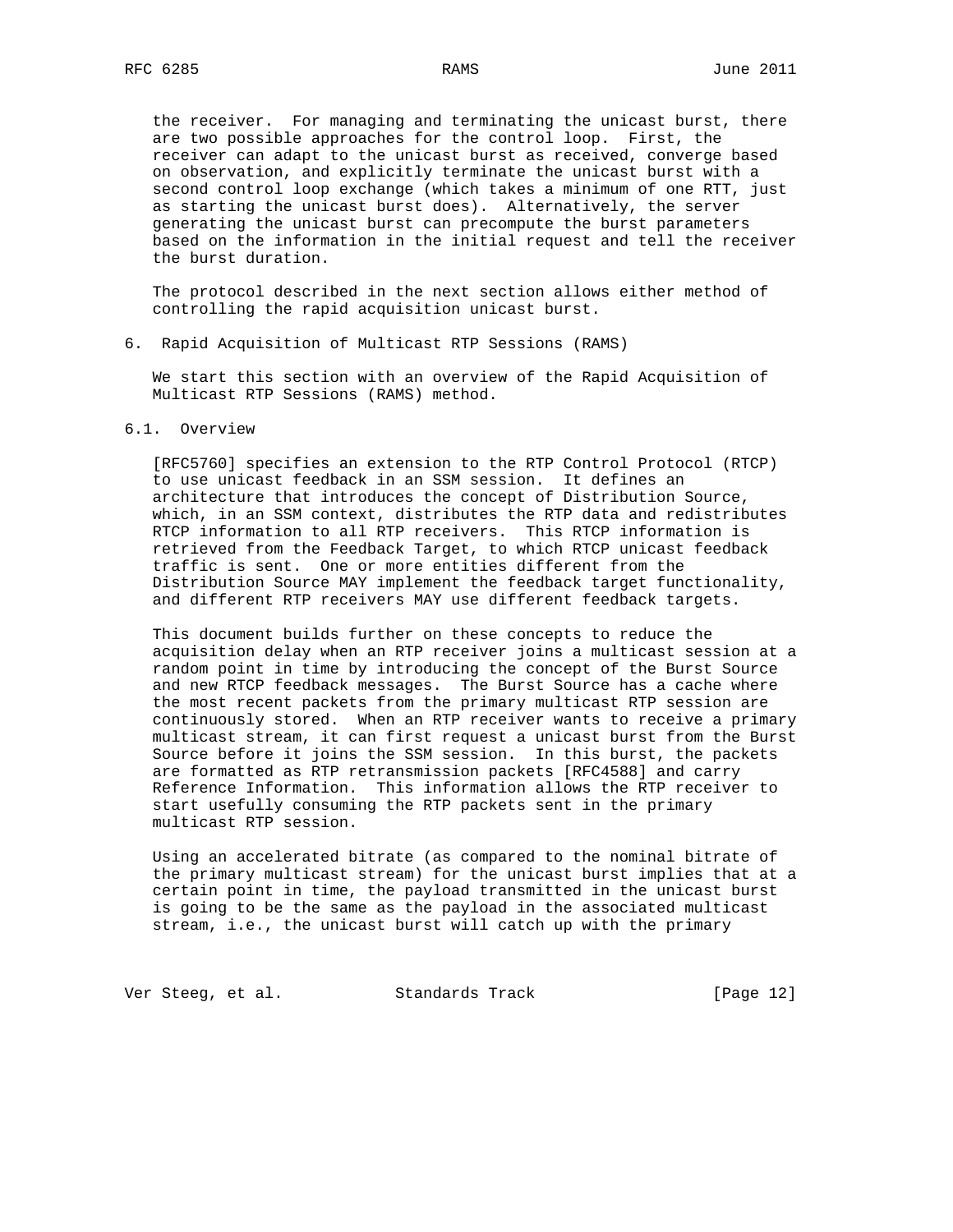the receiver. For managing and terminating the unicast burst, there are two possible approaches for the control loop. First, the receiver can adapt to the unicast burst as received, converge based on observation, and explicitly terminate the unicast burst with a second control loop exchange (which takes a minimum of one RTT, just as starting the unicast burst does). Alternatively, the server generating the unicast burst can precompute the burst parameters based on the information in the initial request and tell the receiver the burst duration.

The protocol described in the next section allows either method of controlling the rapid acquisition unicast burst.

## 6. Rapid Acquisition of Multicast RTP Sessions (RAMS)

We start this section with an overview of the Rapid Acquisition of Multicast RTP Sessions (RAMS) method.

### 6.1. Overview

[RFC5760] specifies an extension to the RTP Control Protocol (RTCP) to use unicast feedback in an SSM session. It defines an architecture that introduces the concept of Distribution Source, which, in an SSM context, distributes the RTP data and redistributes RTCP information to all RTP receivers. This RTCP information is retrieved from the Feedback Target, to which RTCP unicast feedback traffic is sent. One or more entities different from the Distribution Source MAY implement the feedback target functionality, and different RTP receivers MAY use different feedback targets.

This document builds further on these concepts to reduce the acquisition delay when an RTP receiver joins a multicast session at a random point in time by introducing the concept of the Burst Source and new RTCP feedback messages. The Burst Source has a cache where the most recent packets from the primary multicast RTP session are continuously stored. When an RTP receiver wants to receive a primary multicast stream, it can first request a unicast burst from the Burst Source before it joins the SSM session. In this burst, the packets are formatted as RTP retransmission packets [RFC4588] and carry Reference Information. This information allows the RTP receiver to start usefully consuming the RTP packets sent in the primary multicast RTP session.

Using an accelerated bitrate (as compared to the nominal bitrate of the primary multicast stream) for the unicast burst implies that at a certain point in time, the payload transmitted in the unicast burst is going to be the same as the payload in the associated multicast stream, i.e., the unicast burst will catch up with the primary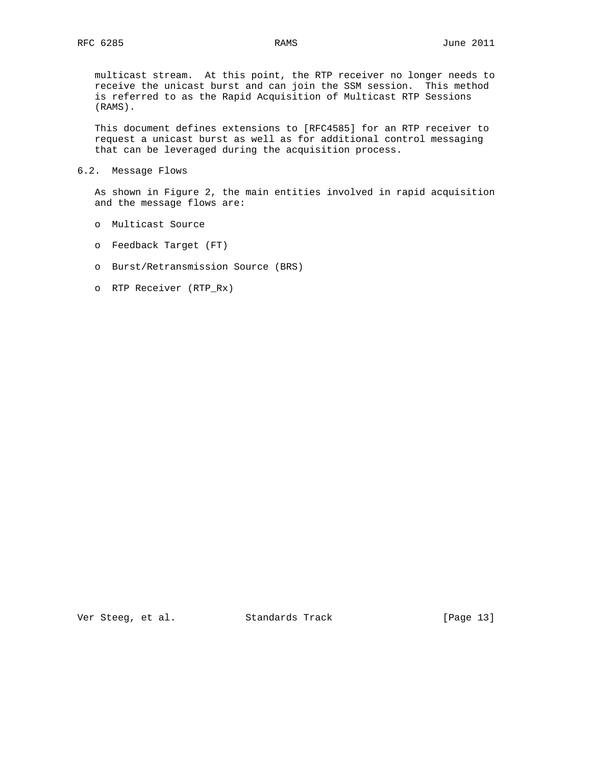multicast stream. At this point, the RTP receiver no longer needs to receive the unicast burst and can join the SSM session. This method is referred to as the Rapid Acquisition of Multicast RTP Sessions (RAMS).

This document defines extensions to [RFC4585] for an RTP receiver to request a unicast burst as well as for additional control messaging that can be leveraged during the acquisition process.

## 6.2. Message Flows

As shown in Figure 2, the main entities involved in rapid acquisition and the message flows are:

- Multicast Source
- Feedback Target (FT)
- Burst/Retransmission Source (BRS)
- RTP Receiver (RTP_Rx)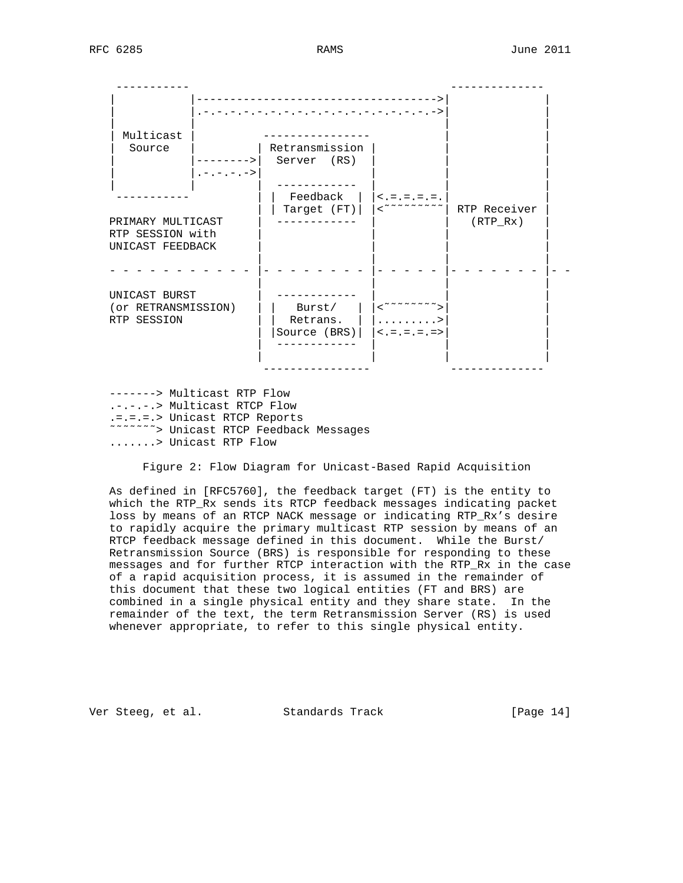```
 -----------                                       --------------
|           |------------------------------------>|              |
|           |.-.-.-.-.-.-.-.-.-.-.-.-.-.-.-.-.-.->|              |
|           |                                     |              |
| Multicast |          ----------------           |              |
|  Source   |         | Retransmission |          |              |
|           |-------->|  Server  (RS)  |          |              |
|           |.-.-.-.->|                |          |              |
|           |         |  ------------  |          |              |
 -----------          | |  Feedback  | |<.=.=.=.=.|              |
                      | | Target (FT)| |<~~~~~~~~~| RTP Receiver |
PRIMARY MULTICAST     |  ------------  |          |   (RTP_Rx)   |
RTP SESSION with      |                |          |              |
UNICAST FEEDBACK      |                |          |              |
                      |                |          |              |
- - - - - - - - - - - |- - - - - - - - |- - - - - |- - - - - - - |- -
                      |                |          |              |
UNICAST BURST         |  ------------  |          |              |
(or RETRANSMISSION)   | |   Burst/   | |<~~~~~~~~>|              |
RTP SESSION           | |  Retrans.  | |.........>|              |
                      | |Source (BRS)| |<.=.=.=.=>|              |
                      |  ------------  |          |              |
                      |                |          |              |
                       ----------------            --------------

-------> Multicast RTP Flow
.-.-.-.> Multicast RTCP Flow
.=.=.=.> Unicast RTCP Reports
~~~~~~~> Unicast RTCP Feedback Messages
.......> Unicast RTP Flow
```

Figure 2: Flow Diagram for Unicast-Based Rapid Acquisition

As defined in [RFC5760], the feedback target (FT) is the entity to which the RTP_Rx sends its RTCP feedback messages indicating packet loss by means of an RTCP NACK message or indicating RTP_Rx's desire to rapidly acquire the primary multicast RTP session by means of an RTCP feedback message defined in this document. While the Burst/Retransmission Source (BRS) is responsible for responding to these messages and for further RTCP interaction with the RTP_Rx in the case of a rapid acquisition process, it is assumed in the remainder of this document that these two logical entities (FT and BRS) are combined in a single physical entity and they share state. In the remainder of the text, the term Retransmission Server (RS) is used whenever appropriate, to refer to this single physical entity.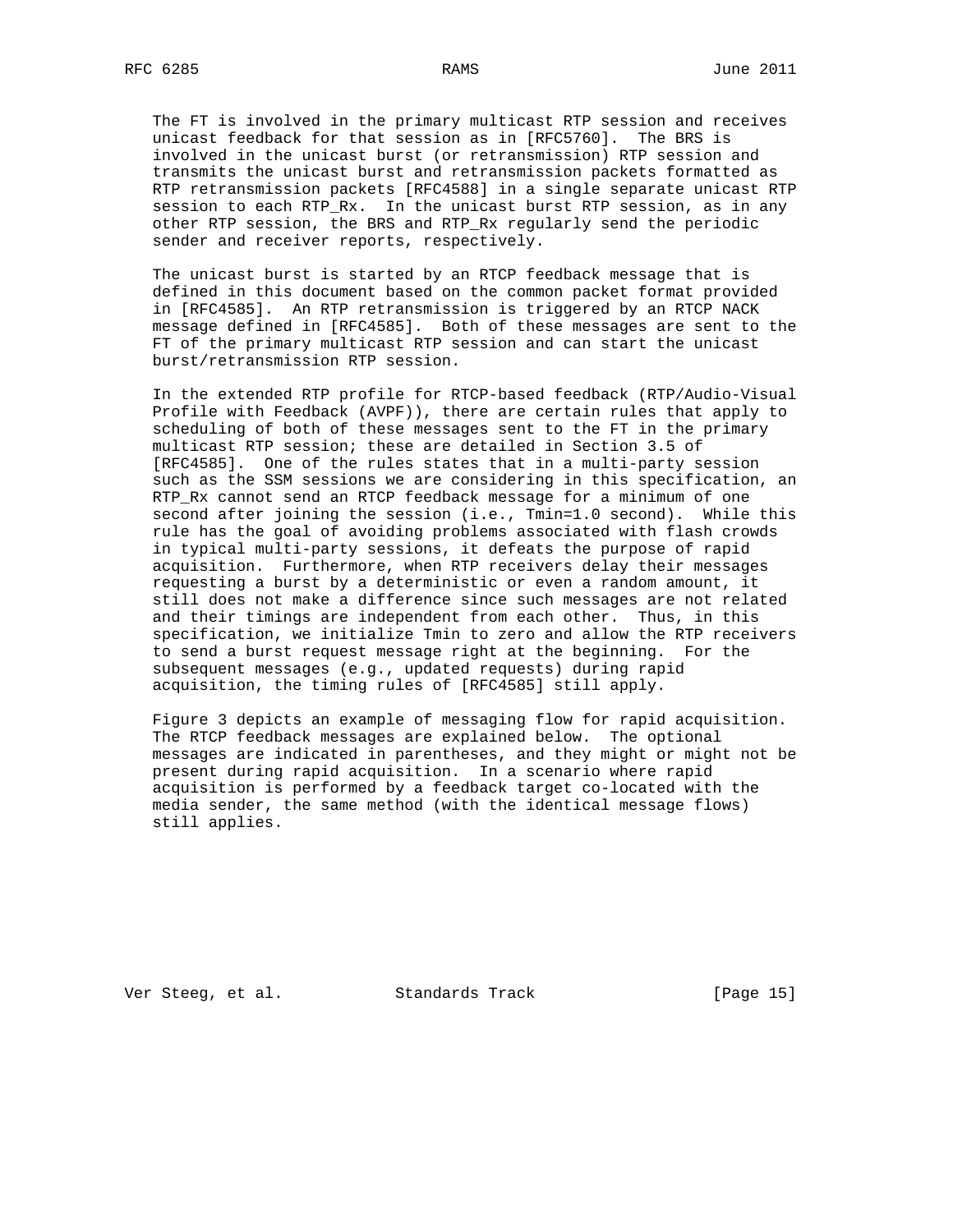The FT is involved in the primary multicast RTP session and receives unicast feedback for that session as in [RFC5760]. The BRS is involved in the unicast burst (or retransmission) RTP session and transmits the unicast burst and retransmission packets formatted as RTP retransmission packets [RFC4588] in a single separate unicast RTP session to each RTP_Rx. In the unicast burst RTP session, as in any other RTP session, the BRS and RTP_Rx regularly send the periodic sender and receiver reports, respectively.

The unicast burst is started by an RTCP feedback message that is defined in this document based on the common packet format provided in [RFC4585]. An RTP retransmission is triggered by an RTCP NACK message defined in [RFC4585]. Both of these messages are sent to the FT of the primary multicast RTP session and can start the unicast burst/retransmission RTP session.

In the extended RTP profile for RTCP-based feedback (RTP/Audio-Visual Profile with Feedback (AVPF)), there are certain rules that apply to scheduling of both of these messages sent to the FT in the primary multicast RTP session; these are detailed in Section 3.5 of [RFC4585]. One of the rules states that in a multi-party session such as the SSM sessions we are considering in this specification, an RTP_Rx cannot send an RTCP feedback message for a minimum of one second after joining the session (i.e., Tmin=1.0 second). While this rule has the goal of avoiding problems associated with flash crowds in typical multi-party sessions, it defeats the purpose of rapid acquisition. Furthermore, when RTP receivers delay their messages requesting a burst by a deterministic or even a random amount, it still does not make a difference since such messages are not related and their timings are independent from each other. Thus, in this specification, we initialize Tmin to zero and allow the RTP receivers to send a burst request message right at the beginning. For the subsequent messages (e.g., updated requests) during rapid acquisition, the timing rules of [RFC4585] still apply.

Figure 3 depicts an example of messaging flow for rapid acquisition. The RTCP feedback messages are explained below. The optional messages are indicated in parentheses, and they might or might not be present during rapid acquisition. In a scenario where rapid acquisition is performed by a feedback target co-located with the media sender, the same method (with the identical message flows) still applies.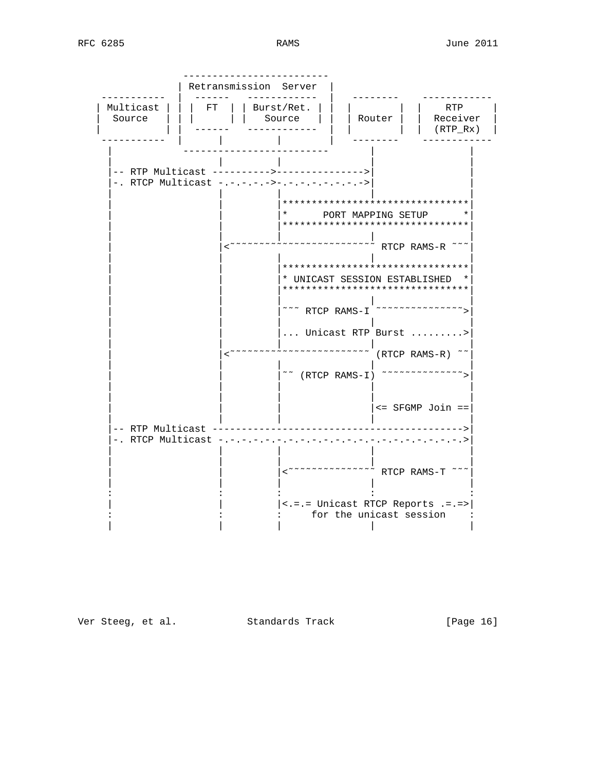```
                -------------------------
               | Retransmission  Server  |
 -----------   |  ------   ------------  |   --------     ------------
| Multicast |  | |  FT  | | Burst/Ret. | |  |        |   |     RTP    |
|  Source   |  | |      | |   Source   | |  | Router |   |  Receiver  |
|           |  |  ------   ------------  |  |        |   |  (RTP_Rx)  |
 -----------   |       |         |       |   --------     ------------
     |          -------------------------        |              |
     |                 |         |               |              |
     |-- RTP Multicast ---------->--------------->|              |
     |-. RTCP Multicast -.-.-.-.->-.-.-.-.-.-.-.->|              |
     |                 |         |               |              |
     |                 |         |********************************|
     |                 |         |*      PORT MAPPING SETUP      *|
     |                 |         |********************************|
     |                 |         |               |              |
     |                 |<~~~~~~~~~~~~~~~~~~~~~~~~ RTCP RAMS-R ~~~|
     |                 |         |               |              |
     |                 |         |********************************|
     |                 |         |* UNICAST SESSION ESTABLISHED  *|
     |                 |         |********************************|
     |                 |         |               |              |
     |                 |         |~~~ RTCP RAMS-I ~~~~~~~~~~~~~~~>|
     |                 |         |               |              |
     |                 |         |... Unicast RTP Burst .........>|
     |                 |         |               |              |
     |                 |<~~~~~~~~~~~~~~~~~~~~~~~ (RTCP RAMS-R) ~~|
     |                 |         |               |              |
     |                 |         |~~ (RTCP RAMS-I) ~~~~~~~~~~~~~~>|
     |                 |         |               |              |
     |                 |         |               |              |
     |                 |         |               |<= SFGMP Join ==|
     |                 |         |               |              |
     |-- RTP Multicast ------------------------------------------->|
     |-. RTCP Multicast -.-.-.-.-.-.-.-.-.-.-.-.-.-.-.-.-.-.-.-.-.>|
     |                 |         |               |              |
     |                 |         |               |              |
     |                 |         |<~~~~~~~~~~~~~~~ RTCP RAMS-T ~~~|
     |                 |         |               |              |
     :                 :         :               :              :
     |                 |         |<.=.= Unicast RTCP Reports .=.=>|
     :                 :         :     for the unicast session    :
     |                 |         |               |              |
```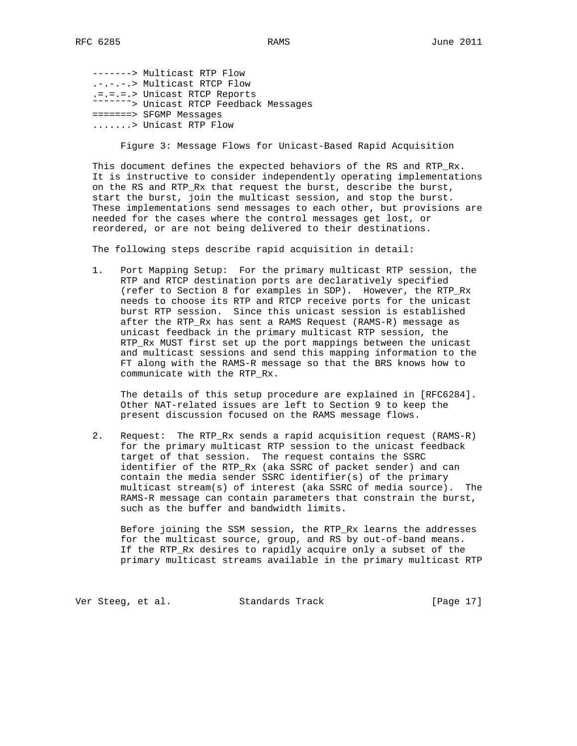```
-------> Multicast RTP Flow
.-.-.-.> Multicast RTCP Flow
.=.=.=.> Unicast RTCP Reports
~~~~~~~> Unicast RTCP Feedback Messages
=======> SFGMP Messages
.......> Unicast RTP Flow
```

Figure 3: Message Flows for Unicast-Based Rapid Acquisition

This document defines the expected behaviors of the RS and RTP_Rx. It is instructive to consider independently operating implementations on the RS and RTP_Rx that request the burst, describe the burst, start the burst, join the multicast session, and stop the burst. These implementations send messages to each other, but provisions are needed for the cases where the control messages get lost, or reordered, or are not being delivered to their destinations.

The following steps describe rapid acquisition in detail:

1. Port Mapping Setup: For the primary multicast RTP session, the RTP and RTCP destination ports are declaratively specified (refer to Section 8 for examples in SDP). However, the RTP_Rx needs to choose its RTP and RTCP receive ports for the unicast burst RTP session. Since this unicast session is established after the RTP_Rx has sent a RAMS Request (RAMS-R) message as unicast feedback in the primary multicast RTP session, the RTP_Rx MUST first set up the port mappings between the unicast and multicast sessions and send this mapping information to the FT along with the RAMS-R message so that the BRS knows how to communicate with the RTP_Rx.

   The details of this setup procedure are explained in [RFC6284]. Other NAT-related issues are left to Section 9 to keep the present discussion focused on the RAMS message flows.

2. Request: The RTP_Rx sends a rapid acquisition request (RAMS-R) for the primary multicast RTP session to the unicast feedback target of that session. The request contains the SSRC identifier of the RTP_Rx (aka SSRC of packet sender) and can contain the media sender SSRC identifier(s) of the primary multicast stream(s) of interest (aka SSRC of media source). The RAMS-R message can contain parameters that constrain the burst, such as the buffer and bandwidth limits.

   Before joining the SSM session, the RTP_Rx learns the addresses for the multicast source, group, and RS by out-of-band means. If the RTP_Rx desires to rapidly acquire only a subset of the primary multicast streams available in the primary multicast RTP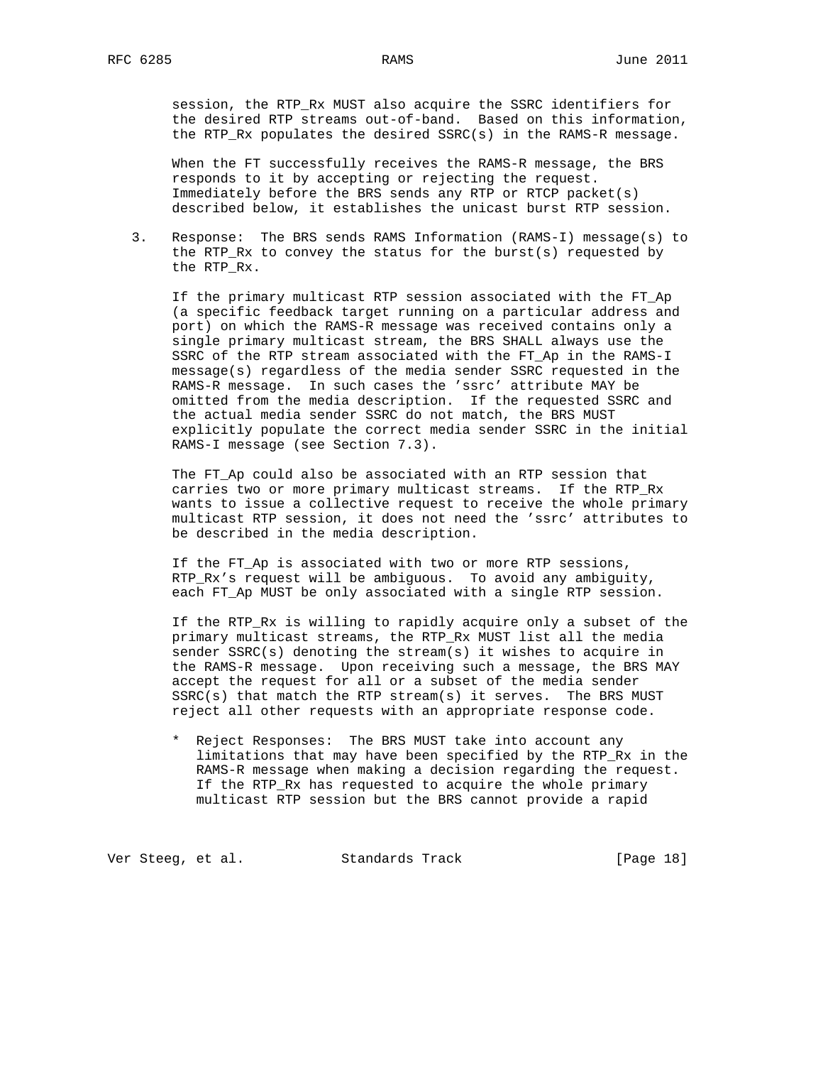session, the RTP_Rx MUST also acquire the SSRC identifiers for the desired RTP streams out-of-band. Based on this information, the RTP_Rx populates the desired SSRC(s) in the RAMS-R message.

When the FT successfully receives the RAMS-R message, the BRS responds to it by accepting or rejecting the request. Immediately before the BRS sends any RTP or RTCP packet(s) described below, it establishes the unicast burst RTP session.

3. Response: The BRS sends RAMS Information (RAMS-I) message(s) to the RTP_Rx to convey the status for the burst(s) requested by the RTP_Rx.

   If the primary multicast RTP session associated with the FT_Ap (a specific feedback target running on a particular address and port) on which the RAMS-R message was received contains only a single primary multicast stream, the BRS SHALL always use the SSRC of the RTP stream associated with the FT_Ap in the RAMS-I message(s) regardless of the media sender SSRC requested in the RAMS-R message. In such cases the 'ssrc' attribute MAY be omitted from the media description. If the requested SSRC and the actual media sender SSRC do not match, the BRS MUST explicitly populate the correct media sender SSRC in the initial RAMS-I message (see Section 7.3).

   The FT_Ap could also be associated with an RTP session that carries two or more primary multicast streams. If the RTP_Rx wants to issue a collective request to receive the whole primary multicast RTP session, it does not need the 'ssrc' attributes to be described in the media description.

   If the FT_Ap is associated with two or more RTP sessions, RTP_Rx's request will be ambiguous. To avoid any ambiguity, each FT_Ap MUST be only associated with a single RTP session.

   If the RTP_Rx is willing to rapidly acquire only a subset of the primary multicast streams, the RTP_Rx MUST list all the media sender SSRC(s) denoting the stream(s) it wishes to acquire in the RAMS-R message. Upon receiving such a message, the BRS MAY accept the request for all or a subset of the media sender SSRC(s) that match the RTP stream(s) it serves. The BRS MUST reject all other requests with an appropriate response code.

   * Reject Responses: The BRS MUST take into account any limitations that may have been specified by the RTP_Rx in the RAMS-R message when making a decision regarding the request. If the RTP_Rx has requested to acquire the whole primary multicast RTP session but the BRS cannot provide a rapid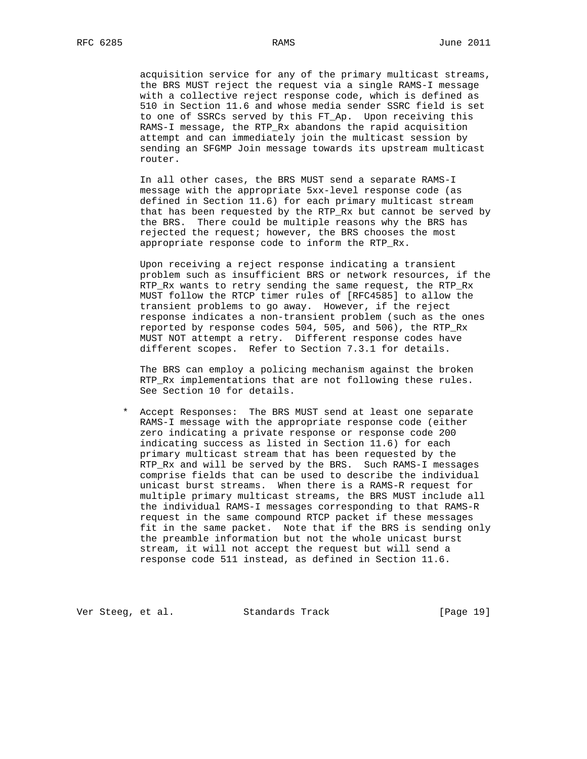acquisition service for any of the primary multicast streams, the BRS MUST reject the request via a single RAMS-I message with a collective reject response code, which is defined as 510 in Section 11.6 and whose media sender SSRC field is set to one of SSRCs served by this FT_Ap. Upon receiving this RAMS-I message, the RTP_Rx abandons the rapid acquisition attempt and can immediately join the multicast session by sending an SFGMP Join message towards its upstream multicast router.

In all other cases, the BRS MUST send a separate RAMS-I message with the appropriate 5xx-level response code (as defined in Section 11.6) for each primary multicast stream that has been requested by the RTP_Rx but cannot be served by the BRS. There could be multiple reasons why the BRS has rejected the request; however, the BRS chooses the most appropriate response code to inform the RTP_Rx.

Upon receiving a reject response indicating a transient problem such as insufficient BRS or network resources, if the RTP_Rx wants to retry sending the same request, the RTP_Rx MUST follow the RTCP timer rules of [RFC4585] to allow the transient problems to go away. However, if the reject response indicates a non-transient problem (such as the ones reported by response codes 504, 505, and 506), the RTP_Rx MUST NOT attempt a retry. Different response codes have different scopes. Refer to Section 7.3.1 for details.

The BRS can employ a policing mechanism against the broken RTP_Rx implementations that are not following these rules. See Section 10 for details.

* Accept Responses: The BRS MUST send at least one separate RAMS-I message with the appropriate response code (either zero indicating a private response or response code 200 indicating success as listed in Section 11.6) for each primary multicast stream that has been requested by the RTP_Rx and will be served by the BRS. Such RAMS-I messages comprise fields that can be used to describe the individual unicast burst streams. When there is a RAMS-R request for multiple primary multicast streams, the BRS MUST include all the individual RAMS-I messages corresponding to that RAMS-R request in the same compound RTCP packet if these messages fit in the same packet. Note that if the BRS is sending only the preamble information but not the whole unicast burst stream, it will not accept the request but will send a response code 511 instead, as defined in Section 11.6.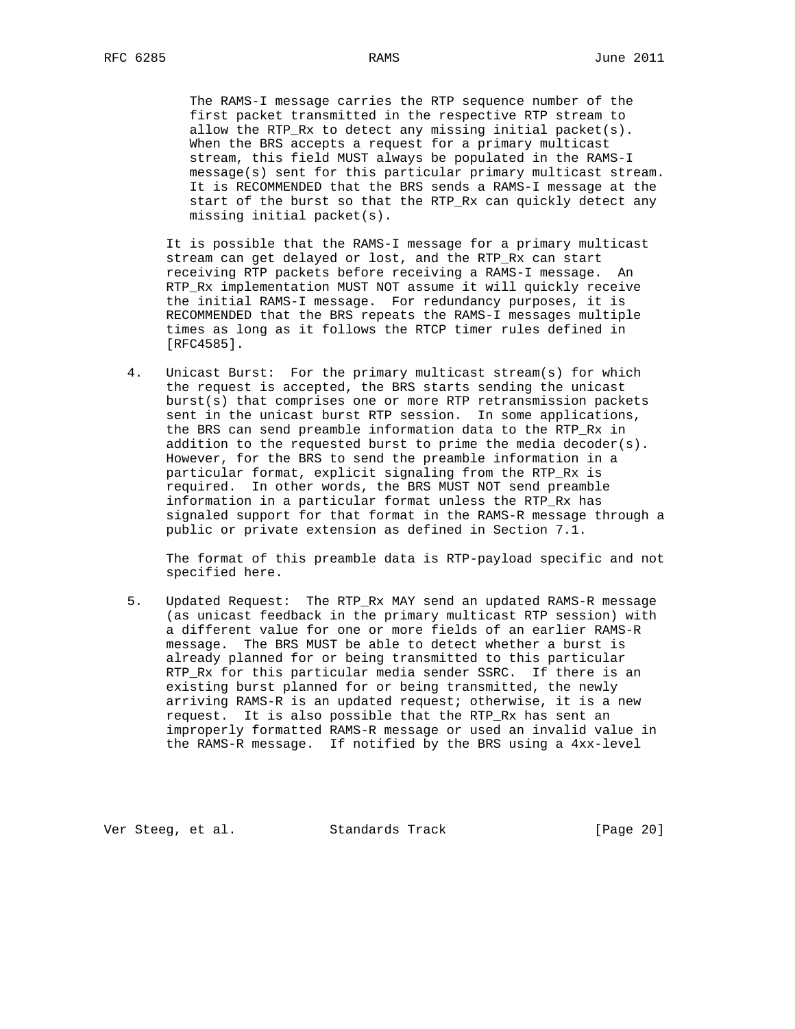The RAMS-I message carries the RTP sequence number of the first packet transmitted in the respective RTP stream to allow the RTP_Rx to detect any missing initial packet(s). When the BRS accepts a request for a primary multicast stream, this field MUST always be populated in the RAMS-I message(s) sent for this particular primary multicast stream. It is RECOMMENDED that the BRS sends a RAMS-I message at the start of the burst so that the RTP_Rx can quickly detect any missing initial packet(s).

It is possible that the RAMS-I message for a primary multicast stream can get delayed or lost, and the RTP_Rx can start receiving RTP packets before receiving a RAMS-I message. An RTP_Rx implementation MUST NOT assume it will quickly receive the initial RAMS-I message. For redundancy purposes, it is RECOMMENDED that the BRS repeats the RAMS-I messages multiple times as long as it follows the RTCP timer rules defined in [RFC4585].

4. Unicast Burst: For the primary multicast stream(s) for which the request is accepted, the BRS starts sending the unicast burst(s) that comprises one or more RTP retransmission packets sent in the unicast burst RTP session. In some applications, the BRS can send preamble information data to the RTP_Rx in addition to the requested burst to prime the media decoder(s). However, for the BRS to send the preamble information in a particular format, explicit signaling from the RTP_Rx is required. In other words, the BRS MUST NOT send preamble information in a particular format unless the RTP_Rx has signaled support for that format in the RAMS-R message through a public or private extension as defined in Section 7.1.

   The format of this preamble data is RTP-payload specific and not specified here.

5. Updated Request: The RTP_Rx MAY send an updated RAMS-R message (as unicast feedback in the primary multicast RTP session) with a different value for one or more fields of an earlier RAMS-R message. The BRS MUST be able to detect whether a burst is already planned for or being transmitted to this particular RTP_Rx for this particular media sender SSRC. If there is an existing burst planned for or being transmitted, the newly arriving RAMS-R is an updated request; otherwise, it is a new request. It is also possible that the RTP_Rx has sent an improperly formatted RAMS-R message or used an invalid value in the RAMS-R message. If notified by the BRS using a 4xx-level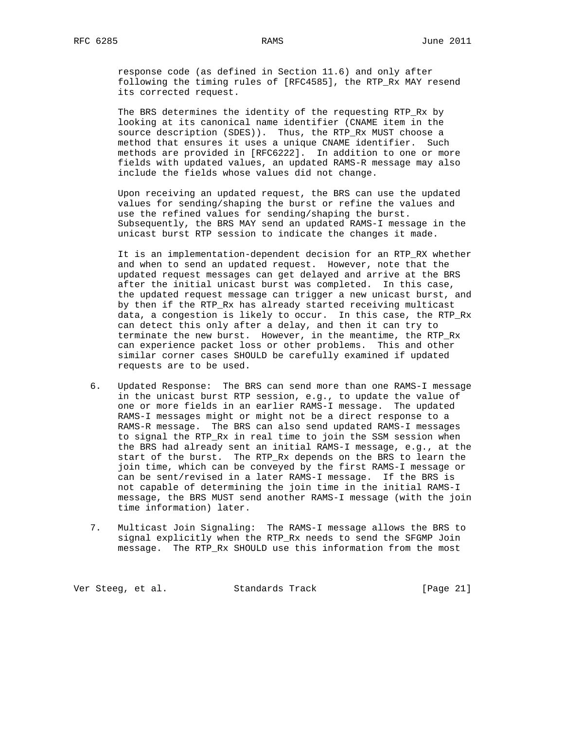response code (as defined in Section 11.6) and only after following the timing rules of [RFC4585], the RTP_Rx MAY resend its corrected request.

The BRS determines the identity of the requesting RTP_Rx by looking at its canonical name identifier (CNAME item in the source description (SDES)). Thus, the RTP_Rx MUST choose a method that ensures it uses a unique CNAME identifier. Such methods are provided in [RFC6222]. In addition to one or more fields with updated values, an updated RAMS-R message may also include the fields whose values did not change.

Upon receiving an updated request, the BRS can use the updated values for sending/shaping the burst or refine the values and use the refined values for sending/shaping the burst. Subsequently, the BRS MAY send an updated RAMS-I message in the unicast burst RTP session to indicate the changes it made.

It is an implementation-dependent decision for an RTP_RX whether and when to send an updated request. However, note that the updated request messages can get delayed and arrive at the BRS after the initial unicast burst was completed. In this case, the updated request message can trigger a new unicast burst, and by then if the RTP_Rx has already started receiving multicast data, a congestion is likely to occur. In this case, the RTP_Rx can detect this only after a delay, and then it can try to terminate the new burst. However, in the meantime, the RTP_Rx can experience packet loss or other problems. This and other similar corner cases SHOULD be carefully examined if updated requests are to be used.

6. Updated Response: The BRS can send more than one RAMS-I message in the unicast burst RTP session, e.g., to update the value of one or more fields in an earlier RAMS-I message. The updated RAMS-I messages might or might not be a direct response to a RAMS-R message. The BRS can also send updated RAMS-I messages to signal the RTP_Rx in real time to join the SSM session when the BRS had already sent an initial RAMS-I message, e.g., at the start of the burst. The RTP_Rx depends on the BRS to learn the join time, which can be conveyed by the first RAMS-I message or can be sent/revised in a later RAMS-I message. If the BRS is not capable of determining the join time in the initial RAMS-I message, the BRS MUST send another RAMS-I message (with the join time information) later.

7. Multicast Join Signaling: The RAMS-I message allows the BRS to signal explicitly when the RTP_Rx needs to send the SFGMP Join message. The RTP_Rx SHOULD use this information from the most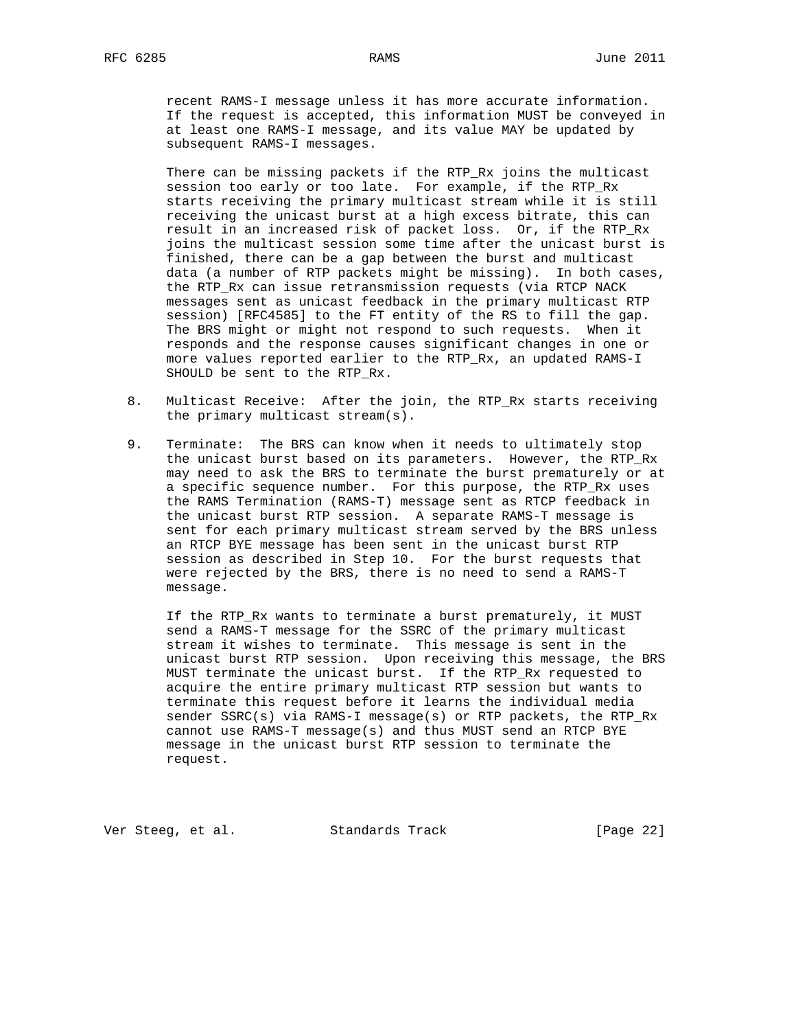recent RAMS-I message unless it has more accurate information. If the request is accepted, this information MUST be conveyed in at least one RAMS-I message, and its value MAY be updated by subsequent RAMS-I messages.

There can be missing packets if the RTP_Rx joins the multicast session too early or too late. For example, if the RTP_Rx starts receiving the primary multicast stream while it is still receiving the unicast burst at a high excess bitrate, this can result in an increased risk of packet loss. Or, if the RTP_Rx joins the multicast session some time after the unicast burst is finished, there can be a gap between the burst and multicast data (a number of RTP packets might be missing). In both cases, the RTP_Rx can issue retransmission requests (via RTCP NACK messages sent as unicast feedback in the primary multicast RTP session) [RFC4585] to the FT entity of the RS to fill the gap. The BRS might or might not respond to such requests. When it responds and the response causes significant changes in one or more values reported earlier to the RTP_Rx, an updated RAMS-I SHOULD be sent to the RTP_Rx.

8. Multicast Receive: After the join, the RTP_Rx starts receiving the primary multicast stream(s).

9. Terminate: The BRS can know when it needs to ultimately stop the unicast burst based on its parameters. However, the RTP_Rx may need to ask the BRS to terminate the burst prematurely or at a specific sequence number. For this purpose, the RTP_Rx uses the RAMS Termination (RAMS-T) message sent as RTCP feedback in the unicast burst RTP session. A separate RAMS-T message is sent for each primary multicast stream served by the BRS unless an RTCP BYE message has been sent in the unicast burst RTP session as described in Step 10. For the burst requests that were rejected by the BRS, there is no need to send a RAMS-T message.

   If the RTP_Rx wants to terminate a burst prematurely, it MUST send a RAMS-T message for the SSRC of the primary multicast stream it wishes to terminate. This message is sent in the unicast burst RTP session. Upon receiving this message, the BRS MUST terminate the unicast burst. If the RTP_Rx requested to acquire the entire primary multicast RTP session but wants to terminate this request before it learns the individual media sender SSRC(s) via RAMS-I message(s) or RTP packets, the RTP_Rx cannot use RAMS-T message(s) and thus MUST send an RTCP BYE message in the unicast burst RTP session to terminate the request.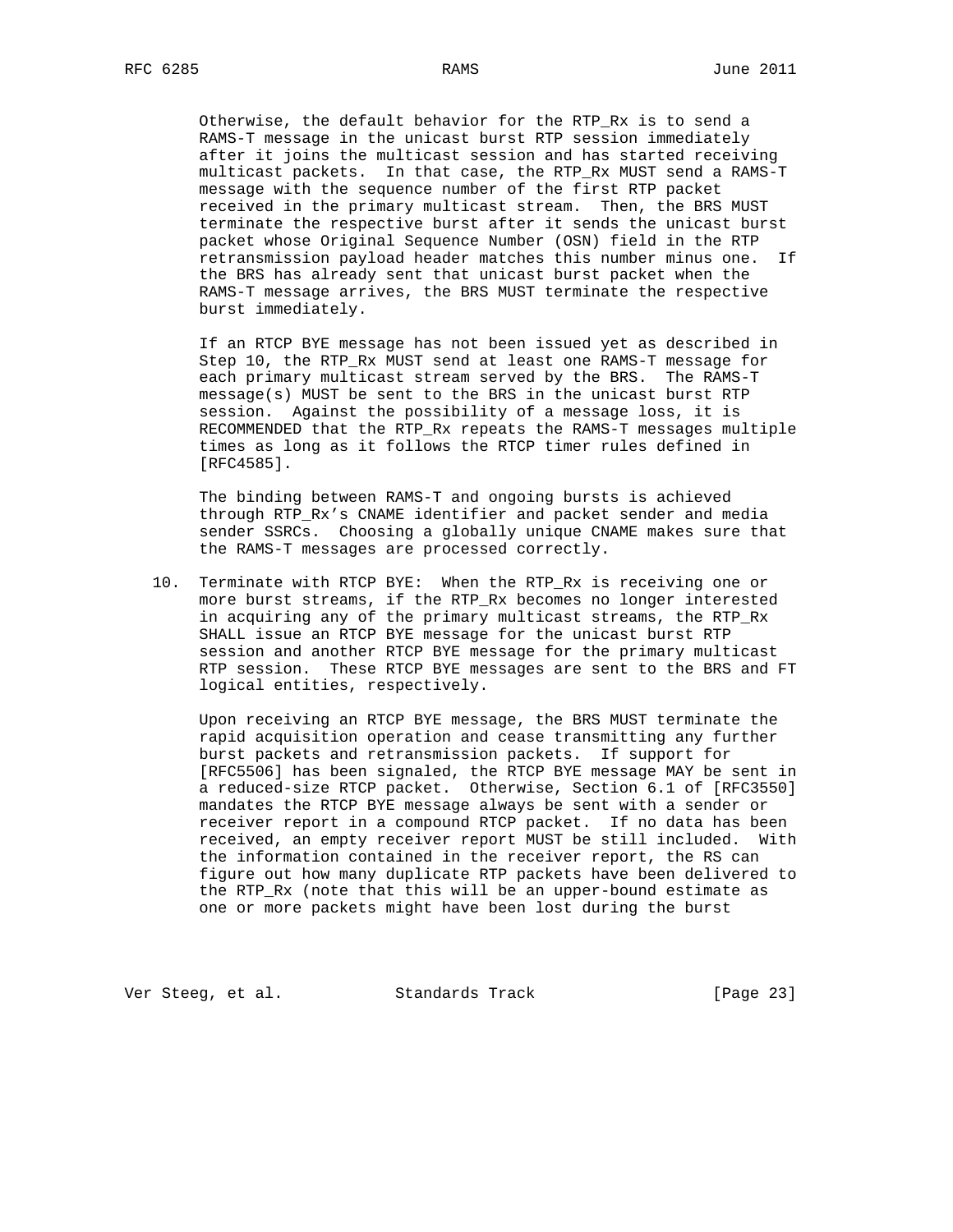Otherwise, the default behavior for the RTP_Rx is to send a RAMS-T message in the unicast burst RTP session immediately after it joins the multicast session and has started receiving multicast packets. In that case, the RTP_Rx MUST send a RAMS-T message with the sequence number of the first RTP packet received in the primary multicast stream. Then, the BRS MUST terminate the respective burst after it sends the unicast burst packet whose Original Sequence Number (OSN) field in the RTP retransmission payload header matches this number minus one. If the BRS has already sent that unicast burst packet when the RAMS-T message arrives, the BRS MUST terminate the respective burst immediately.

If an RTCP BYE message has not been issued yet as described in Step 10, the RTP_Rx MUST send at least one RAMS-T message for each primary multicast stream served by the BRS. The RAMS-T message(s) MUST be sent to the BRS in the unicast burst RTP session. Against the possibility of a message loss, it is RECOMMENDED that the RTP_Rx repeats the RAMS-T messages multiple times as long as it follows the RTCP timer rules defined in [RFC4585].

The binding between RAMS-T and ongoing bursts is achieved through RTP_Rx's CNAME identifier and packet sender and media sender SSRCs. Choosing a globally unique CNAME makes sure that the RAMS-T messages are processed correctly.

10. Terminate with RTCP BYE: When the RTP_Rx is receiving one or more burst streams, if the RTP_Rx becomes no longer interested in acquiring any of the primary multicast streams, the RTP_Rx SHALL issue an RTCP BYE message for the unicast burst RTP session and another RTCP BYE message for the primary multicast RTP session. These RTCP BYE messages are sent to the BRS and FT logical entities, respectively.

    Upon receiving an RTCP BYE message, the BRS MUST terminate the rapid acquisition operation and cease transmitting any further burst packets and retransmission packets. If support for [RFC5506] has been signaled, the RTCP BYE message MAY be sent in a reduced-size RTCP packet. Otherwise, Section 6.1 of [RFC3550] mandates the RTCP BYE message always be sent with a sender or receiver report in a compound RTCP packet. If no data has been received, an empty receiver report MUST be still included. With the information contained in the receiver report, the RS can figure out how many duplicate RTP packets have been delivered to the RTP_Rx (note that this will be an upper-bound estimate as one or more packets might have been lost during the burst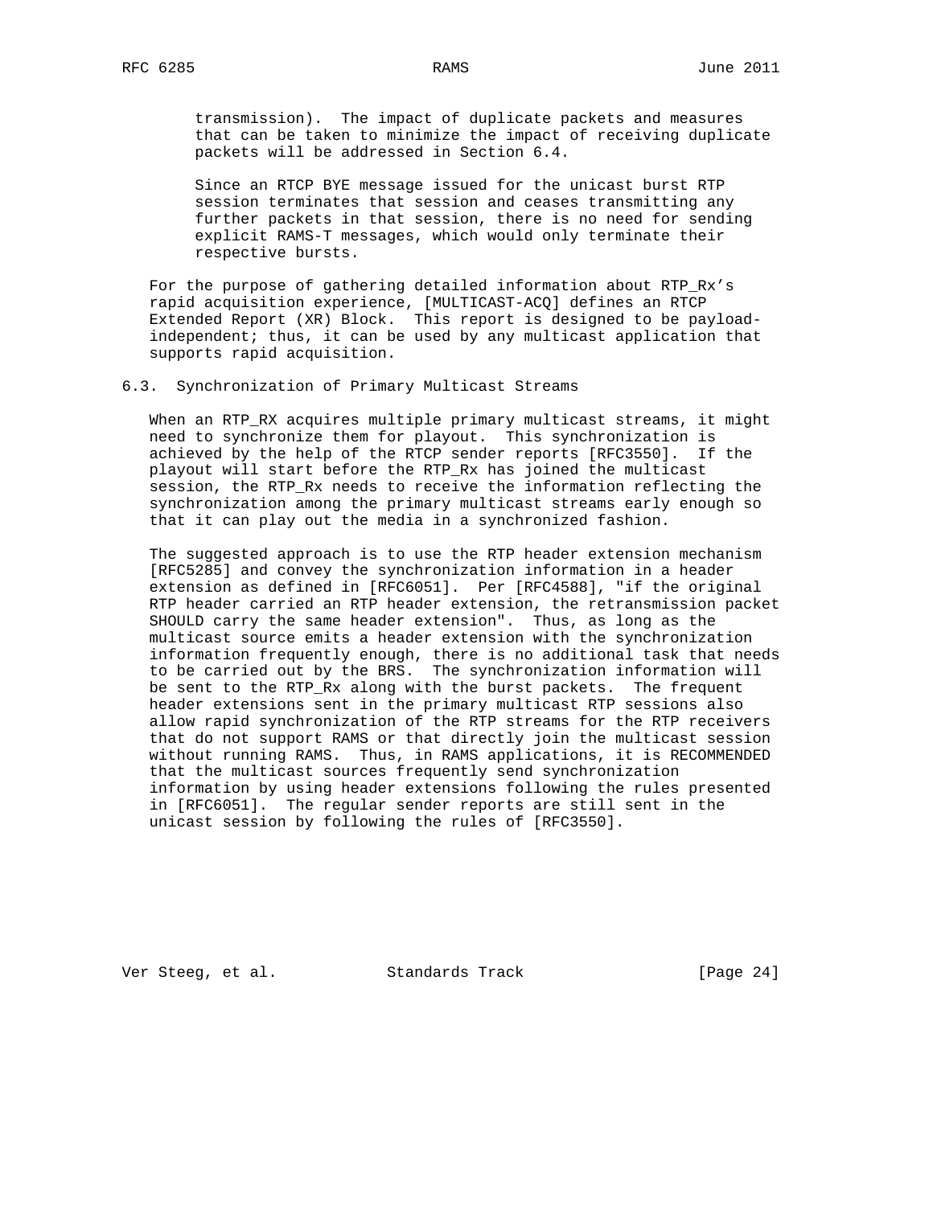transmission). The impact of duplicate packets and measures that can be taken to minimize the impact of receiving duplicate packets will be addressed in Section 6.4.

Since an RTCP BYE message issued for the unicast burst RTP session terminates that session and ceases transmitting any further packets in that session, there is no need for sending explicit RAMS-T messages, which would only terminate their respective bursts.

For the purpose of gathering detailed information about RTP_Rx's rapid acquisition experience, [MULTICAST-ACQ] defines an RTCP Extended Report (XR) Block. This report is designed to be payload-independent; thus, it can be used by any multicast application that supports rapid acquisition.

### 6.3. Synchronization of Primary Multicast Streams

When an RTP_RX acquires multiple primary multicast streams, it might need to synchronize them for playout. This synchronization is achieved by the help of the RTCP sender reports [RFC3550]. If the playout will start before the RTP_Rx has joined the multicast session, the RTP_Rx needs to receive the information reflecting the synchronization among the primary multicast streams early enough so that it can play out the media in a synchronized fashion.

The suggested approach is to use the RTP header extension mechanism [RFC5285] and convey the synchronization information in a header extension as defined in [RFC6051]. Per [RFC4588], "if the original RTP header carried an RTP header extension, the retransmission packet SHOULD carry the same header extension". Thus, as long as the multicast source emits a header extension with the synchronization information frequently enough, there is no additional task that needs to be carried out by the BRS. The synchronization information will be sent to the RTP_Rx along with the burst packets. The frequent header extensions sent in the primary multicast RTP sessions also allow rapid synchronization of the RTP streams for the RTP receivers that do not support RAMS or that directly join the multicast session without running RAMS. Thus, in RAMS applications, it is RECOMMENDED that the multicast sources frequently send synchronization information by using header extensions following the rules presented in [RFC6051]. The regular sender reports are still sent in the unicast session by following the rules of [RFC3550].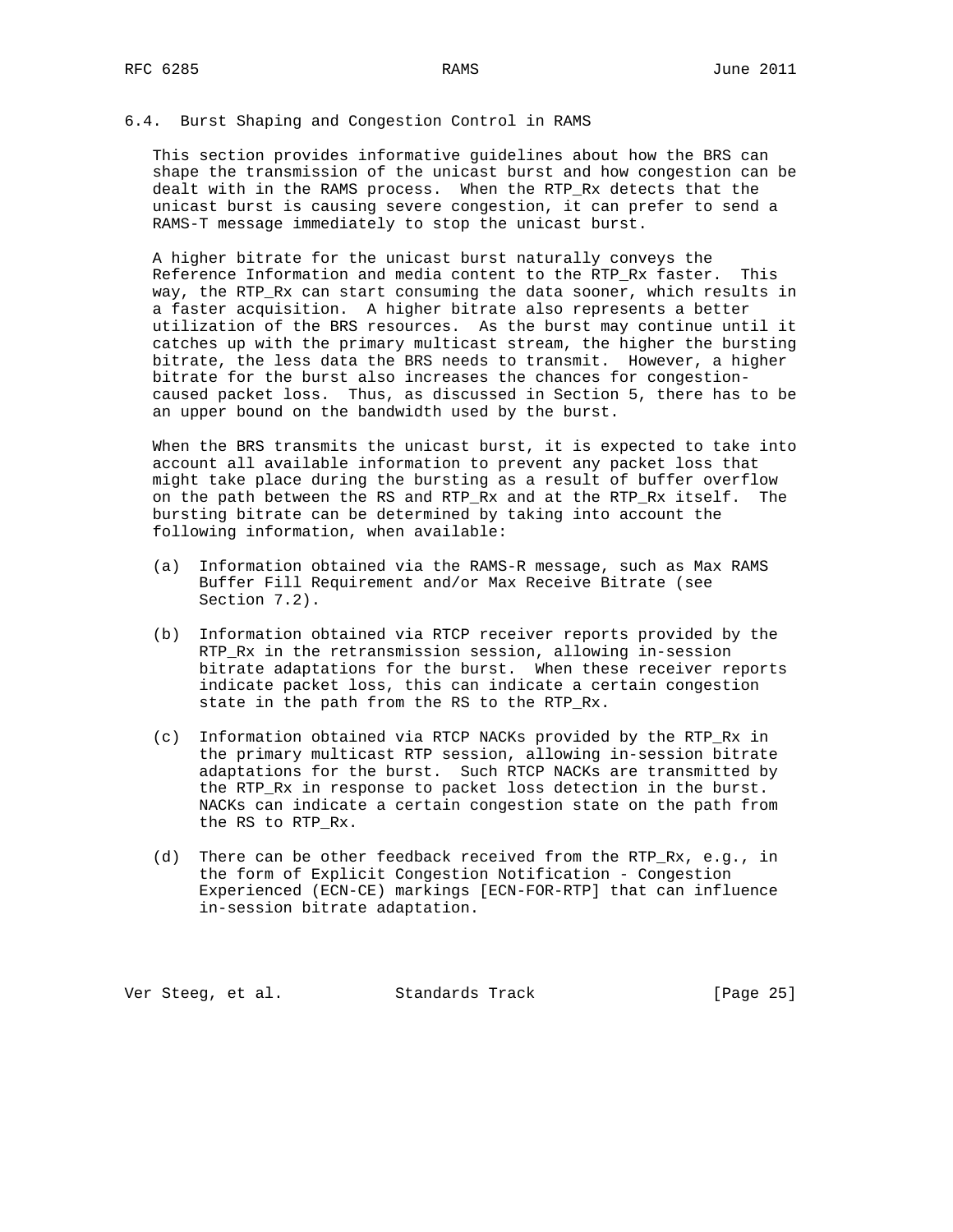### 6.4. Burst Shaping and Congestion Control in RAMS

This section provides informative guidelines about how the BRS can shape the transmission of the unicast burst and how congestion can be dealt with in the RAMS process. When the RTP_Rx detects that the unicast burst is causing severe congestion, it can prefer to send a RAMS-T message immediately to stop the unicast burst.

A higher bitrate for the unicast burst naturally conveys the Reference Information and media content to the RTP_Rx faster. This way, the RTP_Rx can start consuming the data sooner, which results in a faster acquisition. A higher bitrate also represents a better utilization of the BRS resources. As the burst may continue until it catches up with the primary multicast stream, the higher the bursting bitrate, the less data the BRS needs to transmit. However, a higher bitrate for the burst also increases the chances for congestion-caused packet loss. Thus, as discussed in Section 5, there has to be an upper bound on the bandwidth used by the burst.

When the BRS transmits the unicast burst, it is expected to take into account all available information to prevent any packet loss that might take place during the bursting as a result of buffer overflow on the path between the RS and RTP_Rx and at the RTP_Rx itself. The bursting bitrate can be determined by taking into account the following information, when available:

(a) Information obtained via the RAMS-R message, such as Max RAMS Buffer Fill Requirement and/or Max Receive Bitrate (see Section 7.2).

(b) Information obtained via RTCP receiver reports provided by the RTP_Rx in the retransmission session, allowing in-session bitrate adaptations for the burst. When these receiver reports indicate packet loss, this can indicate a certain congestion state in the path from the RS to the RTP_Rx.

(c) Information obtained via RTCP NACKs provided by the RTP_Rx in the primary multicast RTP session, allowing in-session bitrate adaptations for the burst. Such RTCP NACKs are transmitted by the RTP_Rx in response to packet loss detection in the burst. NACKs can indicate a certain congestion state on the path from the RS to RTP_Rx.

(d) There can be other feedback received from the RTP_Rx, e.g., in the form of Explicit Congestion Notification - Congestion Experienced (ECN-CE) markings [ECN-FOR-RTP] that can influence in-session bitrate adaptation.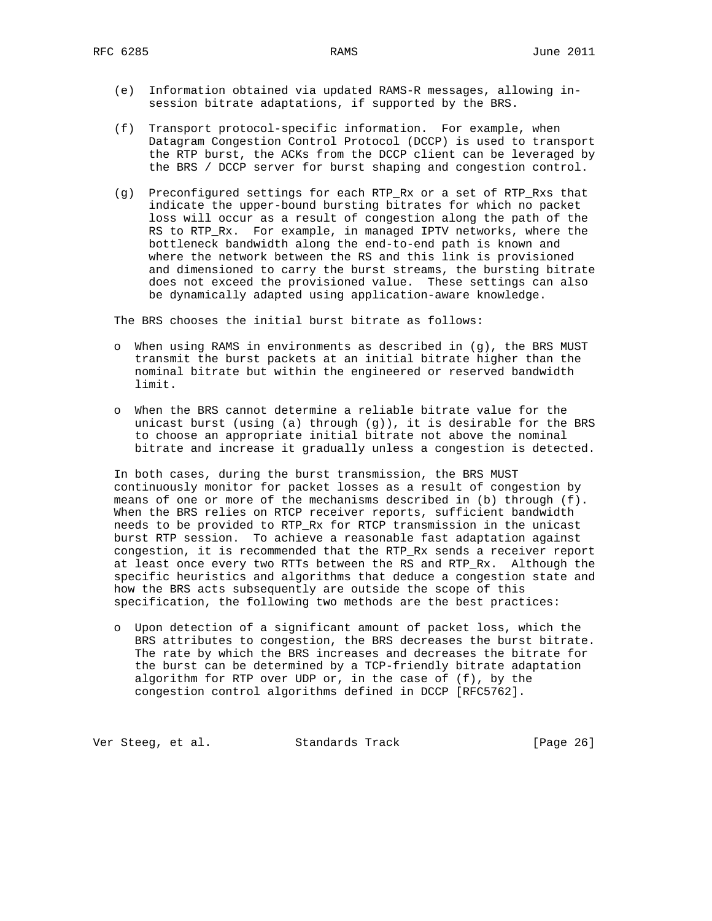(e) Information obtained via updated RAMS-R messages, allowing in-session bitrate adaptations, if supported by the BRS.

(f) Transport protocol-specific information. For example, when Datagram Congestion Control Protocol (DCCP) is used to transport the RTP burst, the ACKs from the DCCP client can be leveraged by the BRS / DCCP server for burst shaping and congestion control.

(g) Preconfigured settings for each RTP_Rx or a set of RTP_Rxs that indicate the upper-bound bursting bitrates for which no packet loss will occur as a result of congestion along the path of the RS to RTP_Rx. For example, in managed IPTV networks, where the bottleneck bandwidth along the end-to-end path is known and where the network between the RS and this link is provisioned and dimensioned to carry the burst streams, the bursting bitrate does not exceed the provisioned value. These settings can also be dynamically adapted using application-aware knowledge.

The BRS chooses the initial burst bitrate as follows:

- When using RAMS in environments as described in (g), the BRS MUST transmit the burst packets at an initial bitrate higher than the nominal bitrate but within the engineered or reserved bandwidth limit.

- When the BRS cannot determine a reliable bitrate value for the unicast burst (using (a) through (g)), it is desirable for the BRS to choose an appropriate initial bitrate not above the nominal bitrate and increase it gradually unless a congestion is detected.

In both cases, during the burst transmission, the BRS MUST continuously monitor for packet losses as a result of congestion by means of one or more of the mechanisms described in (b) through (f). When the BRS relies on RTCP receiver reports, sufficient bandwidth needs to be provided to RTP_Rx for RTCP transmission in the unicast burst RTP session. To achieve a reasonable fast adaptation against congestion, it is recommended that the RTP_Rx sends a receiver report at least once every two RTTs between the RS and RTP_Rx. Although the specific heuristics and algorithms that deduce a congestion state and how the BRS acts subsequently are outside the scope of this specification, the following two methods are the best practices:

- Upon detection of a significant amount of packet loss, which the BRS attributes to congestion, the BRS decreases the burst bitrate. The rate by which the BRS increases and decreases the bitrate for the burst can be determined by a TCP-friendly bitrate adaptation algorithm for RTP over UDP or, in the case of (f), by the congestion control algorithms defined in DCCP [RFC5762].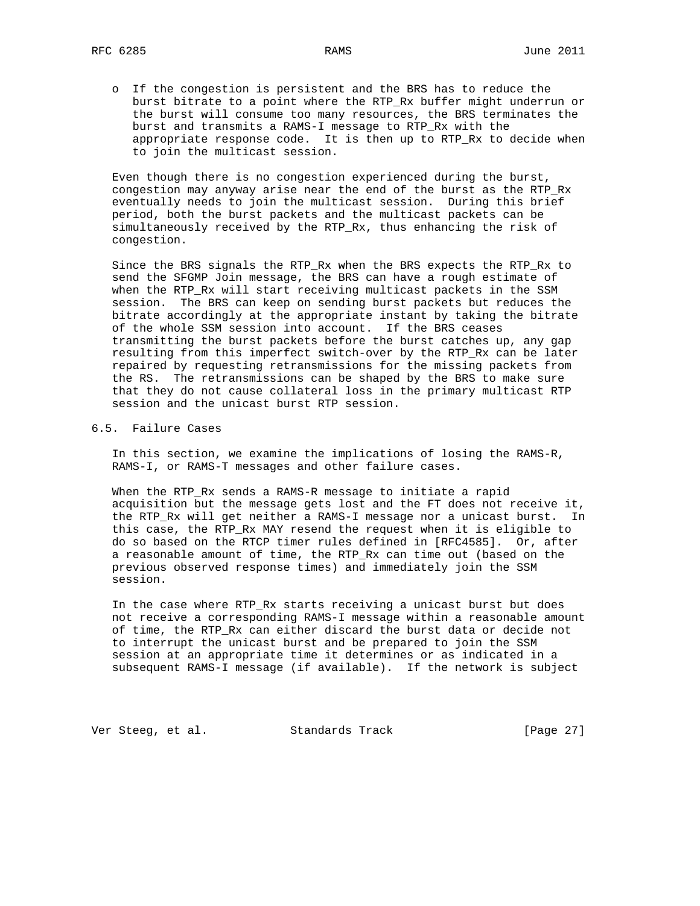- If the congestion is persistent and the BRS has to reduce the burst bitrate to a point where the RTP_Rx buffer might underrun or the burst will consume too many resources, the BRS terminates the burst and transmits a RAMS-I message to RTP_Rx with the appropriate response code. It is then up to RTP_Rx to decide when to join the multicast session.

Even though there is no congestion experienced during the burst, congestion may anyway arise near the end of the burst as the RTP_Rx eventually needs to join the multicast session. During this brief period, both the burst packets and the multicast packets can be simultaneously received by the RTP_Rx, thus enhancing the risk of congestion.

Since the BRS signals the RTP_Rx when the BRS expects the RTP_Rx to send the SFGMP Join message, the BRS can have a rough estimate of when the RTP_Rx will start receiving multicast packets in the SSM session. The BRS can keep on sending burst packets but reduces the bitrate accordingly at the appropriate instant by taking the bitrate of the whole SSM session into account. If the BRS ceases transmitting the burst packets before the burst catches up, any gap resulting from this imperfect switch-over by the RTP_Rx can be later repaired by requesting retransmissions for the missing packets from the RS. The retransmissions can be shaped by the BRS to make sure that they do not cause collateral loss in the primary multicast RTP session and the unicast burst RTP session.

## 6.5. Failure Cases

In this section, we examine the implications of losing the RAMS-R, RAMS-I, or RAMS-T messages and other failure cases.

When the RTP_Rx sends a RAMS-R message to initiate a rapid acquisition but the message gets lost and the FT does not receive it, the RTP_Rx will get neither a RAMS-I message nor a unicast burst. In this case, the RTP_Rx MAY resend the request when it is eligible to do so based on the RTCP timer rules defined in [RFC4585]. Or, after a reasonable amount of time, the RTP_Rx can time out (based on the previous observed response times) and immediately join the SSM session.

In the case where RTP_Rx starts receiving a unicast burst but does not receive a corresponding RAMS-I message within a reasonable amount of time, the RTP_Rx can either discard the burst data or decide not to interrupt the unicast burst and be prepared to join the SSM session at an appropriate time it determines or as indicated in a subsequent RAMS-I message (if available). If the network is subject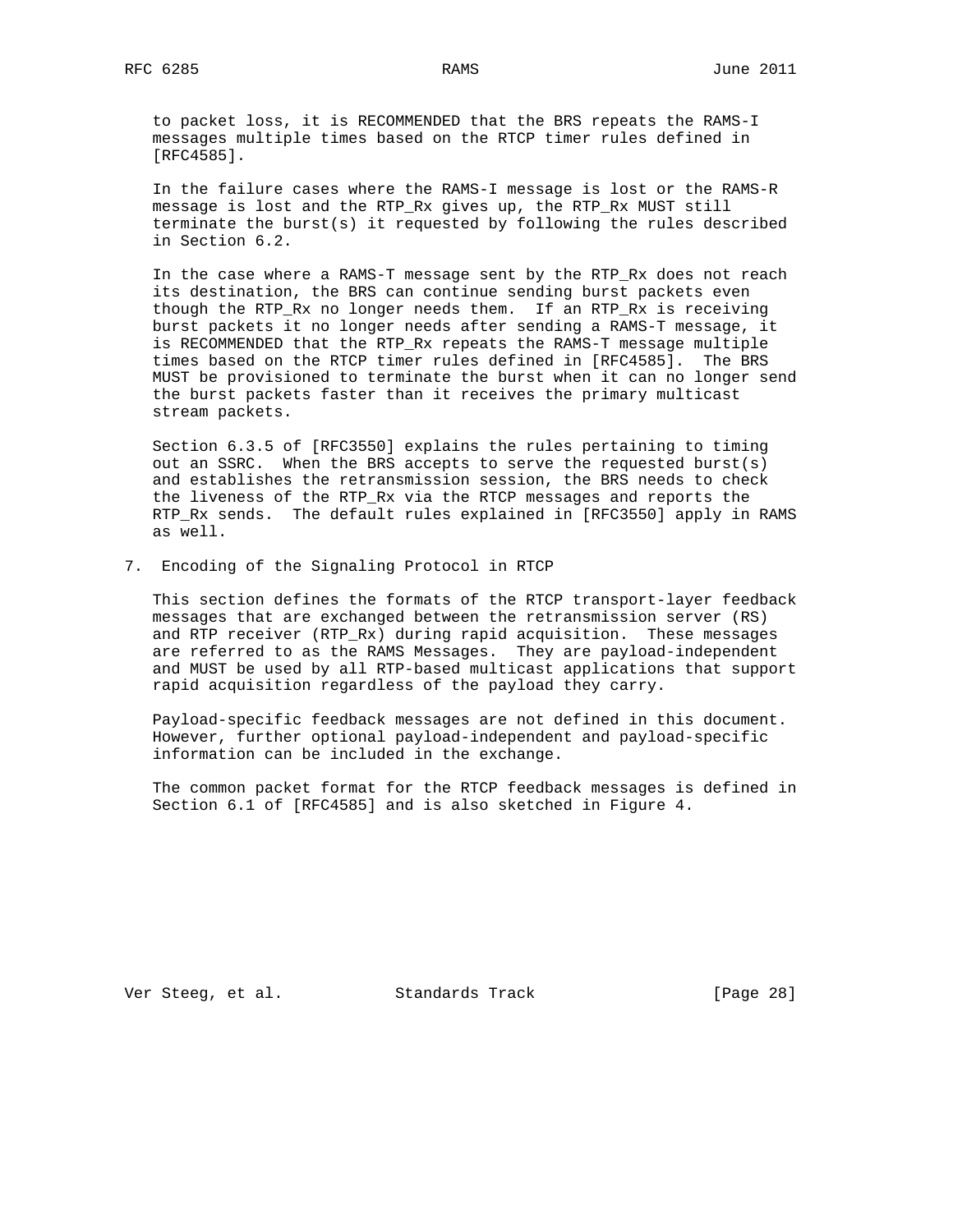to packet loss, it is RECOMMENDED that the BRS repeats the RAMS-I messages multiple times based on the RTCP timer rules defined in [RFC4585].

In the failure cases where the RAMS-I message is lost or the RAMS-R message is lost and the RTP_Rx gives up, the RTP_Rx MUST still terminate the burst(s) it requested by following the rules described in Section 6.2.

In the case where a RAMS-T message sent by the RTP_Rx does not reach its destination, the BRS can continue sending burst packets even though the RTP_Rx no longer needs them. If an RTP_Rx is receiving burst packets it no longer needs after sending a RAMS-T message, it is RECOMMENDED that the RTP_Rx repeats the RAMS-T message multiple times based on the RTCP timer rules defined in [RFC4585]. The BRS MUST be provisioned to terminate the burst when it can no longer send the burst packets faster than it receives the primary multicast stream packets.

Section 6.3.5 of [RFC3550] explains the rules pertaining to timing out an SSRC. When the BRS accepts to serve the requested burst(s) and establishes the retransmission session, the BRS needs to check the liveness of the RTP_Rx via the RTCP messages and reports the RTP_Rx sends. The default rules explained in [RFC3550] apply in RAMS as well.

## 7. Encoding of the Signaling Protocol in RTCP

This section defines the formats of the RTCP transport-layer feedback messages that are exchanged between the retransmission server (RS) and RTP receiver (RTP_Rx) during rapid acquisition. These messages are referred to as the RAMS Messages. They are payload-independent and MUST be used by all RTP-based multicast applications that support rapid acquisition regardless of the payload they carry.

Payload-specific feedback messages are not defined in this document. However, further optional payload-independent and payload-specific information can be included in the exchange.

The common packet format for the RTCP feedback messages is defined in Section 6.1 of [RFC4585] and is also sketched in Figure 4.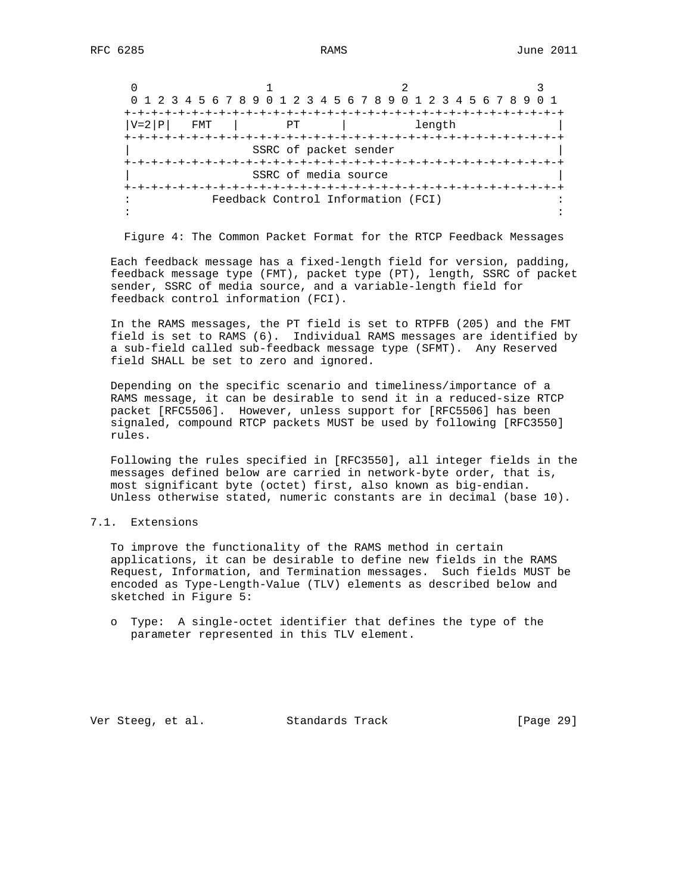```
 0                   1                   2                   3
 0 1 2 3 4 5 6 7 8 9 0 1 2 3 4 5 6 7 8 9 0 1 2 3 4 5 6 7 8 9 0 1
+-+-+-+-+-+-+-+-+-+-+-+-+-+-+-+-+-+-+-+-+-+-+-+-+-+-+-+-+-+-+-+-+
|V=2|P|   FMT   |       PT      |          length               |
+-+-+-+-+-+-+-+-+-+-+-+-+-+-+-+-+-+-+-+-+-+-+-+-+-+-+-+-+-+-+-+-+
|                  SSRC of packet sender                        |
+-+-+-+-+-+-+-+-+-+-+-+-+-+-+-+-+-+-+-+-+-+-+-+-+-+-+-+-+-+-+-+-+
|                  SSRC of media source                         |
+-+-+-+-+-+-+-+-+-+-+-+-+-+-+-+-+-+-+-+-+-+-+-+-+-+-+-+-+-+-+-+-+
:            Feedback Control Information (FCI)                 :
:                                                               :
```

Figure 4: The Common Packet Format for the RTCP Feedback Messages

Each feedback message has a fixed-length field for version, padding, feedback message type (FMT), packet type (PT), length, SSRC of packet sender, SSRC of media source, and a variable-length field for feedback control information (FCI).

In the RAMS messages, the PT field is set to RTPFB (205) and the FMT field is set to RAMS (6). Individual RAMS messages are identified by a sub-field called sub-feedback message type (SFMT). Any Reserved field SHALL be set to zero and ignored.

Depending on the specific scenario and timeliness/importance of a RAMS message, it can be desirable to send it in a reduced-size RTCP packet [RFC5506]. However, unless support for [RFC5506] has been signaled, compound RTCP packets MUST be used by following [RFC3550] rules.

Following the rules specified in [RFC3550], all integer fields in the messages defined below are carried in network-byte order, that is, most significant byte (octet) first, also known as big-endian. Unless otherwise stated, numeric constants are in decimal (base 10).

## 7.1. Extensions

To improve the functionality of the RAMS method in certain applications, it can be desirable to define new fields in the RAMS Request, Information, and Termination messages. Such fields MUST be encoded as Type-Length-Value (TLV) elements as described below and sketched in Figure 5:

- Type: A single-octet identifier that defines the type of the parameter represented in this TLV element.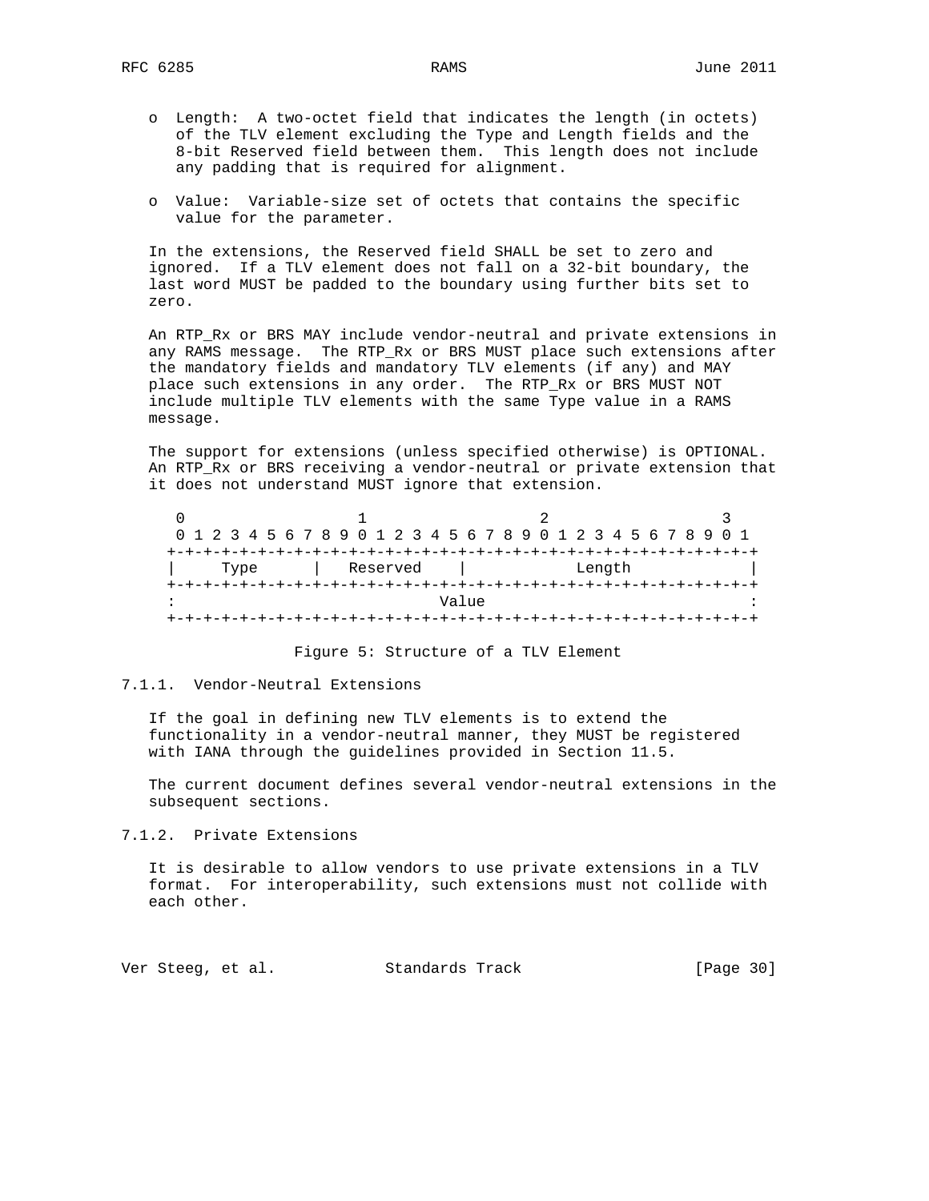- Length: A two-octet field that indicates the length (in octets) of the TLV element excluding the Type and Length fields and the 8-bit Reserved field between them. This length does not include any padding that is required for alignment.

- Value: Variable-size set of octets that contains the specific value for the parameter.

In the extensions, the Reserved field SHALL be set to zero and ignored. If a TLV element does not fall on a 32-bit boundary, the last word MUST be padded to the boundary using further bits set to zero.

An RTP_Rx or BRS MAY include vendor-neutral and private extensions in any RAMS message. The RTP_Rx or BRS MUST place such extensions after the mandatory fields and mandatory TLV elements (if any) and MAY place such extensions in any order. The RTP_Rx or BRS MUST NOT include multiple TLV elements with the same Type value in a RAMS message.

The support for extensions (unless specified otherwise) is OPTIONAL. An RTP_Rx or BRS receiving a vendor-neutral or private extension that it does not understand MUST ignore that extension.

```
 0                   1                   2                   3
 0 1 2 3 4 5 6 7 8 9 0 1 2 3 4 5 6 7 8 9 0 1 2 3 4 5 6 7 8 9 0 1
+-+-+-+-+-+-+-+-+-+-+-+-+-+-+-+-+-+-+-+-+-+-+-+-+-+-+-+-+-+-+-+-+
|     Type      |   Reserved    |            Length             |
+-+-+-+-+-+-+-+-+-+-+-+-+-+-+-+-+-+-+-+-+-+-+-+-+-+-+-+-+-+-+-+-+
:                             Value                             :
+-+-+-+-+-+-+-+-+-+-+-+-+-+-+-+-+-+-+-+-+-+-+-+-+-+-+-+-+-+-+-+-+
```

Figure 5: Structure of a TLV Element

### 7.1.1. Vendor-Neutral Extensions

If the goal in defining new TLV elements is to extend the functionality in a vendor-neutral manner, they MUST be registered with IANA through the guidelines provided in Section 11.5.

The current document defines several vendor-neutral extensions in the subsequent sections.

### 7.1.2. Private Extensions

It is desirable to allow vendors to use private extensions in a TLV format. For interoperability, such extensions must not collide with each other.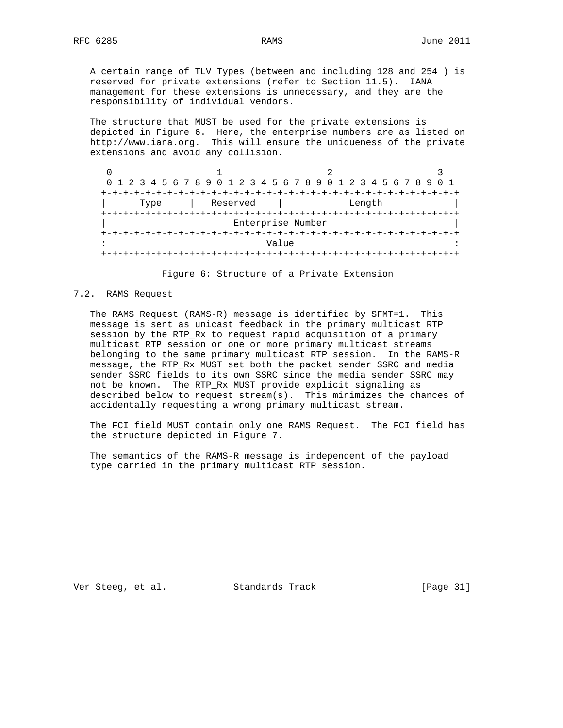A certain range of TLV Types (between and including 128 and 254 ) is reserved for private extensions (refer to Section 11.5). IANA management for these extensions is unnecessary, and they are the responsibility of individual vendors.

The structure that MUST be used for the private extensions is depicted in Figure 6. Here, the enterprise numbers are as listed on http://www.iana.org. This will ensure the uniqueness of the private extensions and avoid any collision.

```
 0                   1                   2                   3
 0 1 2 3 4 5 6 7 8 9 0 1 2 3 4 5 6 7 8 9 0 1 2 3 4 5 6 7 8 9 0 1
+-+-+-+-+-+-+-+-+-+-+-+-+-+-+-+-+-+-+-+-+-+-+-+-+-+-+-+-+-+-+-+-+
|      Type     |   Reserved    |            Length             |
+-+-+-+-+-+-+-+-+-+-+-+-+-+-+-+-+-+-+-+-+-+-+-+-+-+-+-+-+-+-+-+-+
|                       Enterprise Number                       |
+-+-+-+-+-+-+-+-+-+-+-+-+-+-+-+-+-+-+-+-+-+-+-+-+-+-+-+-+-+-+-+-+
:                             Value                             :
+-+-+-+-+-+-+-+-+-+-+-+-+-+-+-+-+-+-+-+-+-+-+-+-+-+-+-+-+-+-+-+-+
```

Figure 6: Structure of a Private Extension

## 7.2. RAMS Request

The RAMS Request (RAMS-R) message is identified by SFMT=1. This message is sent as unicast feedback in the primary multicast RTP session by the RTP_Rx to request rapid acquisition of a primary multicast RTP session or one or more primary multicast streams belonging to the same primary multicast RTP session. In the RAMS-R message, the RTP_Rx MUST set both the packet sender SSRC and media sender SSRC fields to its own SSRC since the media sender SSRC may not be known. The RTP_Rx MUST provide explicit signaling as described below to request stream(s). This minimizes the chances of accidentally requesting a wrong primary multicast stream.

The FCI field MUST contain only one RAMS Request. The FCI field has the structure depicted in Figure 7.

The semantics of the RAMS-R message is independent of the payload type carried in the primary multicast RTP session.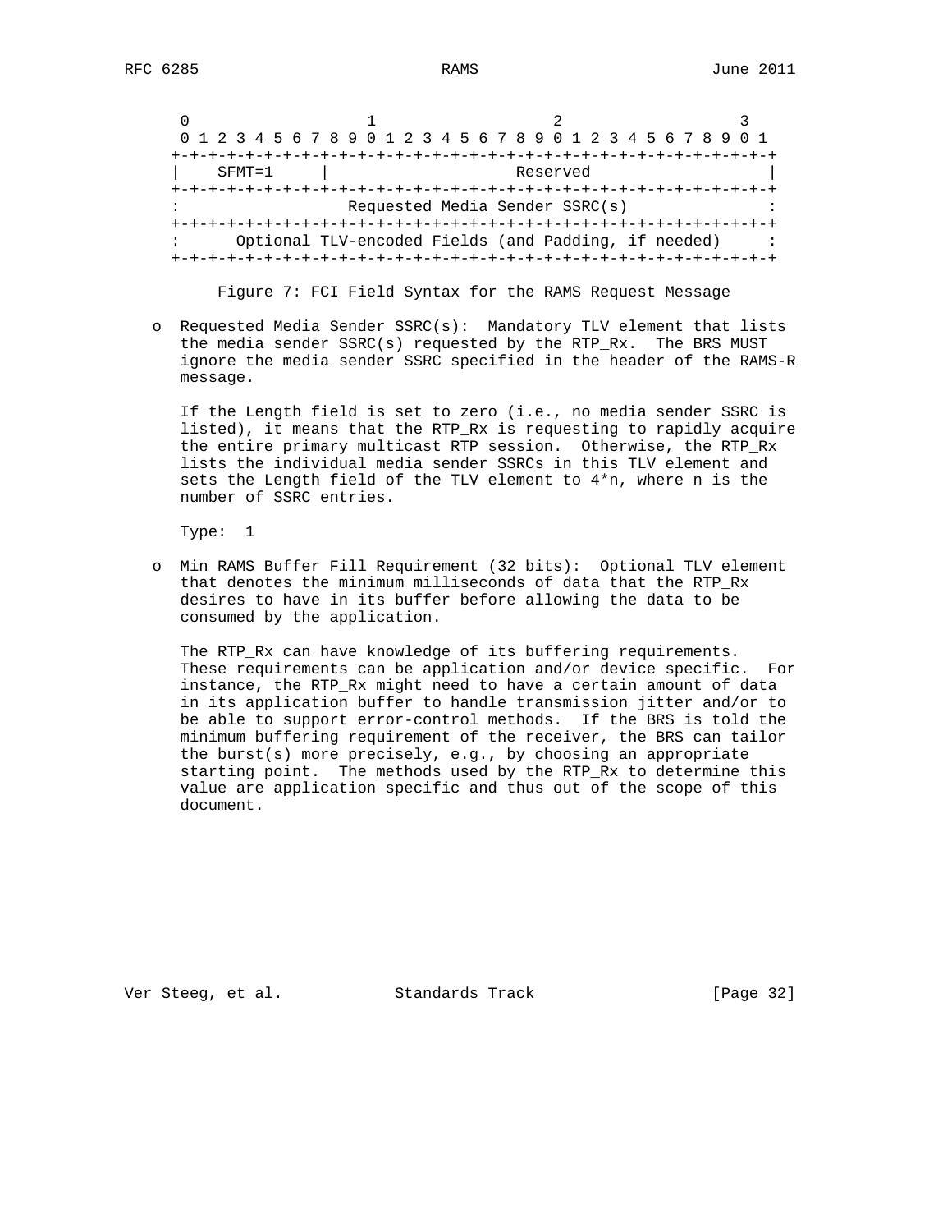```
 0                   1                   2                   3
 0 1 2 3 4 5 6 7 8 9 0 1 2 3 4 5 6 7 8 9 0 1 2 3 4 5 6 7 8 9 0 1
+-+-+-+-+-+-+-+-+-+-+-+-+-+-+-+-+-+-+-+-+-+-+-+-+-+-+-+-+-+-+-+-+
|    SFMT=1     |                    Reserved                   |
+-+-+-+-+-+-+-+-+-+-+-+-+-+-+-+-+-+-+-+-+-+-+-+-+-+-+-+-+-+-+-+-+
:                 Requested Media Sender SSRC(s)                :
+-+-+-+-+-+-+-+-+-+-+-+-+-+-+-+-+-+-+-+-+-+-+-+-+-+-+-+-+-+-+-+-+
:      Optional TLV-encoded Fields (and Padding, if needed)     :
+-+-+-+-+-+-+-+-+-+-+-+-+-+-+-+-+-+-+-+-+-+-+-+-+-+-+-+-+-+-+-+-+
```

Figure 7: FCI Field Syntax for the RAMS Request Message

- Requested Media Sender SSRC(s): Mandatory TLV element that lists the media sender SSRC(s) requested by the RTP_Rx. The BRS MUST ignore the media sender SSRC specified in the header of the RAMS-R message.

  If the Length field is set to zero (i.e., no media sender SSRC is listed), it means that the RTP_Rx is requesting to rapidly acquire the entire primary multicast RTP session. Otherwise, the RTP_Rx lists the individual media sender SSRCs in this TLV element and sets the Length field of the TLV element to 4*n, where n is the number of SSRC entries.

  Type: 1

- Min RAMS Buffer Fill Requirement (32 bits): Optional TLV element that denotes the minimum milliseconds of data that the RTP_Rx desires to have in its buffer before allowing the data to be consumed by the application.

  The RTP_Rx can have knowledge of its buffering requirements. These requirements can be application and/or device specific. For instance, the RTP_Rx might need to have a certain amount of data in its application buffer to handle transmission jitter and/or to be able to support error-control methods. If the BRS is told the minimum buffering requirement of the receiver, the BRS can tailor the burst(s) more precisely, e.g., by choosing an appropriate starting point. The methods used by the RTP_Rx to determine this value are application specific and thus out of the scope of this document.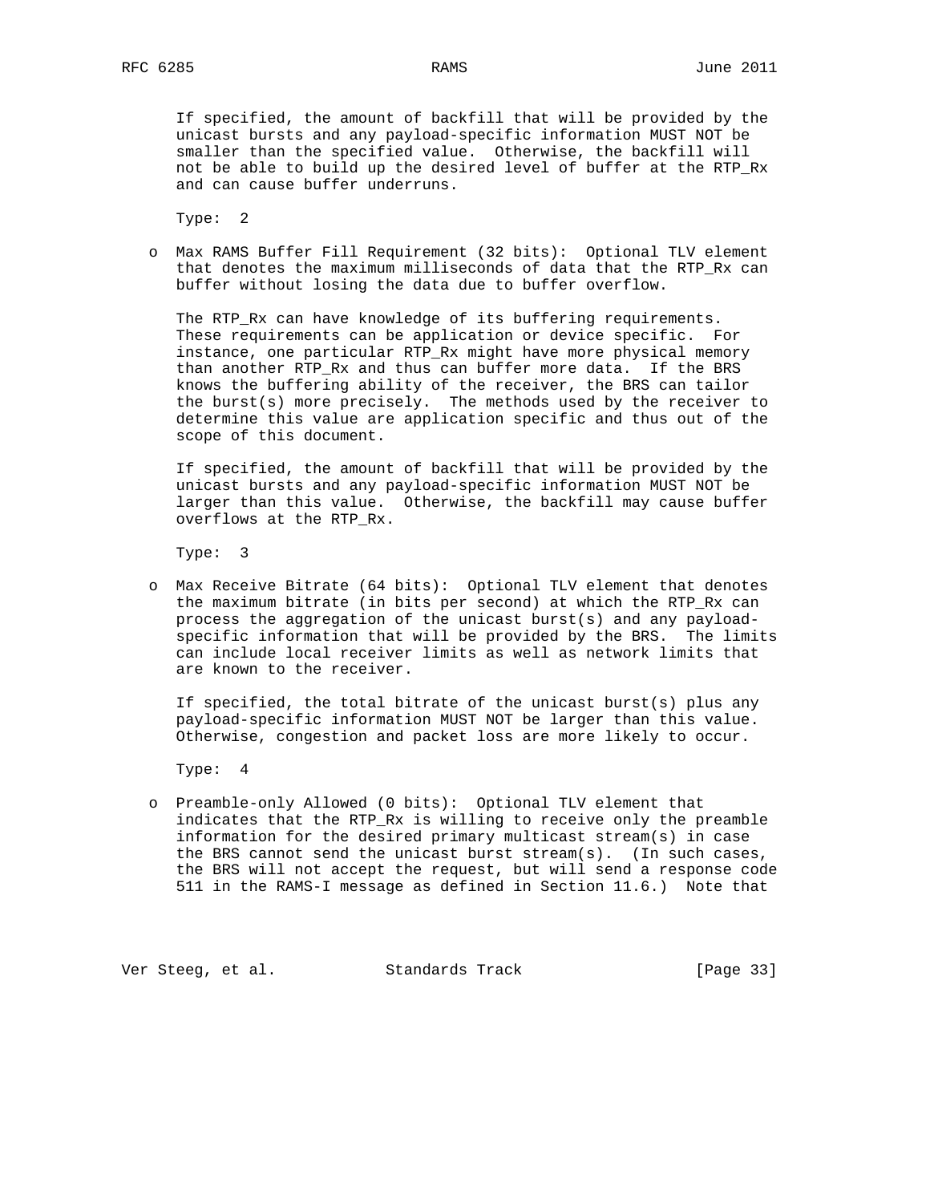If specified, the amount of backfill that will be provided by the unicast bursts and any payload-specific information MUST NOT be smaller than the specified value. Otherwise, the backfill will not be able to build up the desired level of buffer at the RTP_Rx and can cause buffer underruns.

Type: 2

- Max RAMS Buffer Fill Requirement (32 bits): Optional TLV element that denotes the maximum milliseconds of data that the RTP_Rx can buffer without losing the data due to buffer overflow.

  The RTP_Rx can have knowledge of its buffering requirements. These requirements can be application or device specific. For instance, one particular RTP_Rx might have more physical memory than another RTP_Rx and thus can buffer more data. If the BRS knows the buffering ability of the receiver, the BRS can tailor the burst(s) more precisely. The methods used by the receiver to determine this value are application specific and thus out of the scope of this document.

  If specified, the amount of backfill that will be provided by the unicast bursts and any payload-specific information MUST NOT be larger than this value. Otherwise, the backfill may cause buffer overflows at the RTP_Rx.

  Type: 3

- Max Receive Bitrate (64 bits): Optional TLV element that denotes the maximum bitrate (in bits per second) at which the RTP_Rx can process the aggregation of the unicast burst(s) and any payload-specific information that will be provided by the BRS. The limits can include local receiver limits as well as network limits that are known to the receiver.

  If specified, the total bitrate of the unicast burst(s) plus any payload-specific information MUST NOT be larger than this value. Otherwise, congestion and packet loss are more likely to occur.

  Type: 4

- Preamble-only Allowed (0 bits): Optional TLV element that indicates that the RTP_Rx is willing to receive only the preamble information for the desired primary multicast stream(s) in case the BRS cannot send the unicast burst stream(s). (In such cases, the BRS will not accept the request, but will send a response code 511 in the RAMS-I message as defined in Section 11.6.) Note that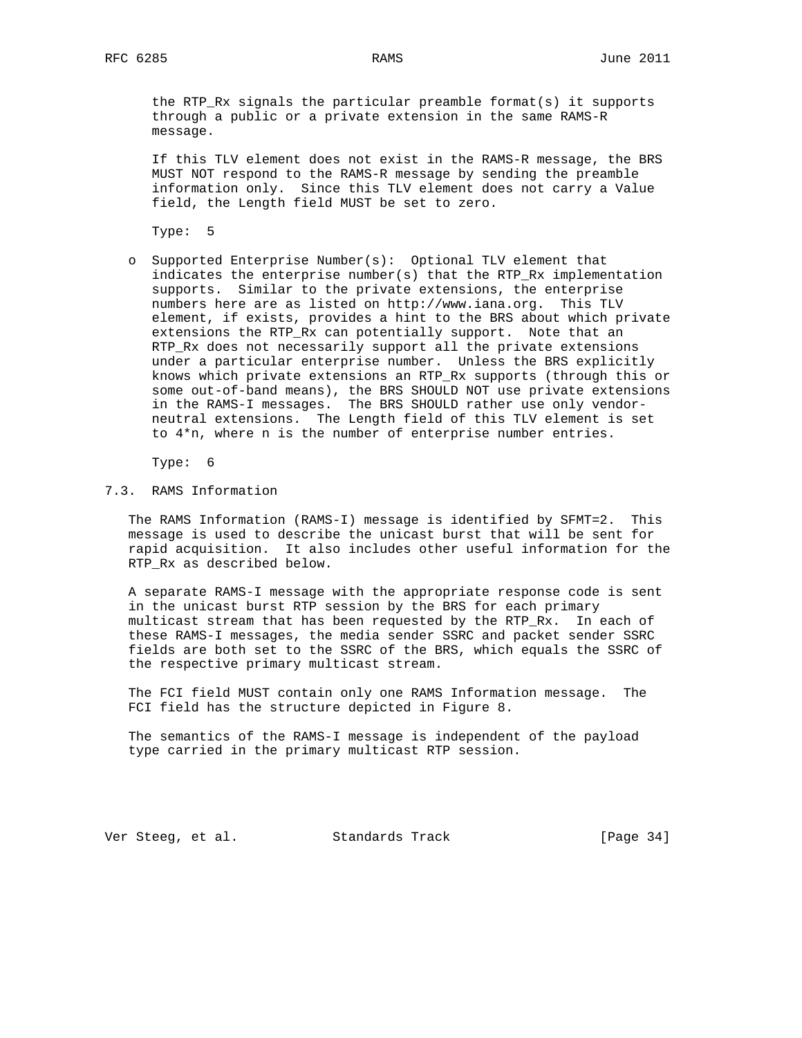the RTP_Rx signals the particular preamble format(s) it supports through a public or a private extension in the same RAMS-R message.

If this TLV element does not exist in the RAMS-R message, the BRS MUST NOT respond to the RAMS-R message by sending the preamble information only. Since this TLV element does not carry a Value field, the Length field MUST be set to zero.

Type: 5

- Supported Enterprise Number(s): Optional TLV element that indicates the enterprise number(s) that the RTP_Rx implementation supports. Similar to the private extensions, the enterprise numbers here are as listed on http://www.iana.org. This TLV element, if exists, provides a hint to the BRS about which private extensions the RTP_Rx can potentially support. Note that an RTP_Rx does not necessarily support all the private extensions under a particular enterprise number. Unless the BRS explicitly knows which private extensions an RTP_Rx supports (through this or some out-of-band means), the BRS SHOULD NOT use private extensions in the RAMS-I messages. The BRS SHOULD rather use only vendor-neutral extensions. The Length field of this TLV element is set to 4*n, where n is the number of enterprise number entries.

  Type: 6

## 7.3. RAMS Information

The RAMS Information (RAMS-I) message is identified by SFMT=2. This message is used to describe the unicast burst that will be sent for rapid acquisition. It also includes other useful information for the RTP_Rx as described below.

A separate RAMS-I message with the appropriate response code is sent in the unicast burst RTP session by the BRS for each primary multicast stream that has been requested by the RTP_Rx. In each of these RAMS-I messages, the media sender SSRC and packet sender SSRC fields are both set to the SSRC of the BRS, which equals the SSRC of the respective primary multicast stream.

The FCI field MUST contain only one RAMS Information message. The FCI field has the structure depicted in Figure 8.

The semantics of the RAMS-I message is independent of the payload type carried in the primary multicast RTP session.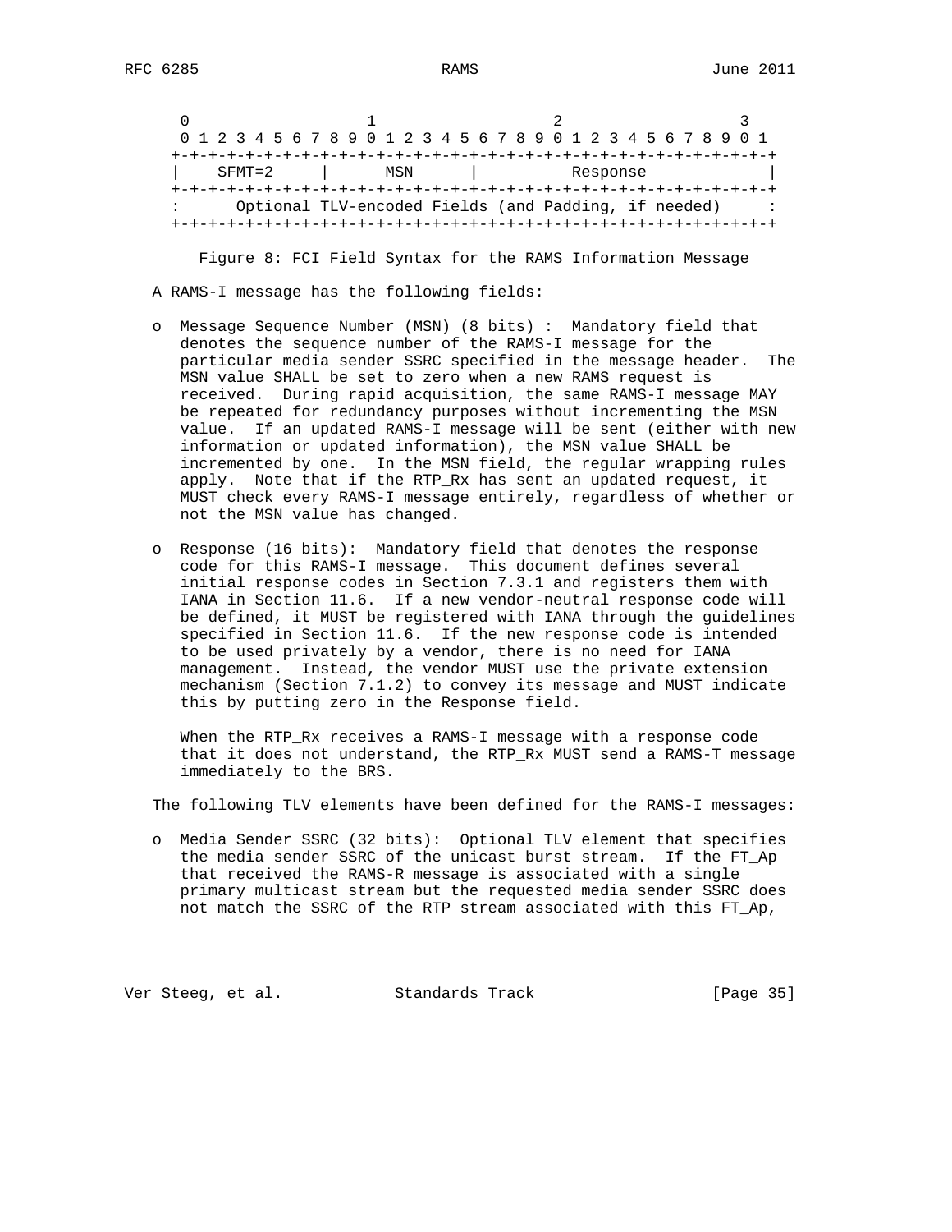```
 0                   1                   2                   3
 0 1 2 3 4 5 6 7 8 9 0 1 2 3 4 5 6 7 8 9 0 1 2 3 4 5 6 7 8 9 0 1
+-+-+-+-+-+-+-+-+-+-+-+-+-+-+-+-+-+-+-+-+-+-+-+-+-+-+-+-+-+-+-+-+
|    SFMT=2     |      MSN      |          Response             |
+-+-+-+-+-+-+-+-+-+-+-+-+-+-+-+-+-+-+-+-+-+-+-+-+-+-+-+-+-+-+-+-+
:      Optional TLV-encoded Fields (and Padding, if needed)     :
+-+-+-+-+-+-+-+-+-+-+-+-+-+-+-+-+-+-+-+-+-+-+-+-+-+-+-+-+-+-+-+-+
```

Figure 8: FCI Field Syntax for the RAMS Information Message

A RAMS-I message has the following fields:

- Message Sequence Number (MSN) (8 bits) : Mandatory field that denotes the sequence number of the RAMS-I message for the particular media sender SSRC specified in the message header. The MSN value SHALL be set to zero when a new RAMS request is received. During rapid acquisition, the same RAMS-I message MAY be repeated for redundancy purposes without incrementing the MSN value. If an updated RAMS-I message will be sent (either with new information or updated information), the MSN value SHALL be incremented by one. In the MSN field, the regular wrapping rules apply. Note that if the RTP_Rx has sent an updated request, it MUST check every RAMS-I message entirely, regardless of whether or not the MSN value has changed.

- Response (16 bits): Mandatory field that denotes the response code for this RAMS-I message. This document defines several initial response codes in Section 7.3.1 and registers them with IANA in Section 11.6. If a new vendor-neutral response code will be defined, it MUST be registered with IANA through the guidelines specified in Section 11.6. If the new response code is intended to be used privately by a vendor, there is no need for IANA management. Instead, the vendor MUST use the private extension mechanism (Section 7.1.2) to convey its message and MUST indicate this by putting zero in the Response field.

  When the RTP_Rx receives a RAMS-I message with a response code that it does not understand, the RTP_Rx MUST send a RAMS-T message immediately to the BRS.

The following TLV elements have been defined for the RAMS-I messages:

- Media Sender SSRC (32 bits): Optional TLV element that specifies the media sender SSRC of the unicast burst stream. If the FT_Ap that received the RAMS-R message is associated with a single primary multicast stream but the requested media sender SSRC does not match the SSRC of the RTP stream associated with this FT_Ap,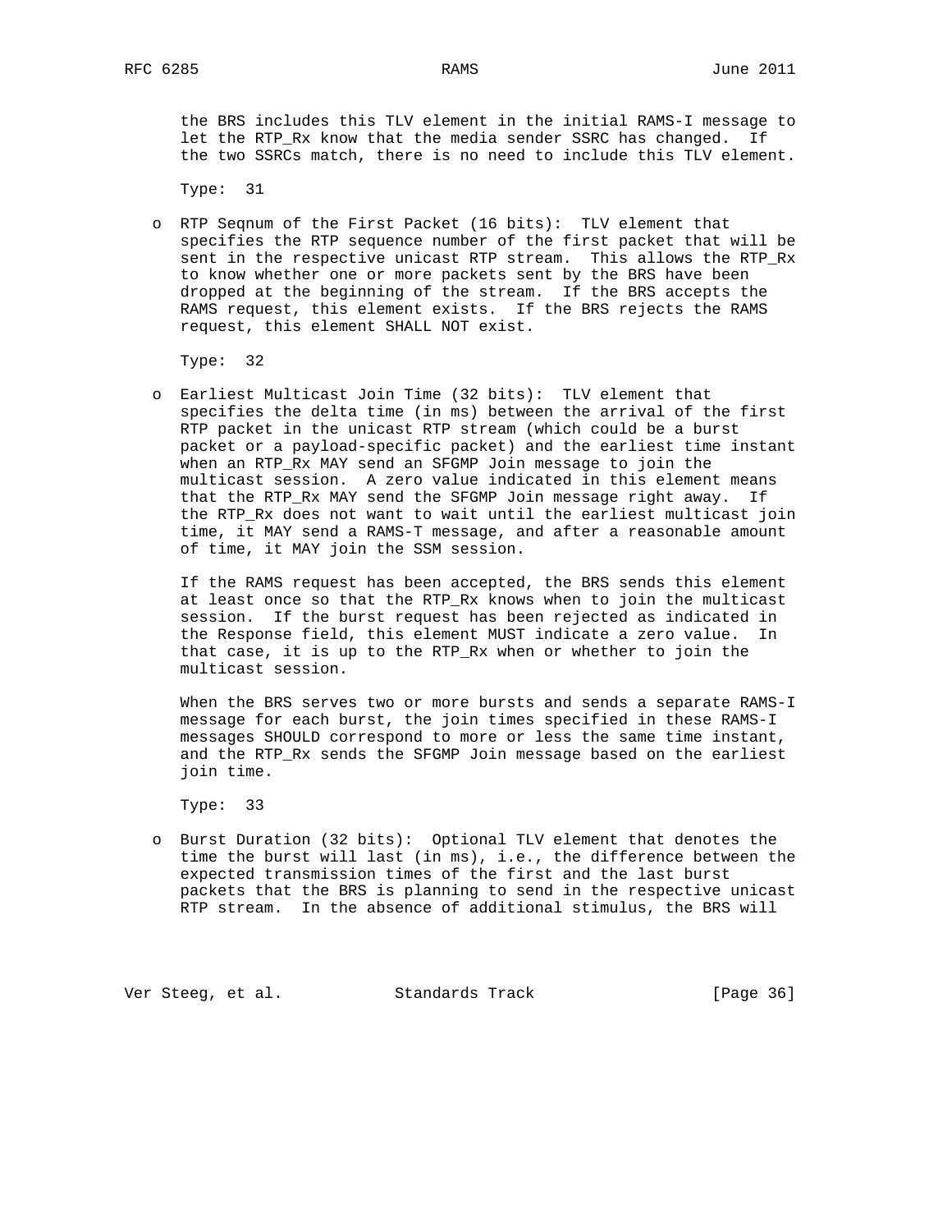the BRS includes this TLV element in the initial RAMS-I message to let the RTP_Rx know that the media sender SSRC has changed. If the two SSRCs match, there is no need to include this TLV element.

Type: 31

- RTP Seqnum of the First Packet (16 bits): TLV element that specifies the RTP sequence number of the first packet that will be sent in the respective unicast RTP stream. This allows the RTP_Rx to know whether one or more packets sent by the BRS have been dropped at the beginning of the stream. If the BRS accepts the RAMS request, this element exists. If the BRS rejects the RAMS request, this element SHALL NOT exist.

  Type: 32

- Earliest Multicast Join Time (32 bits): TLV element that specifies the delta time (in ms) between the arrival of the first RTP packet in the unicast RTP stream (which could be a burst packet or a payload-specific packet) and the earliest time instant when an RTP_Rx MAY send an SFGMP Join message to join the multicast session. A zero value indicated in this element means that the RTP_Rx MAY send the SFGMP Join message right away. If the RTP_Rx does not want to wait until the earliest multicast join time, it MAY send a RAMS-T message, and after a reasonable amount of time, it MAY join the SSM session.

  If the RAMS request has been accepted, the BRS sends this element at least once so that the RTP_Rx knows when to join the multicast session. If the burst request has been rejected as indicated in the Response field, this element MUST indicate a zero value. In that case, it is up to the RTP_Rx when or whether to join the multicast session.

  When the BRS serves two or more bursts and sends a separate RAMS-I message for each burst, the join times specified in these RAMS-I messages SHOULD correspond to more or less the same time instant, and the RTP_Rx sends the SFGMP Join message based on the earliest join time.

  Type: 33

- Burst Duration (32 bits): Optional TLV element that denotes the time the burst will last (in ms), i.e., the difference between the expected transmission times of the first and the last burst packets that the BRS is planning to send in the respective unicast RTP stream. In the absence of additional stimulus, the BRS will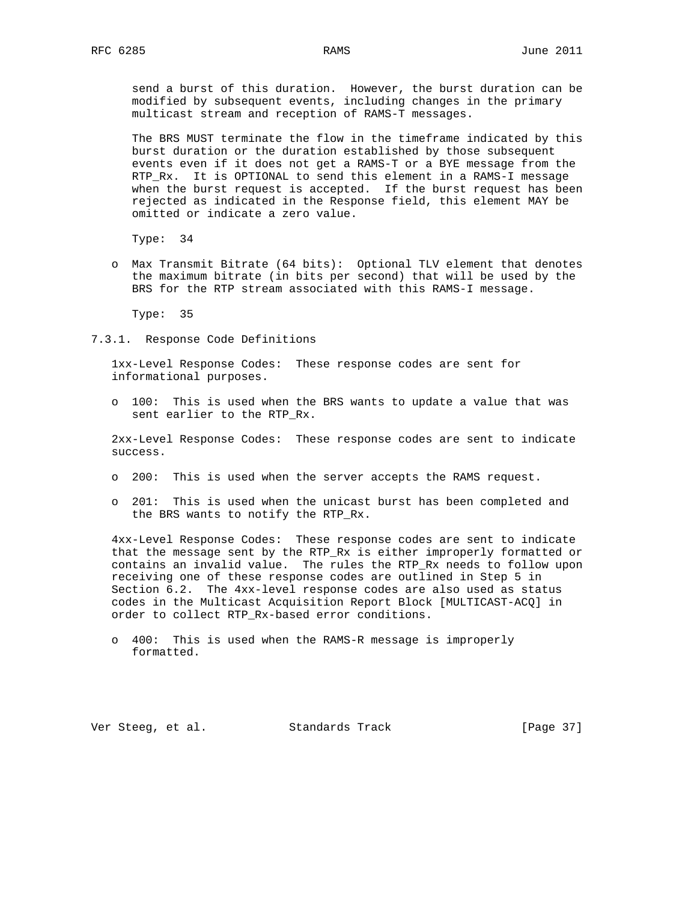send a burst of this duration. However, the burst duration can be modified by subsequent events, including changes in the primary multicast stream and reception of RAMS-T messages.

The BRS MUST terminate the flow in the timeframe indicated by this burst duration or the duration established by those subsequent events even if it does not get a RAMS-T or a BYE message from the RTP_Rx. It is OPTIONAL to send this element in a RAMS-I message when the burst request is accepted. If the burst request has been rejected as indicated in the Response field, this element MAY be omitted or indicate a zero value.

Type: 34

- Max Transmit Bitrate (64 bits): Optional TLV element that denotes the maximum bitrate (in bits per second) that will be used by the BRS for the RTP stream associated with this RAMS-I message.

  Type: 35

### 7.3.1. Response Code Definitions

1xx-Level Response Codes: These response codes are sent for informational purposes.

- 100: This is used when the BRS wants to update a value that was sent earlier to the RTP_Rx.

2xx-Level Response Codes: These response codes are sent to indicate success.

- 200: This is used when the server accepts the RAMS request.
- 201: This is used when the unicast burst has been completed and the BRS wants to notify the RTP_Rx.

4xx-Level Response Codes: These response codes are sent to indicate that the message sent by the RTP_Rx is either improperly formatted or contains an invalid value. The rules the RTP_Rx needs to follow upon receiving one of these response codes are outlined in Step 5 in Section 6.2. The 4xx-level response codes are also used as status codes in the Multicast Acquisition Report Block [MULTICAST-ACQ] in order to collect RTP_Rx-based error conditions.

- 400: This is used when the RAMS-R message is improperly formatted.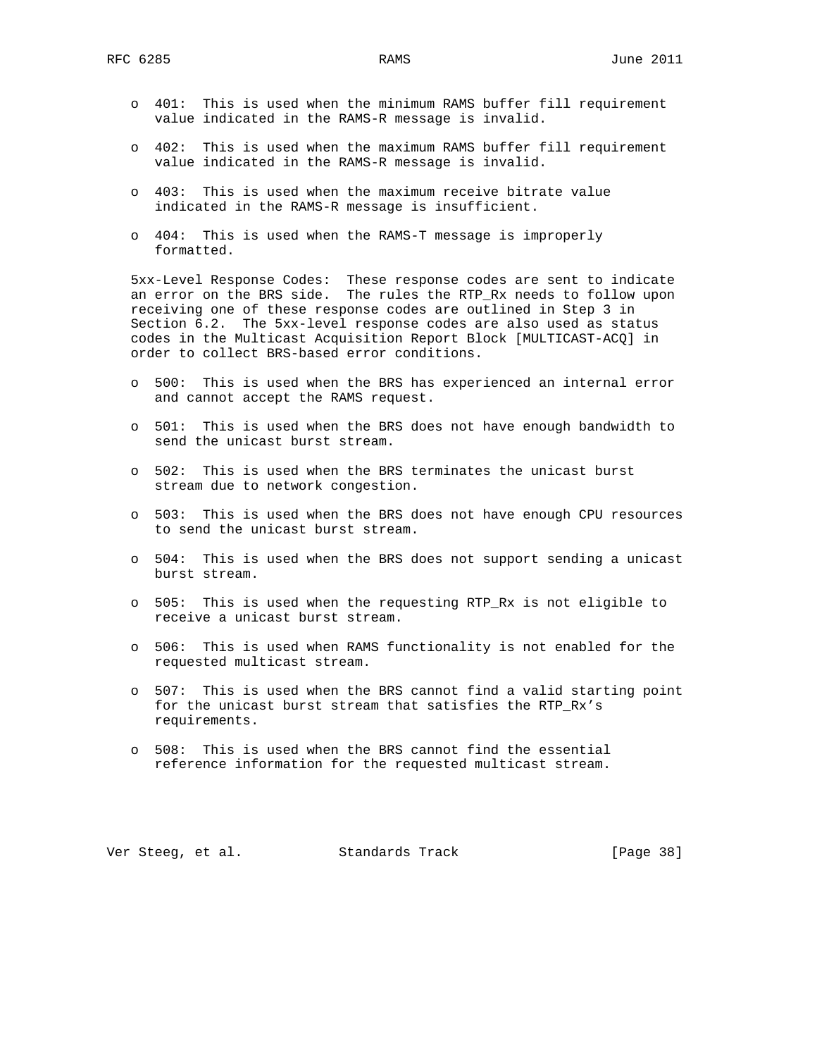- 401: This is used when the minimum RAMS buffer fill requirement value indicated in the RAMS-R message is invalid.

- 402: This is used when the maximum RAMS buffer fill requirement value indicated in the RAMS-R message is invalid.

- 403: This is used when the maximum receive bitrate value indicated in the RAMS-R message is insufficient.

- 404: This is used when the RAMS-T message is improperly formatted.

5xx-Level Response Codes: These response codes are sent to indicate an error on the BRS side. The rules the RTP_Rx needs to follow upon receiving one of these response codes are outlined in Step 3 in Section 6.2. The 5xx-level response codes are also used as status codes in the Multicast Acquisition Report Block [MULTICAST-ACQ] in order to collect BRS-based error conditions.

- 500: This is used when the BRS has experienced an internal error and cannot accept the RAMS request.

- 501: This is used when the BRS does not have enough bandwidth to send the unicast burst stream.

- 502: This is used when the BRS terminates the unicast burst stream due to network congestion.

- 503: This is used when the BRS does not have enough CPU resources to send the unicast burst stream.

- 504: This is used when the BRS does not support sending a unicast burst stream.

- 505: This is used when the requesting RTP_Rx is not eligible to receive a unicast burst stream.

- 506: This is used when RAMS functionality is not enabled for the requested multicast stream.

- 507: This is used when the BRS cannot find a valid starting point for the unicast burst stream that satisfies the RTP_Rx's requirements.

- 508: This is used when the BRS cannot find the essential reference information for the requested multicast stream.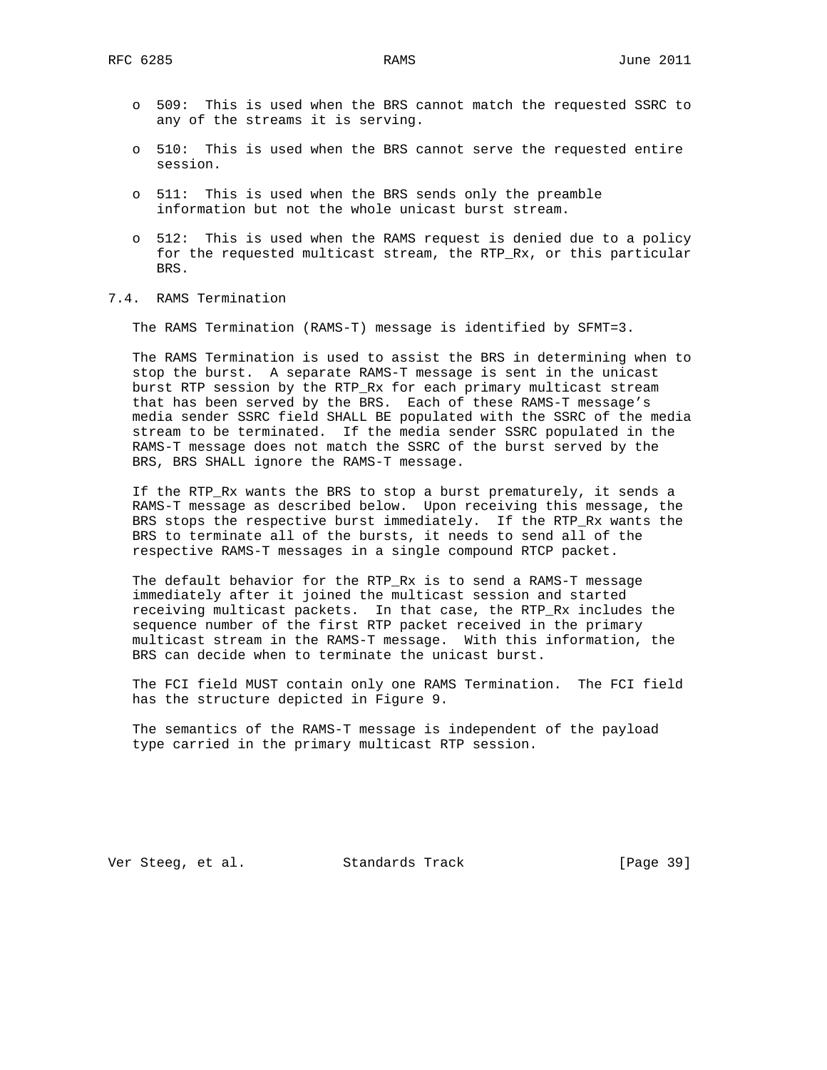- 509: This is used when the BRS cannot match the requested SSRC to any of the streams it is serving.
- 510: This is used when the BRS cannot serve the requested entire session.
- 511: This is used when the BRS sends only the preamble information but not the whole unicast burst stream.
- 512: This is used when the RAMS request is denied due to a policy for the requested multicast stream, the RTP_Rx, or this particular BRS.

### 7.4. RAMS Termination

The RAMS Termination (RAMS-T) message is identified by SFMT=3.

The RAMS Termination is used to assist the BRS in determining when to stop the burst. A separate RAMS-T message is sent in the unicast burst RTP session by the RTP_Rx for each primary multicast stream that has been served by the BRS. Each of these RAMS-T message's media sender SSRC field SHALL BE populated with the SSRC of the media stream to be terminated. If the media sender SSRC populated in the RAMS-T message does not match the SSRC of the burst served by the BRS, BRS SHALL ignore the RAMS-T message.

If the RTP_Rx wants the BRS to stop a burst prematurely, it sends a RAMS-T message as described below. Upon receiving this message, the BRS stops the respective burst immediately. If the RTP_Rx wants the BRS to terminate all of the bursts, it needs to send all of the respective RAMS-T messages in a single compound RTCP packet.

The default behavior for the RTP_Rx is to send a RAMS-T message immediately after it joined the multicast session and started receiving multicast packets. In that case, the RTP_Rx includes the sequence number of the first RTP packet received in the primary multicast stream in the RAMS-T message. With this information, the BRS can decide when to terminate the unicast burst.

The FCI field MUST contain only one RAMS Termination. The FCI field has the structure depicted in Figure 9.

The semantics of the RAMS-T message is independent of the payload type carried in the primary multicast RTP session.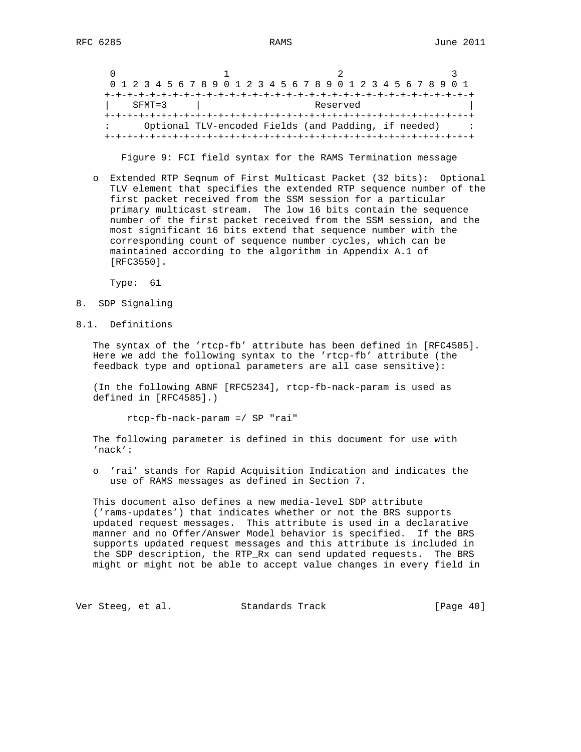```
 0                   1                   2                   3
 0 1 2 3 4 5 6 7 8 9 0 1 2 3 4 5 6 7 8 9 0 1 2 3 4 5 6 7 8 9 0 1
+-+-+-+-+-+-+-+-+-+-+-+-+-+-+-+-+-+-+-+-+-+-+-+-+-+-+-+-+-+-+-+-+
|    SFMT=3     |                    Reserved                   |
+-+-+-+-+-+-+-+-+-+-+-+-+-+-+-+-+-+-+-+-+-+-+-+-+-+-+-+-+-+-+-+-+
:      Optional TLV-encoded Fields (and Padding, if needed)     :
+-+-+-+-+-+-+-+-+-+-+-+-+-+-+-+-+-+-+-+-+-+-+-+-+-+-+-+-+-+-+-+-+
```

Figure 9: FCI field syntax for the RAMS Termination message

- Extended RTP Seqnum of First Multicast Packet (32 bits): Optional TLV element that specifies the extended RTP sequence number of the first packet received from the SSM session for a particular primary multicast stream. The low 16 bits contain the sequence number of the first packet received from the SSM session, and the most significant 16 bits extend that sequence number with the corresponding count of sequence number cycles, which can be maintained according to the algorithm in Appendix A.1 of [RFC3550].

  Type: 61

## 8. SDP Signaling

### 8.1. Definitions

The syntax of the 'rtcp-fb' attribute has been defined in [RFC4585]. Here we add the following syntax to the 'rtcp-fb' attribute (the feedback type and optional parameters are all case sensitive):

(In the following ABNF [RFC5234], rtcp-fb-nack-param is used as defined in [RFC4585].)

```
rtcp-fb-nack-param =/ SP "rai"
```

The following parameter is defined in this document for use with 'nack':

- 'rai' stands for Rapid Acquisition Indication and indicates the use of RAMS messages as defined in Section 7.

This document also defines a new media-level SDP attribute ('rams-updates') that indicates whether or not the BRS supports updated request messages. This attribute is used in a declarative manner and no Offer/Answer Model behavior is specified. If the BRS supports updated request messages and this attribute is included in the SDP description, the RTP_Rx can send updated requests. The BRS might or might not be able to accept value changes in every field in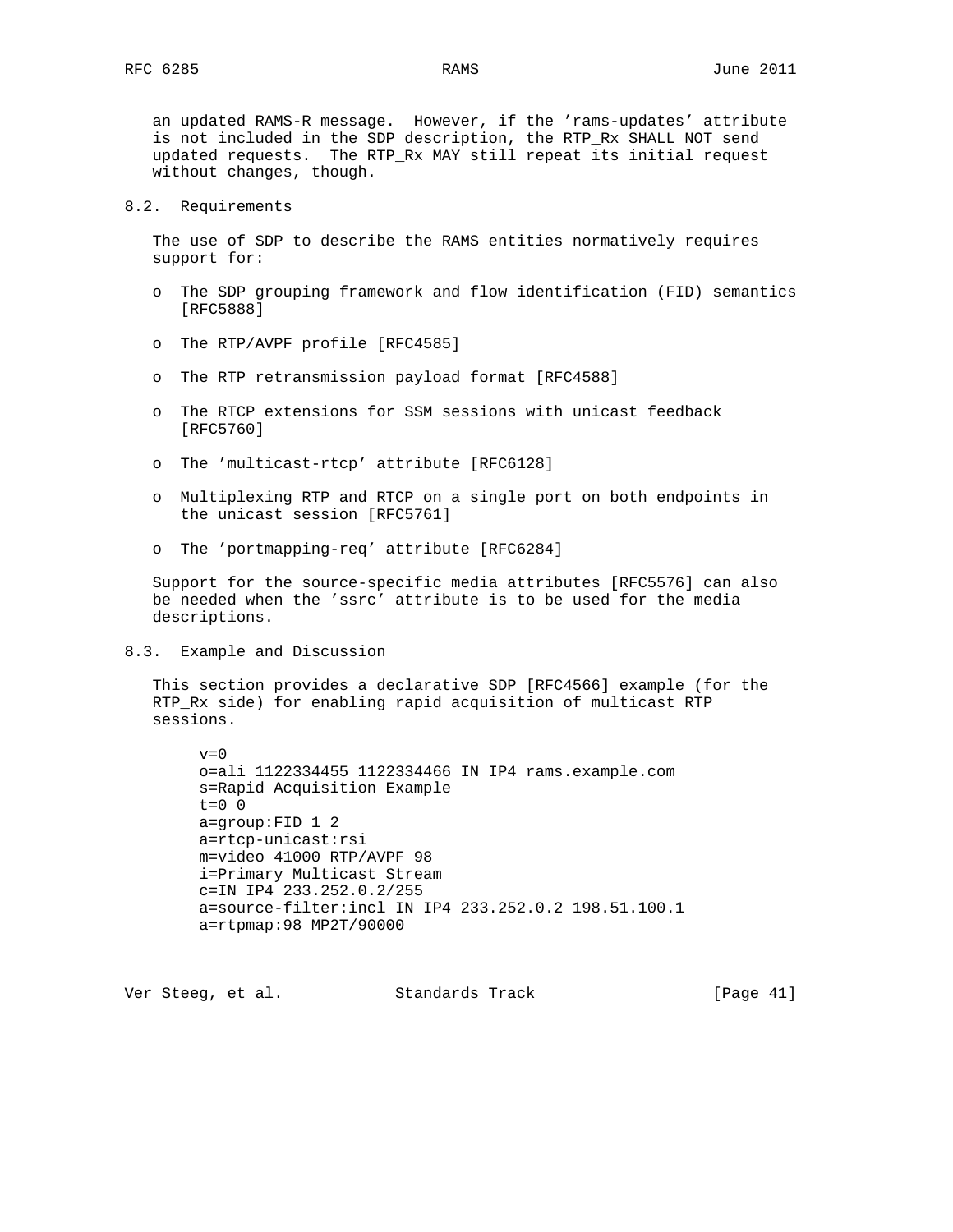an updated RAMS-R message. However, if the 'rams-updates' attribute is not included in the SDP description, the RTP_Rx SHALL NOT send updated requests. The RTP_Rx MAY still repeat its initial request without changes, though.

## 8.2. Requirements

The use of SDP to describe the RAMS entities normatively requires support for:

- The SDP grouping framework and flow identification (FID) semantics [RFC5888]
- The RTP/AVPF profile [RFC4585]
- The RTP retransmission payload format [RFC4588]
- The RTCP extensions for SSM sessions with unicast feedback [RFC5760]
- The 'multicast-rtcp' attribute [RFC6128]
- Multiplexing RTP and RTCP on a single port on both endpoints in the unicast session [RFC5761]
- The 'portmapping-req' attribute [RFC6284]

Support for the source-specific media attributes [RFC5576] can also be needed when the 'ssrc' attribute is to be used for the media descriptions.

## 8.3. Example and Discussion

This section provides a declarative SDP [RFC4566] example (for the RTP_Rx side) for enabling rapid acquisition of multicast RTP sessions.

```
v=0
o=ali 1122334455 1122334466 IN IP4 rams.example.com
s=Rapid Acquisition Example
t=0 0
a=group:FID 1 2
a=rtcp-unicast:rsi
m=video 41000 RTP/AVPF 98
i=Primary Multicast Stream
c=IN IP4 233.252.0.2/255
a=source-filter:incl IN IP4 233.252.0.2 198.51.100.1
a=rtpmap:98 MP2T/90000
```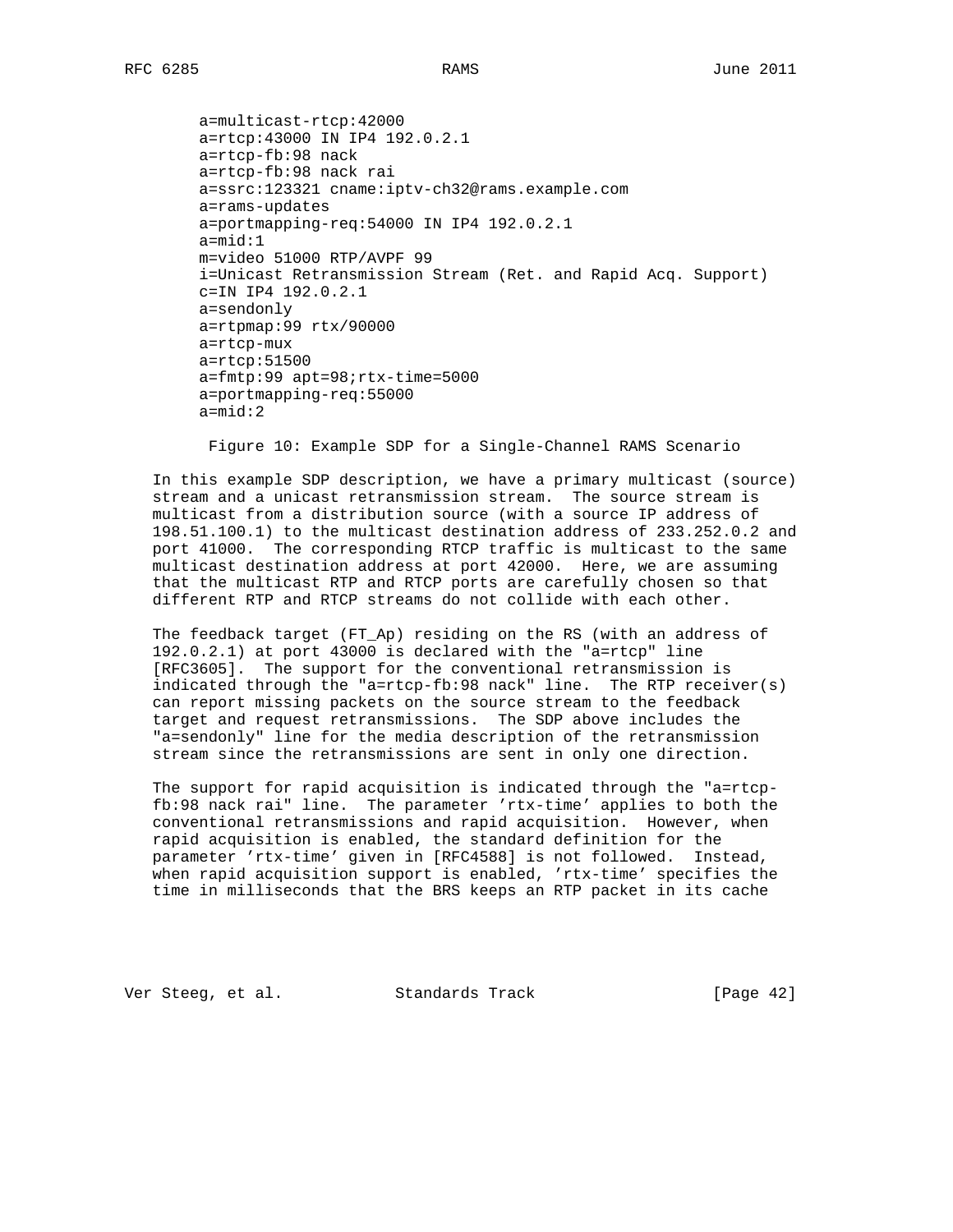```
a=multicast-rtcp:42000
a=rtcp:43000 IN IP4 192.0.2.1
a=rtcp-fb:98 nack
a=rtcp-fb:98 nack rai
a=ssrc:123321 cname:iptv-ch32@rams.example.com
a=rams-updates
a=portmapping-req:54000 IN IP4 192.0.2.1
a=mid:1
m=video 51000 RTP/AVPF 99
i=Unicast Retransmission Stream (Ret. and Rapid Acq. Support)
c=IN IP4 192.0.2.1
a=sendonly
a=rtpmap:99 rtx/90000
a=rtcp-mux
a=rtcp:51500
a=fmtp:99 apt=98;rtx-time=5000
a=portmapping-req:55000
a=mid:2
```

Figure 10: Example SDP for a Single-Channel RAMS Scenario

In this example SDP description, we have a primary multicast (source) stream and a unicast retransmission stream. The source stream is multicast from a distribution source (with a source IP address of 198.51.100.1) to the multicast destination address of 233.252.0.2 and port 41000. The corresponding RTCP traffic is multicast to the same multicast destination address at port 42000. Here, we are assuming that the multicast RTP and RTCP ports are carefully chosen so that different RTP and RTCP streams do not collide with each other.

The feedback target (FT_Ap) residing on the RS (with an address of 192.0.2.1) at port 43000 is declared with the "a=rtcp" line [RFC3605]. The support for the conventional retransmission is indicated through the "a=rtcp-fb:98 nack" line. The RTP receiver(s) can report missing packets on the source stream to the feedback target and request retransmissions. The SDP above includes the "a=sendonly" line for the media description of the retransmission stream since the retransmissions are sent in only one direction.

The support for rapid acquisition is indicated through the "a=rtcp-fb:98 nack rai" line. The parameter 'rtx-time' applies to both the conventional retransmissions and rapid acquisition. However, when rapid acquisition is enabled, the standard definition for the parameter 'rtx-time' given in [RFC4588] is not followed. Instead, when rapid acquisition support is enabled, 'rtx-time' specifies the time in milliseconds that the BRS keeps an RTP packet in its cache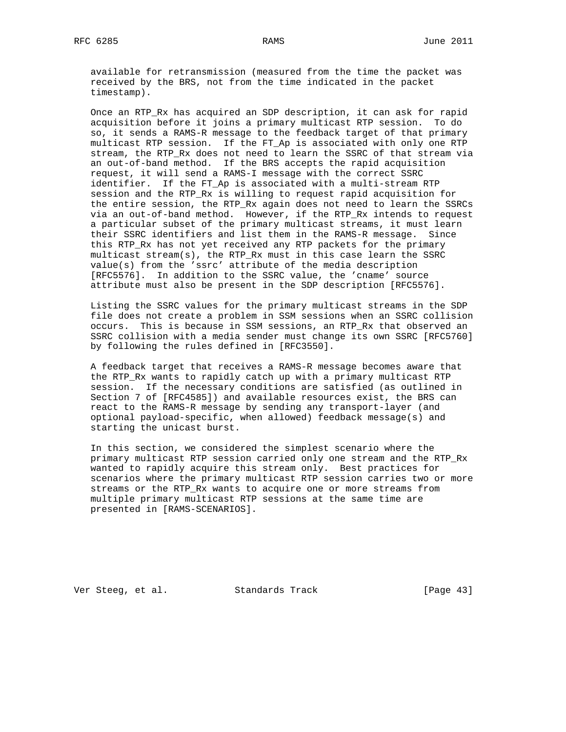available for retransmission (measured from the time the packet was received by the BRS, not from the time indicated in the packet timestamp).

Once an RTP_Rx has acquired an SDP description, it can ask for rapid acquisition before it joins a primary multicast RTP session. To do so, it sends a RAMS-R message to the feedback target of that primary multicast RTP session. If the FT_Ap is associated with only one RTP stream, the RTP_Rx does not need to learn the SSRC of that stream via an out-of-band method. If the BRS accepts the rapid acquisition request, it will send a RAMS-I message with the correct SSRC identifier. If the FT_Ap is associated with a multi-stream RTP session and the RTP_Rx is willing to request rapid acquisition for the entire session, the RTP_Rx again does not need to learn the SSRCs via an out-of-band method. However, if the RTP_Rx intends to request a particular subset of the primary multicast streams, it must learn their SSRC identifiers and list them in the RAMS-R message. Since this RTP_Rx has not yet received any RTP packets for the primary multicast stream(s), the RTP_Rx must in this case learn the SSRC value(s) from the 'ssrc' attribute of the media description [RFC5576]. In addition to the SSRC value, the 'cname' source attribute must also be present in the SDP description [RFC5576].

Listing the SSRC values for the primary multicast streams in the SDP file does not create a problem in SSM sessions when an SSRC collision occurs. This is because in SSM sessions, an RTP_Rx that observed an SSRC collision with a media sender must change its own SSRC [RFC5760] by following the rules defined in [RFC3550].

A feedback target that receives a RAMS-R message becomes aware that the RTP_Rx wants to rapidly catch up with a primary multicast RTP session. If the necessary conditions are satisfied (as outlined in Section 7 of [RFC4585]) and available resources exist, the BRS can react to the RAMS-R message by sending any transport-layer (and optional payload-specific, when allowed) feedback message(s) and starting the unicast burst.

In this section, we considered the simplest scenario where the primary multicast RTP session carried only one stream and the RTP_Rx wanted to rapidly acquire this stream only. Best practices for scenarios where the primary multicast RTP session carries two or more streams or the RTP_Rx wants to acquire one or more streams from multiple primary multicast RTP sessions at the same time are presented in [RAMS-SCENARIOS].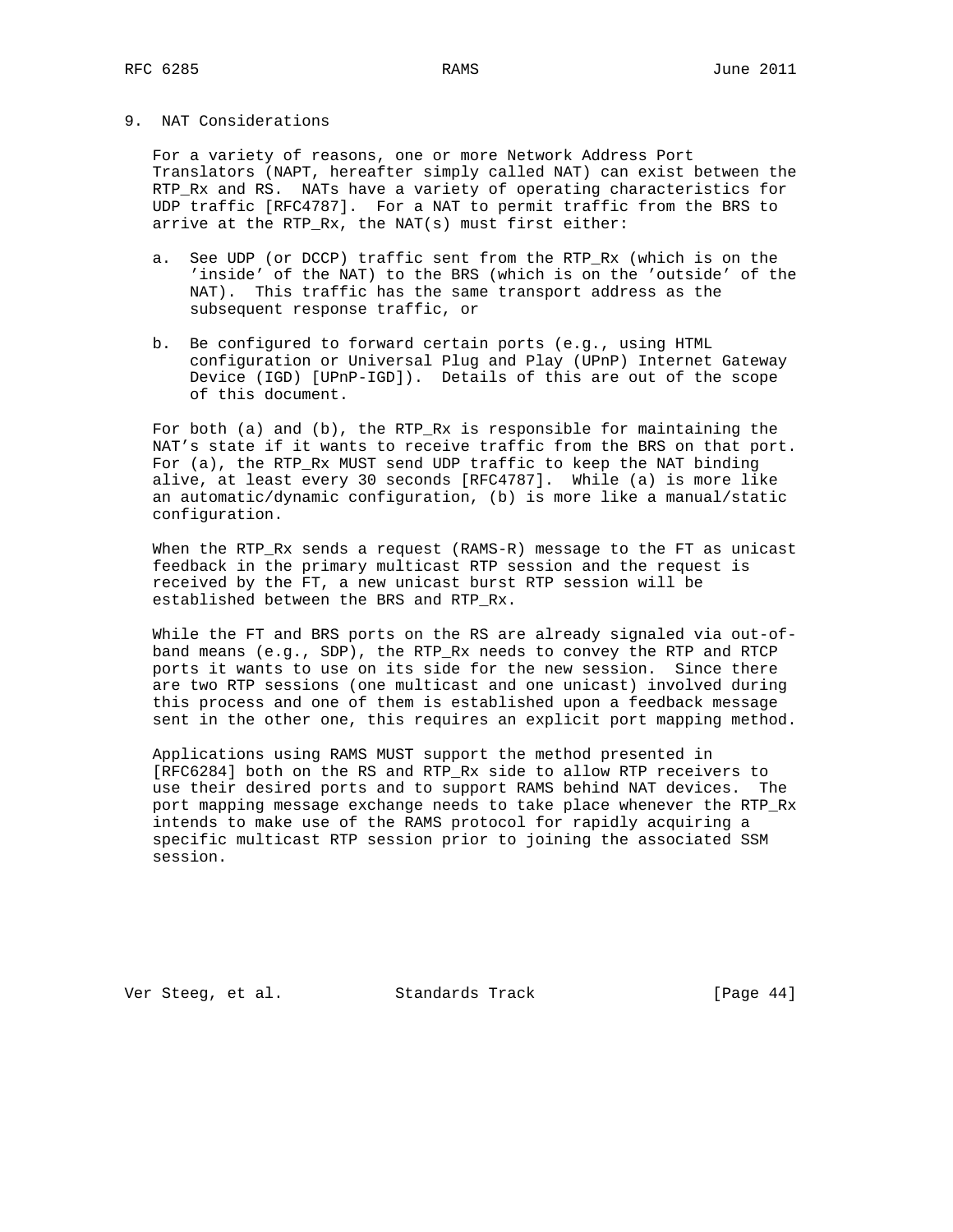## 9. NAT Considerations

For a variety of reasons, one or more Network Address Port Translators (NAPT, hereafter simply called NAT) can exist between the RTP_Rx and RS. NATs have a variety of operating characteristics for UDP traffic [RFC4787]. For a NAT to permit traffic from the BRS to arrive at the RTP_Rx, the NAT(s) must first either:

a. See UDP (or DCCP) traffic sent from the RTP_Rx (which is on the 'inside' of the NAT) to the BRS (which is on the 'outside' of the NAT). This traffic has the same transport address as the subsequent response traffic, or

b. Be configured to forward certain ports (e.g., using HTML configuration or Universal Plug and Play (UPnP) Internet Gateway Device (IGD) [UPnP-IGD]). Details of this are out of the scope of this document.

For both (a) and (b), the RTP_Rx is responsible for maintaining the NAT's state if it wants to receive traffic from the BRS on that port. For (a), the RTP_Rx MUST send UDP traffic to keep the NAT binding alive, at least every 30 seconds [RFC4787]. While (a) is more like an automatic/dynamic configuration, (b) is more like a manual/static configuration.

When the RTP_Rx sends a request (RAMS-R) message to the FT as unicast feedback in the primary multicast RTP session and the request is received by the FT, a new unicast burst RTP session will be established between the BRS and RTP_Rx.

While the FT and BRS ports on the RS are already signaled via out-of-band means (e.g., SDP), the RTP_Rx needs to convey the RTP and RTCP ports it wants to use on its side for the new session. Since there are two RTP sessions (one multicast and one unicast) involved during this process and one of them is established upon a feedback message sent in the other one, this requires an explicit port mapping method.

Applications using RAMS MUST support the method presented in [RFC6284] both on the RS and RTP_Rx side to allow RTP receivers to use their desired ports and to support RAMS behind NAT devices. The port mapping message exchange needs to take place whenever the RTP_Rx intends to make use of the RAMS protocol for rapidly acquiring a specific multicast RTP session prior to joining the associated SSM session.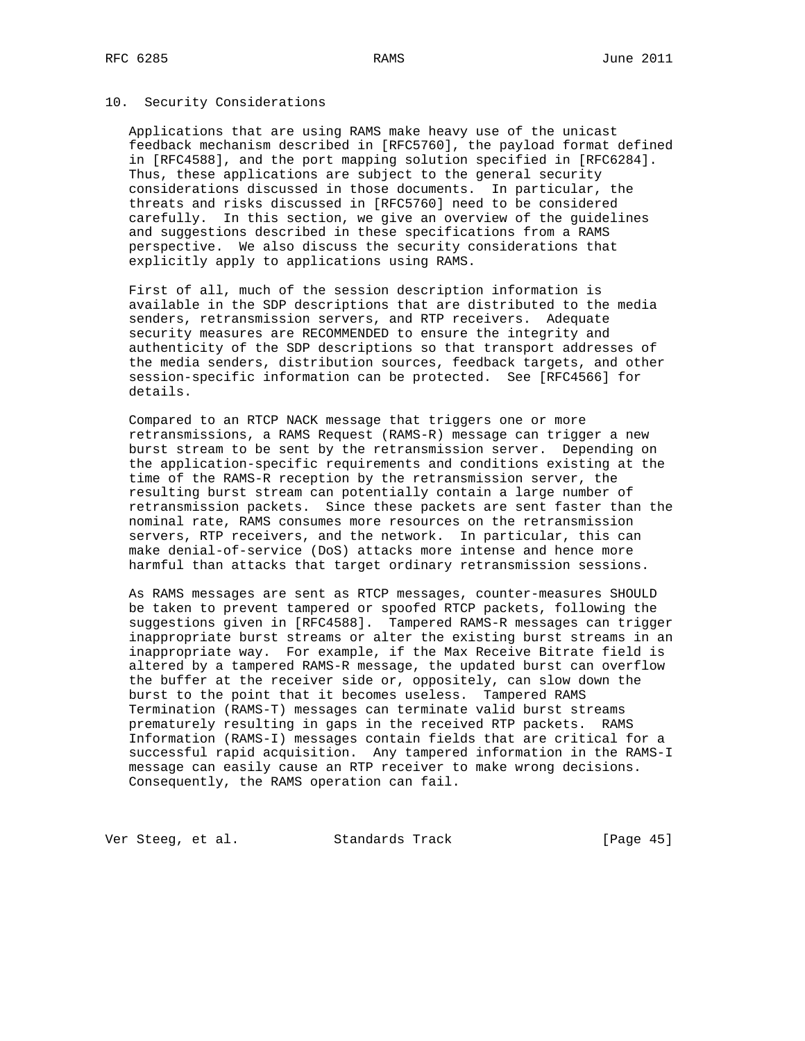## 10. Security Considerations

Applications that are using RAMS make heavy use of the unicast feedback mechanism described in [RFC5760], the payload format defined in [RFC4588], and the port mapping solution specified in [RFC6284]. Thus, these applications are subject to the general security considerations discussed in those documents. In particular, the threats and risks discussed in [RFC5760] need to be considered carefully. In this section, we give an overview of the guidelines and suggestions described in these specifications from a RAMS perspective. We also discuss the security considerations that explicitly apply to applications using RAMS.

First of all, much of the session description information is available in the SDP descriptions that are distributed to the media senders, retransmission servers, and RTP receivers. Adequate security measures are RECOMMENDED to ensure the integrity and authenticity of the SDP descriptions so that transport addresses of the media senders, distribution sources, feedback targets, and other session-specific information can be protected. See [RFC4566] for details.

Compared to an RTCP NACK message that triggers one or more retransmissions, a RAMS Request (RAMS-R) message can trigger a new burst stream to be sent by the retransmission server. Depending on the application-specific requirements and conditions existing at the time of the RAMS-R reception by the retransmission server, the resulting burst stream can potentially contain a large number of retransmission packets. Since these packets are sent faster than the nominal rate, RAMS consumes more resources on the retransmission servers, RTP receivers, and the network. In particular, this can make denial-of-service (DoS) attacks more intense and hence more harmful than attacks that target ordinary retransmission sessions.

As RAMS messages are sent as RTCP messages, counter-measures SHOULD be taken to prevent tampered or spoofed RTCP packets, following the suggestions given in [RFC4588]. Tampered RAMS-R messages can trigger inappropriate burst streams or alter the existing burst streams in an inappropriate way. For example, if the Max Receive Bitrate field is altered by a tampered RAMS-R message, the updated burst can overflow the buffer at the receiver side or, oppositely, can slow down the burst to the point that it becomes useless. Tampered RAMS Termination (RAMS-T) messages can terminate valid burst streams prematurely resulting in gaps in the received RTP packets. RAMS Information (RAMS-I) messages contain fields that are critical for a successful rapid acquisition. Any tampered information in the RAMS-I message can easily cause an RTP receiver to make wrong decisions. Consequently, the RAMS operation can fail.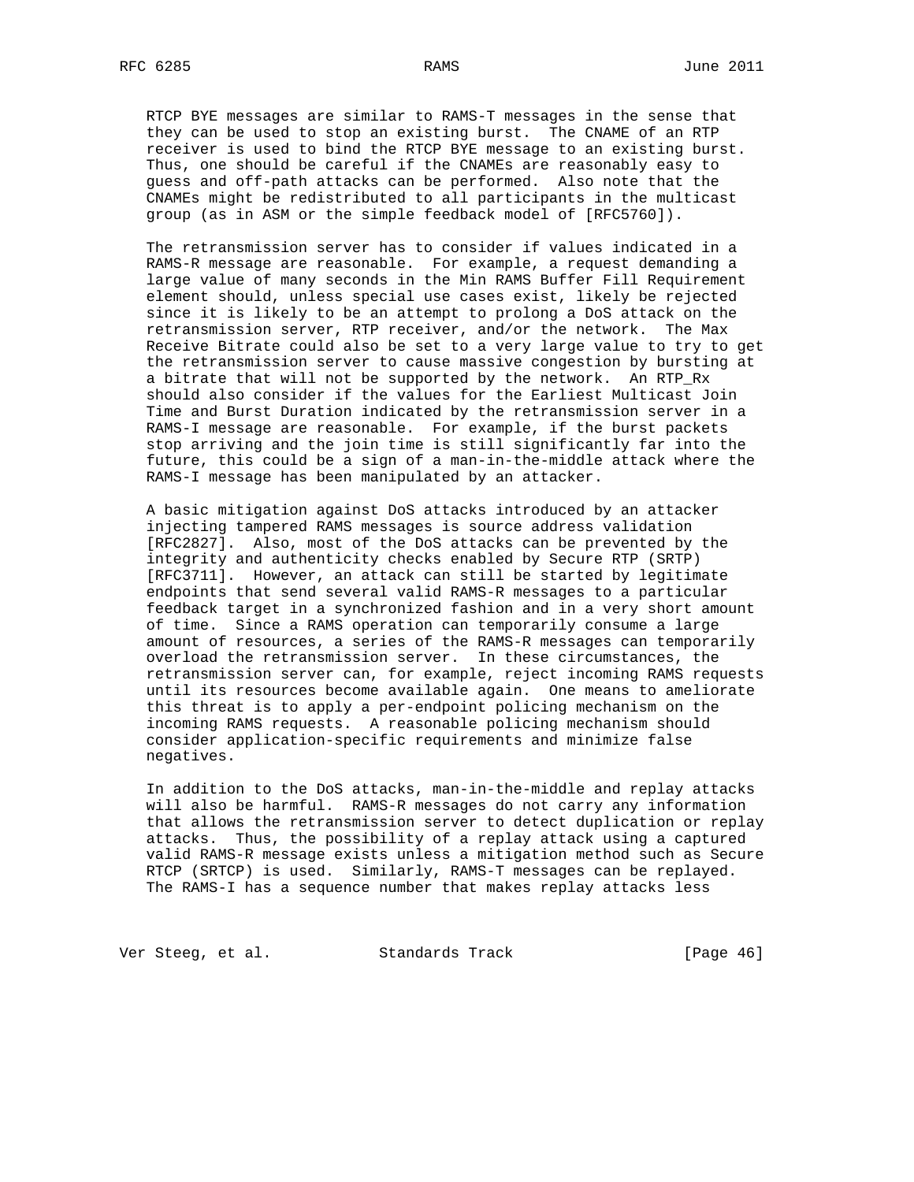RTCP BYE messages are similar to RAMS-T messages in the sense that they can be used to stop an existing burst. The CNAME of an RTP receiver is used to bind the RTCP BYE message to an existing burst. Thus, one should be careful if the CNAMEs are reasonably easy to guess and off-path attacks can be performed. Also note that the CNAMEs might be redistributed to all participants in the multicast group (as in ASM or the simple feedback model of [RFC5760]).

The retransmission server has to consider if values indicated in a RAMS-R message are reasonable. For example, a request demanding a large value of many seconds in the Min RAMS Buffer Fill Requirement element should, unless special use cases exist, likely be rejected since it is likely to be an attempt to prolong a DoS attack on the retransmission server, RTP receiver, and/or the network. The Max Receive Bitrate could also be set to a very large value to try to get the retransmission server to cause massive congestion by bursting at a bitrate that will not be supported by the network. An RTP_Rx should also consider if the values for the Earliest Multicast Join Time and Burst Duration indicated by the retransmission server in a RAMS-I message are reasonable. For example, if the burst packets stop arriving and the join time is still significantly far into the future, this could be a sign of a man-in-the-middle attack where the RAMS-I message has been manipulated by an attacker.

A basic mitigation against DoS attacks introduced by an attacker injecting tampered RAMS messages is source address validation [RFC2827]. Also, most of the DoS attacks can be prevented by the integrity and authenticity checks enabled by Secure RTP (SRTP) [RFC3711]. However, an attack can still be started by legitimate endpoints that send several valid RAMS-R messages to a particular feedback target in a synchronized fashion and in a very short amount of time. Since a RAMS operation can temporarily consume a large amount of resources, a series of the RAMS-R messages can temporarily overload the retransmission server. In these circumstances, the retransmission server can, for example, reject incoming RAMS requests until its resources become available again. One means to ameliorate this threat is to apply a per-endpoint policing mechanism on the incoming RAMS requests. A reasonable policing mechanism should consider application-specific requirements and minimize false negatives.

In addition to the DoS attacks, man-in-the-middle and replay attacks will also be harmful. RAMS-R messages do not carry any information that allows the retransmission server to detect duplication or replay attacks. Thus, the possibility of a replay attack using a captured valid RAMS-R message exists unless a mitigation method such as Secure RTCP (SRTCP) is used. Similarly, RAMS-T messages can be replayed. The RAMS-I has a sequence number that makes replay attacks less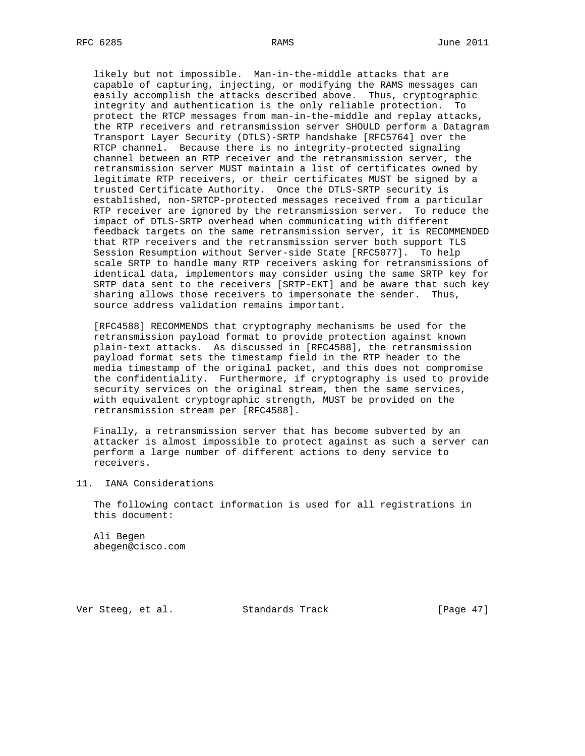likely but not impossible. Man-in-the-middle attacks that are capable of capturing, injecting, or modifying the RAMS messages can easily accomplish the attacks described above. Thus, cryptographic integrity and authentication is the only reliable protection. To protect the RTCP messages from man-in-the-middle and replay attacks, the RTP receivers and retransmission server SHOULD perform a Datagram Transport Layer Security (DTLS)-SRTP handshake [RFC5764] over the RTCP channel. Because there is no integrity-protected signaling channel between an RTP receiver and the retransmission server, the retransmission server MUST maintain a list of certificates owned by legitimate RTP receivers, or their certificates MUST be signed by a trusted Certificate Authority. Once the DTLS-SRTP security is established, non-SRTCP-protected messages received from a particular RTP receiver are ignored by the retransmission server. To reduce the impact of DTLS-SRTP overhead when communicating with different feedback targets on the same retransmission server, it is RECOMMENDED that RTP receivers and the retransmission server both support TLS Session Resumption without Server-side State [RFC5077]. To help scale SRTP to handle many RTP receivers asking for retransmissions of identical data, implementors may consider using the same SRTP key for SRTP data sent to the receivers [SRTP-EKT] and be aware that such key sharing allows those receivers to impersonate the sender. Thus, source address validation remains important.

[RFC4588] RECOMMENDS that cryptography mechanisms be used for the retransmission payload format to provide protection against known plain-text attacks. As discussed in [RFC4588], the retransmission payload format sets the timestamp field in the RTP header to the media timestamp of the original packet, and this does not compromise the confidentiality. Furthermore, if cryptography is used to provide security services on the original stream, then the same services, with equivalent cryptographic strength, MUST be provided on the retransmission stream per [RFC4588].

Finally, a retransmission server that has become subverted by an attacker is almost impossible to protect against as such a server can perform a large number of different actions to deny service to receivers.

## 11. IANA Considerations

The following contact information is used for all registrations in this document:

Ali Begen
abegen@cisco.com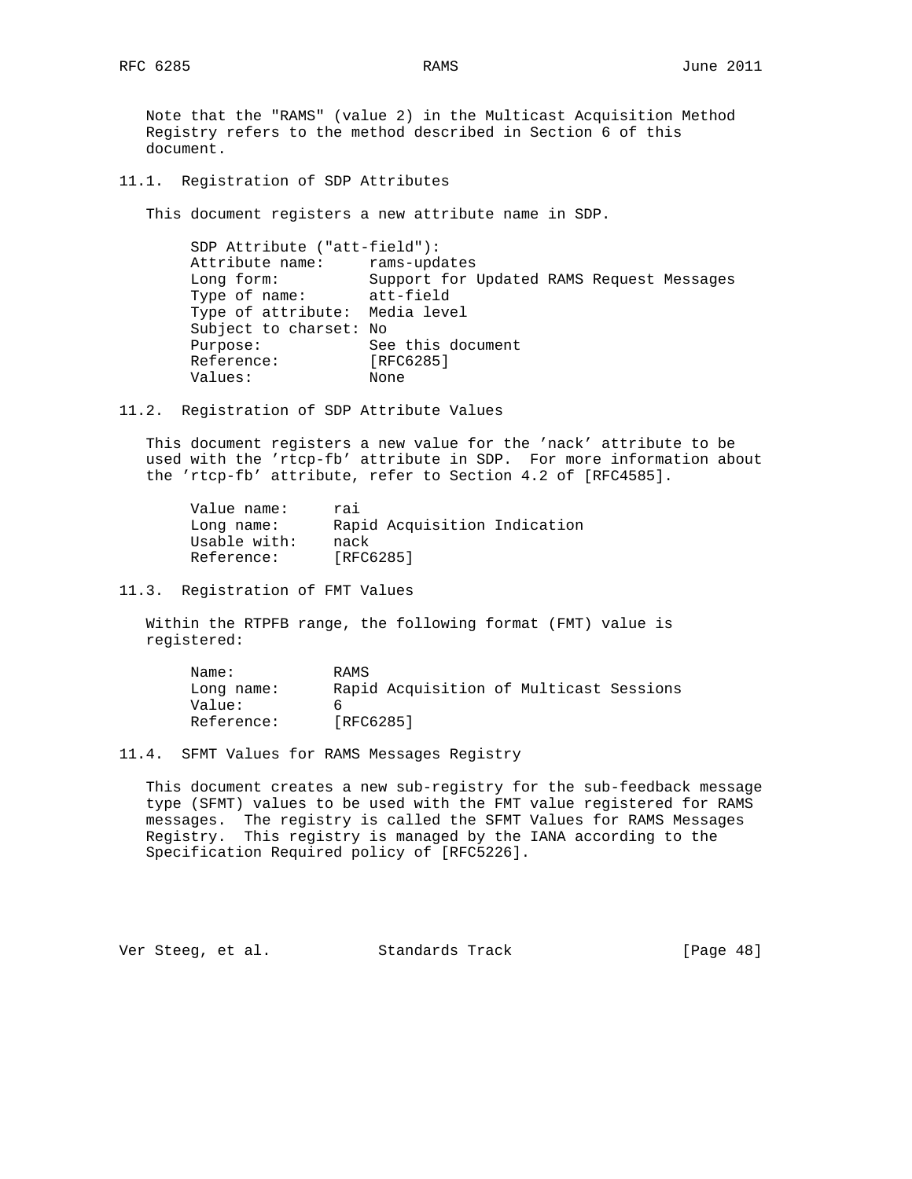Note that the "RAMS" (value 2) in the Multicast Acquisition Method Registry refers to the method described in Section 6 of this document.

### 11.1. Registration of SDP Attributes

This document registers a new attribute name in SDP.

```
SDP Attribute ("att-field"):
Attribute name:     rams-updates
Long form:          Support for Updated RAMS Request Messages
Type of name:       att-field
Type of attribute:  Media level
Subject to charset: No
Purpose:            See this document
Reference:          [RFC6285]
Values:             None
```

### 11.2. Registration of SDP Attribute Values

This document registers a new value for the 'nack' attribute to be used with the 'rtcp-fb' attribute in SDP. For more information about the 'rtcp-fb' attribute, refer to Section 4.2 of [RFC4585].

```
Value name:     rai
Long name:      Rapid Acquisition Indication
Usable with:    nack
Reference:      [RFC6285]
```

### 11.3. Registration of FMT Values

Within the RTPFB range, the following format (FMT) value is registered:

```
Name:           RAMS
Long name:      Rapid Acquisition of Multicast Sessions
Value:          6
Reference:      [RFC6285]
```

### 11.4. SFMT Values for RAMS Messages Registry

This document creates a new sub-registry for the sub-feedback message type (SFMT) values to be used with the FMT value registered for RAMS messages. The registry is called the SFMT Values for RAMS Messages Registry. This registry is managed by the IANA according to the Specification Required policy of [RFC5226].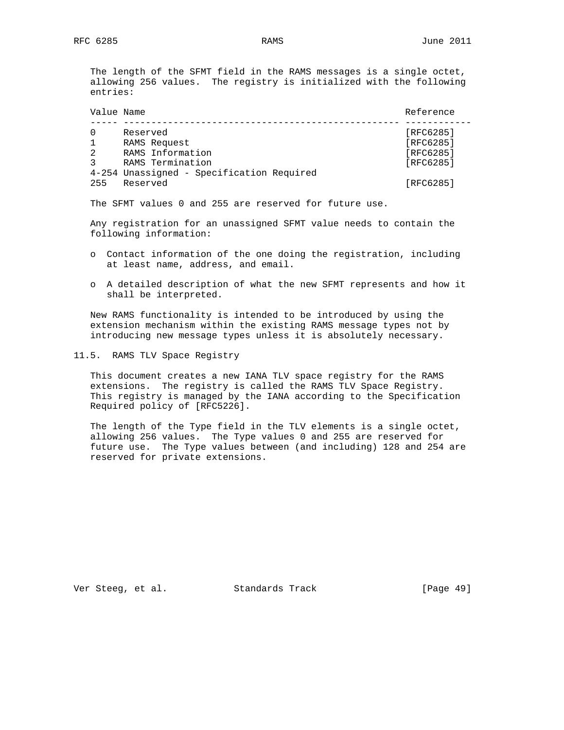The length of the SFMT field in the RAMS messages is a single octet, allowing 256 values. The registry is initialized with the following entries:

| Value | Name | Reference |
|---|---|---|
| 0 | Reserved | [RFC6285] |
| 1 | RAMS Request | [RFC6285] |
| 2 | RAMS Information | [RFC6285] |
| 3 | RAMS Termination | [RFC6285] |
| 4-254 | Unassigned - Specification Required | |
| 255 | Reserved | [RFC6285] |

The SFMT values 0 and 255 are reserved for future use.

Any registration for an unassigned SFMT value needs to contain the following information:

- Contact information of the one doing the registration, including at least name, address, and email.
- A detailed description of what the new SFMT represents and how it shall be interpreted.

New RAMS functionality is intended to be introduced by using the extension mechanism within the existing RAMS message types not by introducing new message types unless it is absolutely necessary.

## 11.5. RAMS TLV Space Registry

This document creates a new IANA TLV space registry for the RAMS extensions. The registry is called the RAMS TLV Space Registry. This registry is managed by the IANA according to the Specification Required policy of [RFC5226].

The length of the Type field in the TLV elements is a single octet, allowing 256 values. The Type values 0 and 255 are reserved for future use. The Type values between (and including) 128 and 254 are reserved for private extensions.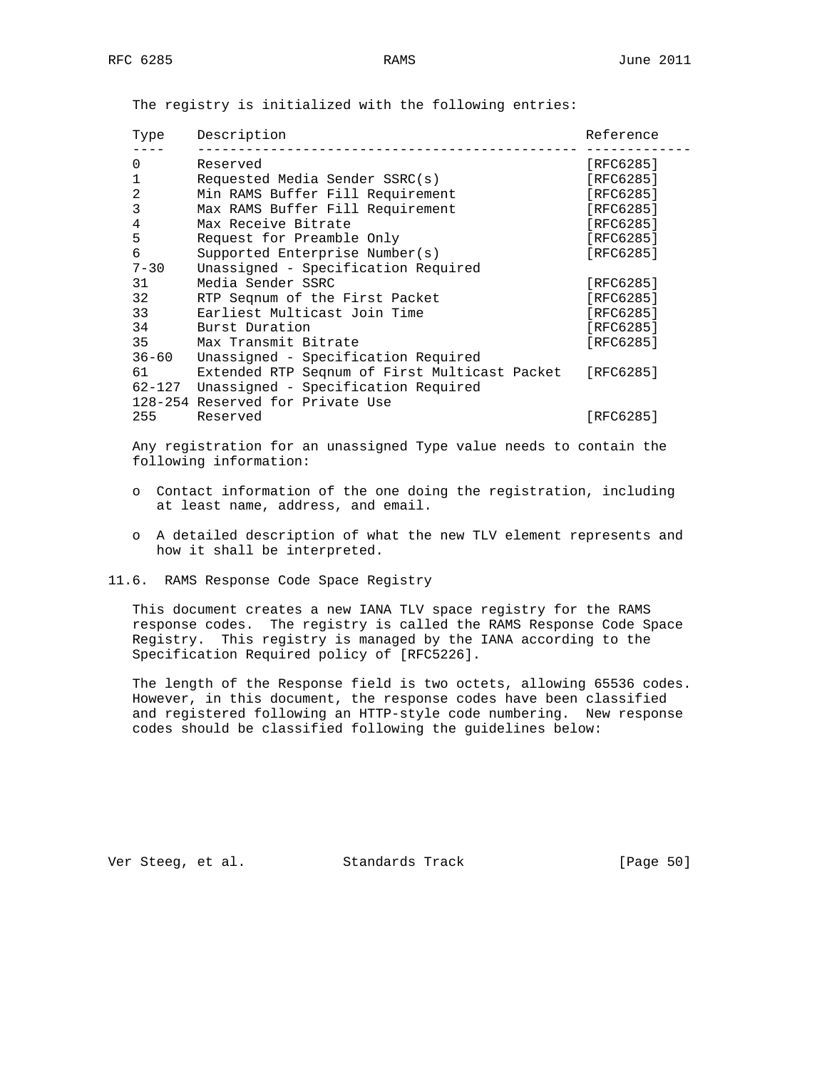The registry is initialized with the following entries:

| Type | Description | Reference |
|---|---|---|
| 0 | Reserved | [RFC6285] |
| 1 | Requested Media Sender SSRC(s) | [RFC6285] |
| 2 | Min RAMS Buffer Fill Requirement | [RFC6285] |
| 3 | Max RAMS Buffer Fill Requirement | [RFC6285] |
| 4 | Max Receive Bitrate | [RFC6285] |
| 5 | Request for Preamble Only | [RFC6285] |
| 6 | Supported Enterprise Number(s) | [RFC6285] |
| 7-30 | Unassigned - Specification Required | |
| 31 | Media Sender SSRC | [RFC6285] |
| 32 | RTP Seqnum of the First Packet | [RFC6285] |
| 33 | Earliest Multicast Join Time | [RFC6285] |
| 34 | Burst Duration | [RFC6285] |
| 35 | Max Transmit Bitrate | [RFC6285] |
| 36-60 | Unassigned - Specification Required | |
| 61 | Extended RTP Seqnum of First Multicast Packet | [RFC6285] |
| 62-127 | Unassigned - Specification Required | |
| 128-254 | Reserved for Private Use | |
| 255 | Reserved | [RFC6285] |

Any registration for an unassigned Type value needs to contain the following information:

- Contact information of the one doing the registration, including at least name, address, and email.

- A detailed description of what the new TLV element represents and how it shall be interpreted.

### 11.6. RAMS Response Code Space Registry

This document creates a new IANA TLV space registry for the RAMS response codes. The registry is called the RAMS Response Code Space Registry. This registry is managed by the IANA according to the Specification Required policy of [RFC5226].

The length of the Response field is two octets, allowing 65536 codes. However, in this document, the response codes have been classified and registered following an HTTP-style code numbering. New response codes should be classified following the guidelines below: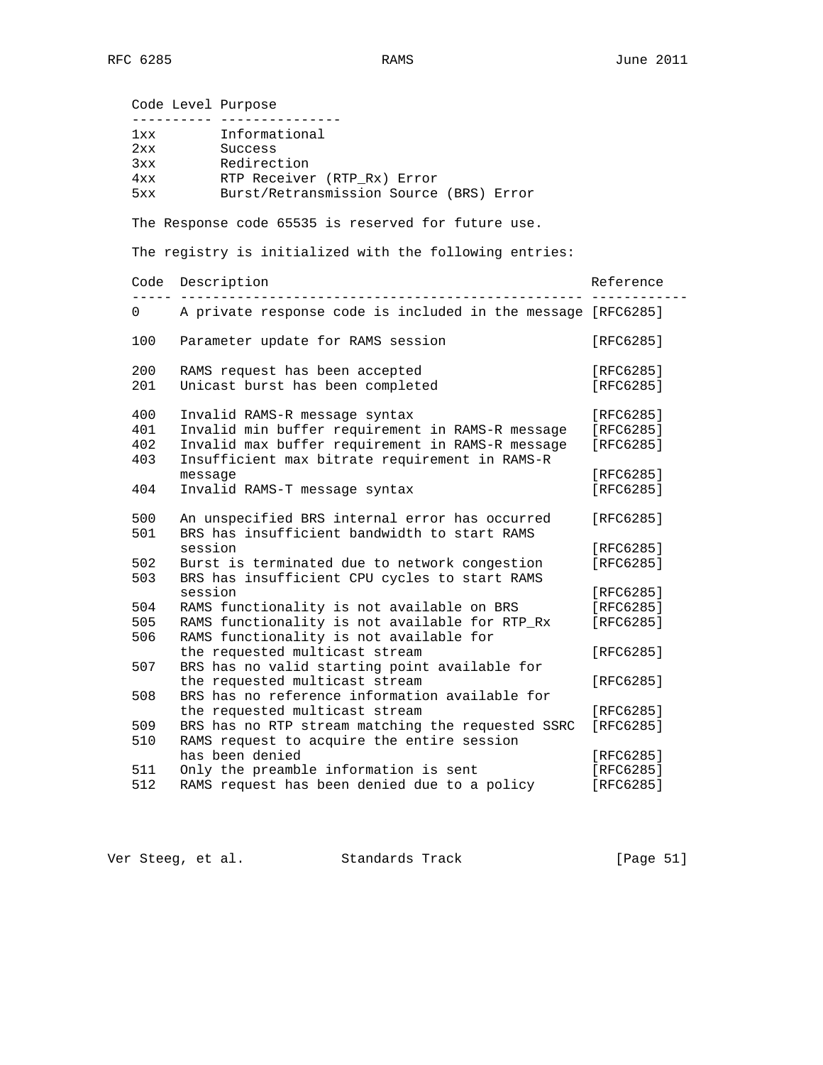| Code Level | Purpose |
|---|---|
| 1xx | Informational |
| 2xx | Success |
| 3xx | Redirection |
| 4xx | RTP Receiver (RTP_Rx) Error |
| 5xx | Burst/Retransmission Source (BRS) Error |

The Response code 65535 is reserved for future use.

The registry is initialized with the following entries:

| Code | Description | Reference |
|---|---|---|
| 0 | A private response code is included in the message | [RFC6285] |
| 100 | Parameter update for RAMS session | [RFC6285] |
| 200 | RAMS request has been accepted | [RFC6285] |
| 201 | Unicast burst has been completed | [RFC6285] |
| 400 | Invalid RAMS-R message syntax | [RFC6285] |
| 401 | Invalid min buffer requirement in RAMS-R message | [RFC6285] |
| 402 | Invalid max buffer requirement in RAMS-R message | [RFC6285] |
| 403 | Insufficient max bitrate requirement in RAMS-R message | [RFC6285] |
| 404 | Invalid RAMS-T message syntax | [RFC6285] |
| 500 | An unspecified BRS internal error has occurred | [RFC6285] |
| 501 | BRS has insufficient bandwidth to start RAMS session | [RFC6285] |
| 502 | Burst is terminated due to network congestion | [RFC6285] |
| 503 | BRS has insufficient CPU cycles to start RAMS session | [RFC6285] |
| 504 | RAMS functionality is not available on BRS | [RFC6285] |
| 505 | RAMS functionality is not available for RTP_Rx | [RFC6285] |
| 506 | RAMS functionality is not available for the requested multicast stream | [RFC6285] |
| 507 | BRS has no valid starting point available for the requested multicast stream | [RFC6285] |
| 508 | BRS has no reference information available for the requested multicast stream | [RFC6285] |
| 509 | BRS has no RTP stream matching the requested SSRC | [RFC6285] |
| 510 | RAMS request to acquire the entire session has been denied | [RFC6285] |
| 511 | Only the preamble information is sent | [RFC6285] |
| 512 | RAMS request has been denied due to a policy | [RFC6285] |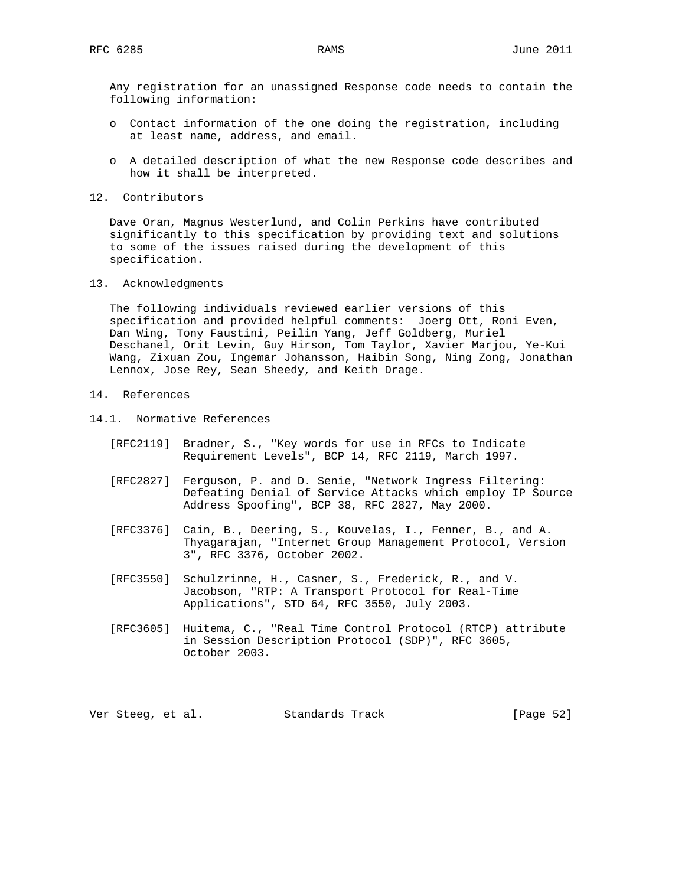Any registration for an unassigned Response code needs to contain the following information:

- Contact information of the one doing the registration, including at least name, address, and email.
- A detailed description of what the new Response code describes and how it shall be interpreted.

## 12. Contributors

Dave Oran, Magnus Westerlund, and Colin Perkins have contributed significantly to this specification by providing text and solutions to some of the issues raised during the development of this specification.

## 13. Acknowledgments

The following individuals reviewed earlier versions of this specification and provided helpful comments: Joerg Ott, Roni Even, Dan Wing, Tony Faustini, Peilin Yang, Jeff Goldberg, Muriel Deschanel, Orit Levin, Guy Hirson, Tom Taylor, Xavier Marjou, Ye-Kui Wang, Zixuan Zou, Ingemar Johansson, Haibin Song, Ning Zong, Jonathan Lennox, Jose Rey, Sean Sheedy, and Keith Drage.

## 14. References

### 14.1. Normative References

[RFC2119] Bradner, S., "Key words for use in RFCs to Indicate Requirement Levels", BCP 14, RFC 2119, March 1997.

[RFC2827] Ferguson, P. and D. Senie, "Network Ingress Filtering: Defeating Denial of Service Attacks which employ IP Source Address Spoofing", BCP 38, RFC 2827, May 2000.

[RFC3376] Cain, B., Deering, S., Kouvelas, I., Fenner, B., and A. Thyagarajan, "Internet Group Management Protocol, Version 3", RFC 3376, October 2002.

[RFC3550] Schulzrinne, H., Casner, S., Frederick, R., and V. Jacobson, "RTP: A Transport Protocol for Real-Time Applications", STD 64, RFC 3550, July 2003.

[RFC3605] Huitema, C., "Real Time Control Protocol (RTCP) attribute in Session Description Protocol (SDP)", RFC 3605, October 2003.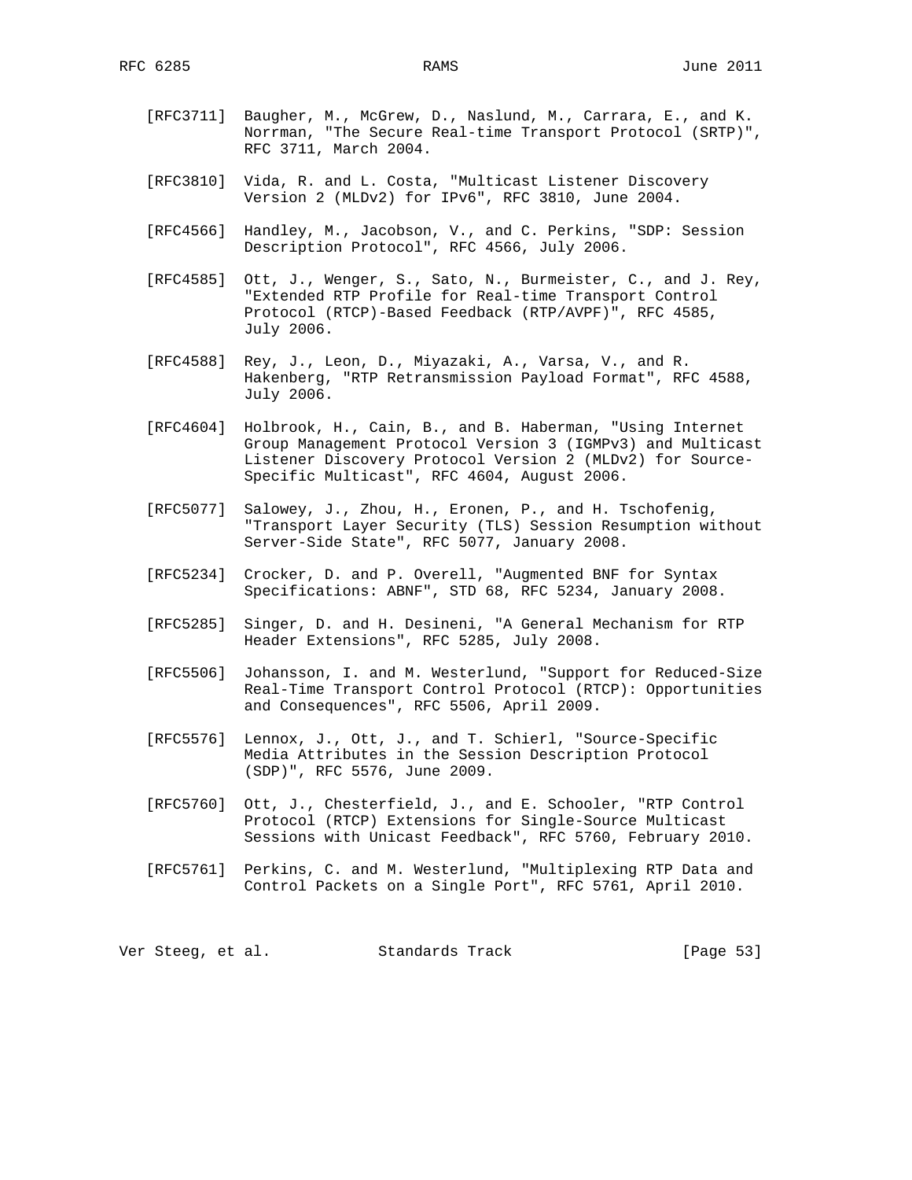[RFC3711] Baugher, M., McGrew, D., Naslund, M., Carrara, E., and K. Norrman, "The Secure Real-time Transport Protocol (SRTP)", RFC 3711, March 2004.

[RFC3810] Vida, R. and L. Costa, "Multicast Listener Discovery Version 2 (MLDv2) for IPv6", RFC 3810, June 2004.

[RFC4566] Handley, M., Jacobson, V., and C. Perkins, "SDP: Session Description Protocol", RFC 4566, July 2006.

[RFC4585] Ott, J., Wenger, S., Sato, N., Burmeister, C., and J. Rey, "Extended RTP Profile for Real-time Transport Control Protocol (RTCP)-Based Feedback (RTP/AVPF)", RFC 4585, July 2006.

[RFC4588] Rey, J., Leon, D., Miyazaki, A., Varsa, V., and R. Hakenberg, "RTP Retransmission Payload Format", RFC 4588, July 2006.

[RFC4604] Holbrook, H., Cain, B., and B. Haberman, "Using Internet Group Management Protocol Version 3 (IGMPv3) and Multicast Listener Discovery Protocol Version 2 (MLDv2) for Source-Specific Multicast", RFC 4604, August 2006.

[RFC5077] Salowey, J., Zhou, H., Eronen, P., and H. Tschofenig, "Transport Layer Security (TLS) Session Resumption without Server-Side State", RFC 5077, January 2008.

[RFC5234] Crocker, D. and P. Overell, "Augmented BNF for Syntax Specifications: ABNF", STD 68, RFC 5234, January 2008.

[RFC5285] Singer, D. and H. Desineni, "A General Mechanism for RTP Header Extensions", RFC 5285, July 2008.

[RFC5506] Johansson, I. and M. Westerlund, "Support for Reduced-Size Real-Time Transport Control Protocol (RTCP): Opportunities and Consequences", RFC 5506, April 2009.

[RFC5576] Lennox, J., Ott, J., and T. Schierl, "Source-Specific Media Attributes in the Session Description Protocol (SDP)", RFC 5576, June 2009.

[RFC5760] Ott, J., Chesterfield, J., and E. Schooler, "RTP Control Protocol (RTCP) Extensions for Single-Source Multicast Sessions with Unicast Feedback", RFC 5760, February 2010.

[RFC5761] Perkins, C. and M. Westerlund, "Multiplexing RTP Data and Control Packets on a Single Port", RFC 5761, April 2010.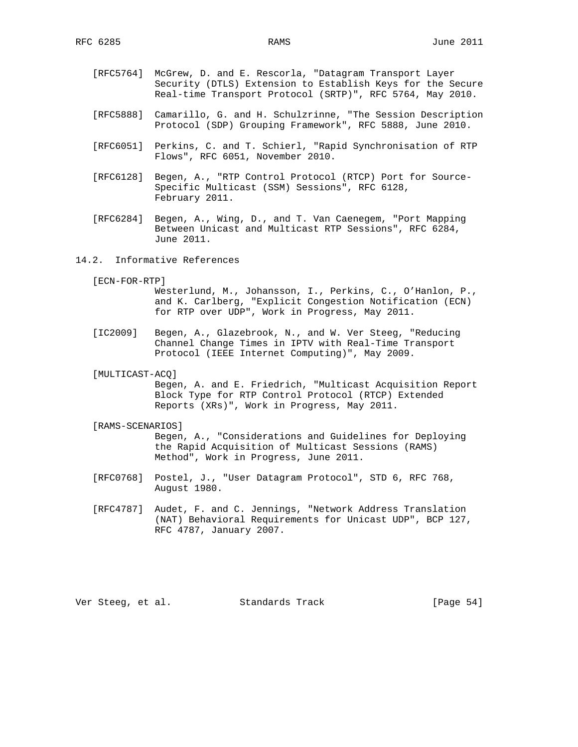[RFC5764] McGrew, D. and E. Rescorla, "Datagram Transport Layer Security (DTLS) Extension to Establish Keys for the Secure Real-time Transport Protocol (SRTP)", RFC 5764, May 2010.

[RFC5888] Camarillo, G. and H. Schulzrinne, "The Session Description Protocol (SDP) Grouping Framework", RFC 5888, June 2010.

[RFC6051] Perkins, C. and T. Schierl, "Rapid Synchronisation of RTP Flows", RFC 6051, November 2010.

[RFC6128] Begen, A., "RTP Control Protocol (RTCP) Port for Source-Specific Multicast (SSM) Sessions", RFC 6128, February 2011.

[RFC6284] Begen, A., Wing, D., and T. Van Caenegem, "Port Mapping Between Unicast and Multicast RTP Sessions", RFC 6284, June 2011.

### 14.2. Informative References

[ECN-FOR-RTP] Westerlund, M., Johansson, I., Perkins, C., O'Hanlon, P., and K. Carlberg, "Explicit Congestion Notification (ECN) for RTP over UDP", Work in Progress, May 2011.

[IC2009] Begen, A., Glazebrook, N., and W. Ver Steeg, "Reducing Channel Change Times in IPTV with Real-Time Transport Protocol (IEEE Internet Computing)", May 2009.

[MULTICAST-ACQ] Begen, A. and E. Friedrich, "Multicast Acquisition Report Block Type for RTP Control Protocol (RTCP) Extended Reports (XRs)", Work in Progress, May 2011.

[RAMS-SCENARIOS] Begen, A., "Considerations and Guidelines for Deploying the Rapid Acquisition of Multicast Sessions (RAMS) Method", Work in Progress, June 2011.

[RFC0768] Postel, J., "User Datagram Protocol", STD 6, RFC 768, August 1980.

[RFC4787] Audet, F. and C. Jennings, "Network Address Translation (NAT) Behavioral Requirements for Unicast UDP", BCP 127, RFC 4787, January 2007.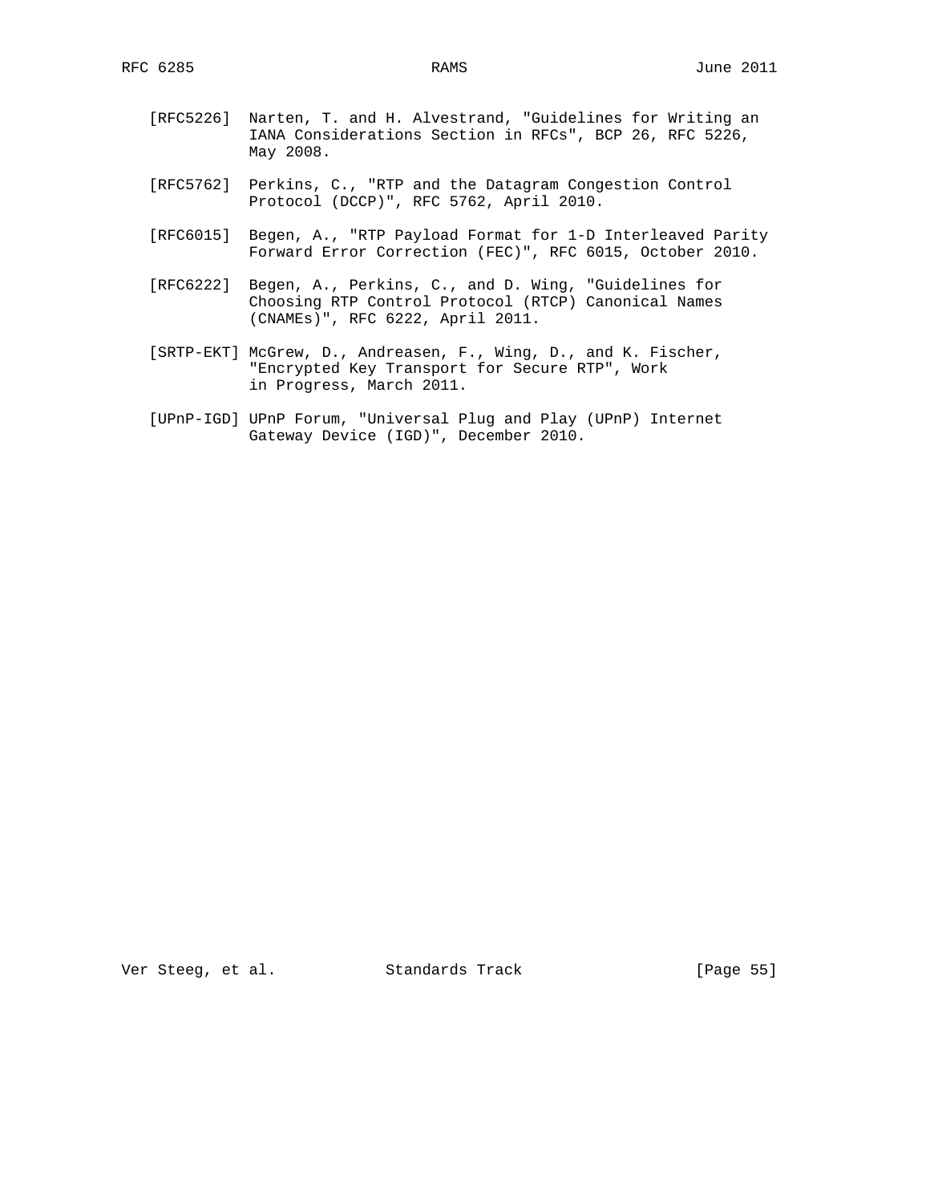[RFC5226] Narten, T. and H. Alvestrand, "Guidelines for Writing an IANA Considerations Section in RFCs", BCP 26, RFC 5226, May 2008.

[RFC5762] Perkins, C., "RTP and the Datagram Congestion Control Protocol (DCCP)", RFC 5762, April 2010.

[RFC6015] Begen, A., "RTP Payload Format for 1-D Interleaved Parity Forward Error Correction (FEC)", RFC 6015, October 2010.

[RFC6222] Begen, A., Perkins, C., and D. Wing, "Guidelines for Choosing RTP Control Protocol (RTCP) Canonical Names (CNAMEs)", RFC 6222, April 2011.

[SRTP-EKT] McGrew, D., Andreasen, F., Wing, D., and K. Fischer, "Encrypted Key Transport for Secure RTP", Work in Progress, March 2011.

[UPnP-IGD] UPnP Forum, "Universal Plug and Play (UPnP) Internet Gateway Device (IGD)", December 2010.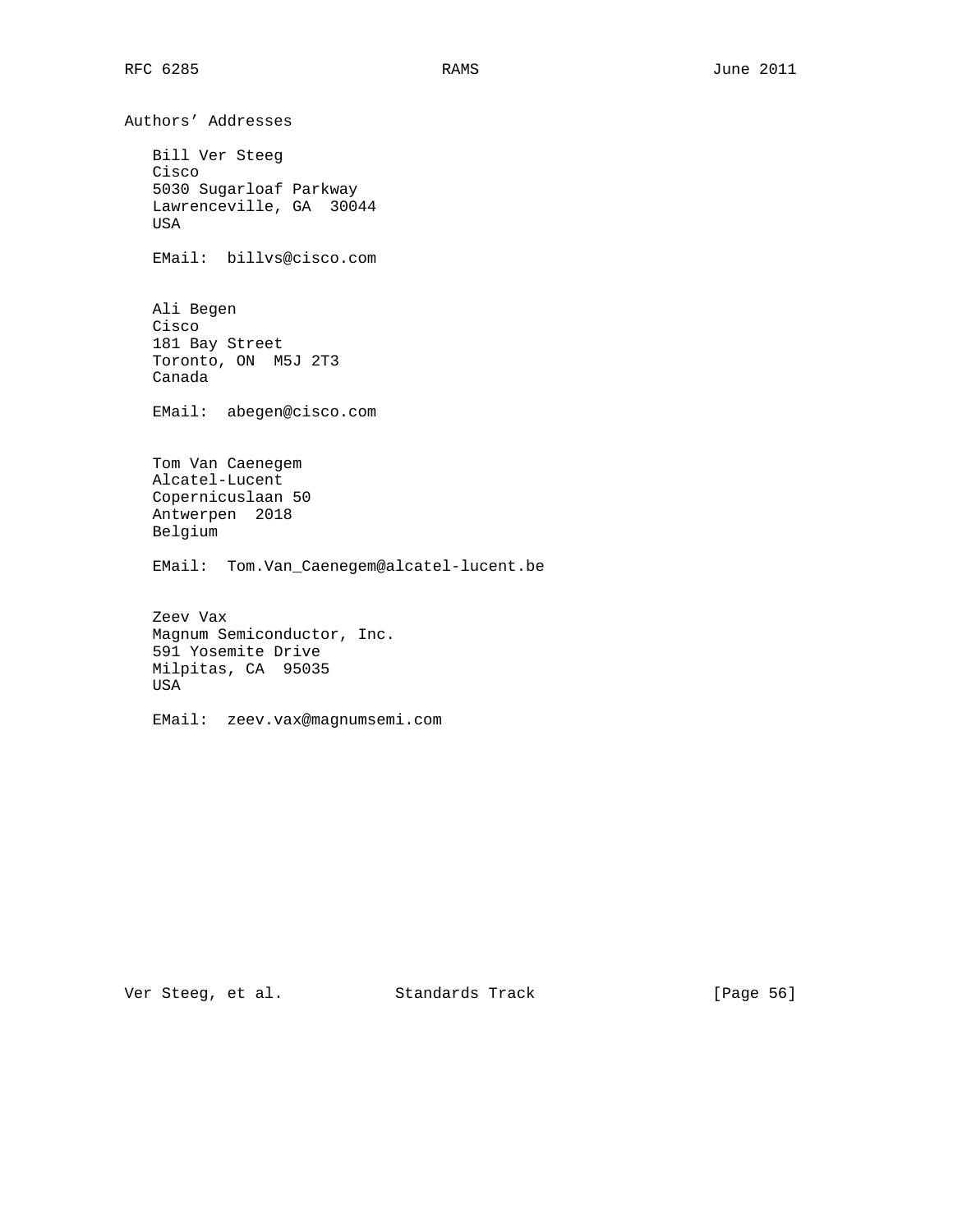## Authors' Addresses

Bill Ver Steeg
Cisco
5030 Sugarloaf Parkway
Lawrenceville, GA  30044
USA

EMail:  billvs@cisco.com

Ali Begen
Cisco
181 Bay Street
Toronto, ON  M5J 2T3
Canada

EMail:  abegen@cisco.com

Tom Van Caenegem
Alcatel-Lucent
Copernicuslaan 50
Antwerpen  2018
Belgium

EMail:  Tom.Van_Caenegem@alcatel-lucent.be

Zeev Vax
Magnum Semiconductor, Inc.
591 Yosemite Drive
Milpitas, CA  95035
USA

EMail:  zeev.vax@magnumsemi.com